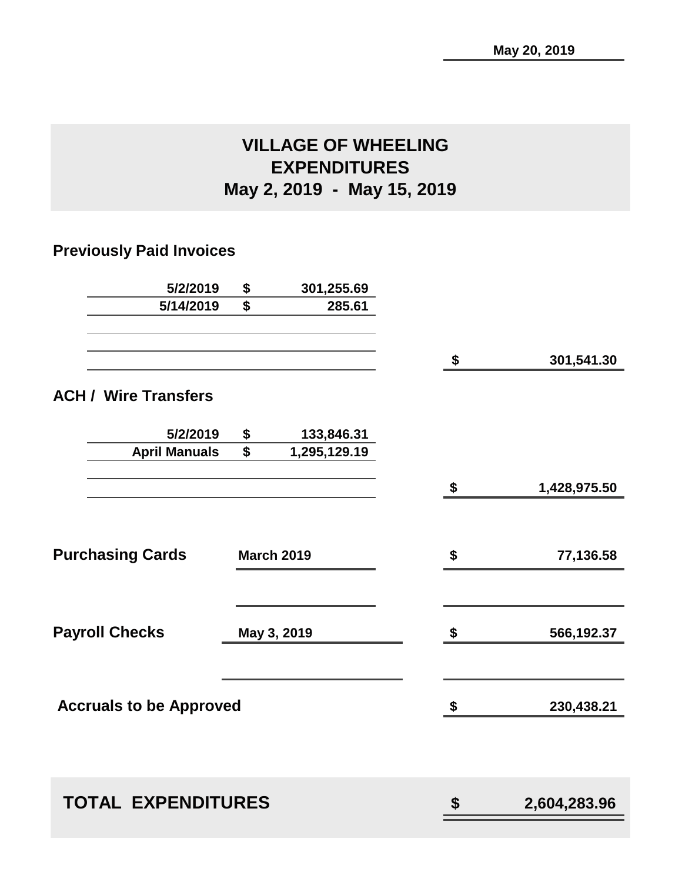May 20, 2019

# VILLAGE OF WHEELING
## EXPENDITURES
## May 2, 2019 - May 15, 2019

### Previously Paid Invoices

| | | | | |
|---|---|---|---|---|
| 5/2/2019 | $ | 301,255.69 | | |
| 5/14/2019 | $ | 285.61 | | |
| | | | $ | 301,541.30 |

### ACH / Wire Transfers

| | | | | |
|---|---|---|---|---|
| 5/2/2019 | $ | 133,846.31 | | |
| April Manuals | $ | 1,295,129.19 | | |
| | | | $ | 1,428,975.50 |

| | | | |
|---|---|---|---|
| **Purchasing Cards** | March 2019 | $ | 77,136.58 |
| **Payroll Checks** | May 3, 2019 | $ | 566,192.37 |
| **Accruals to be Approved** | | $ | 230,438.21 |

| | | |
|---|---|---|
| **TOTAL EXPENDITURES** | $ | 2,604,283.96 |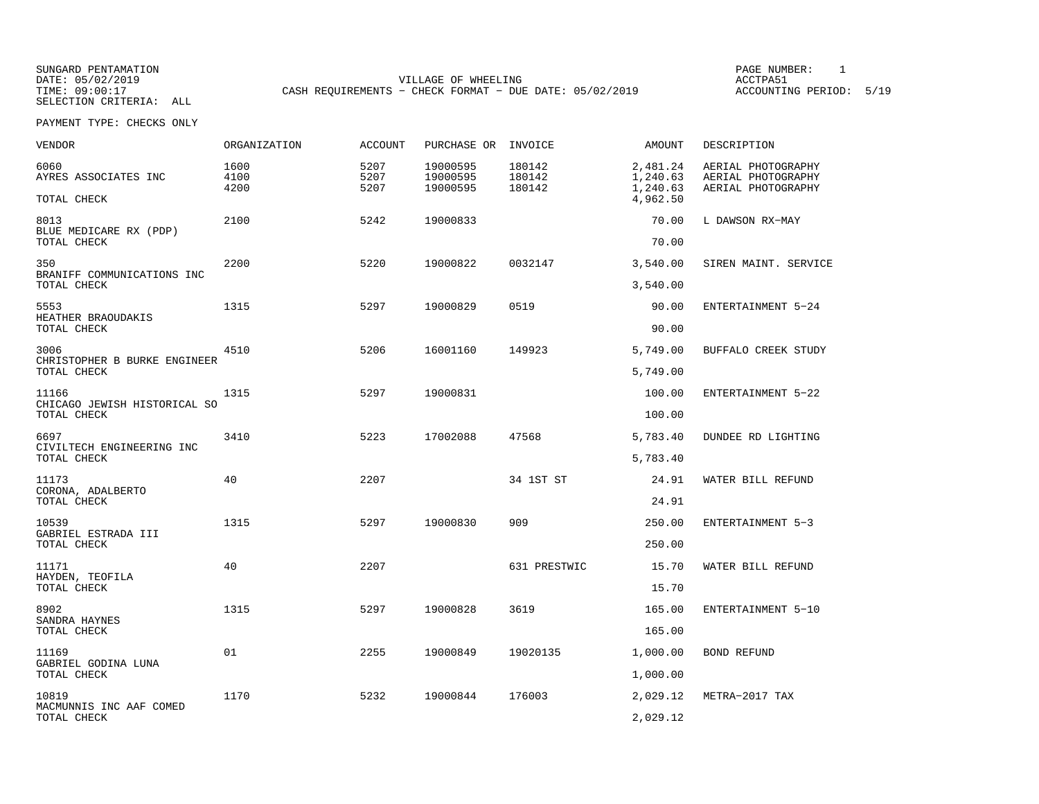SUNGARD PENTAMATION
DATE: 05/02/2019
TIME: 09:00:17
SELECTION CRITERIA: ALL

VILLAGE OF WHEELING
CASH REQUIREMENTS - CHECK FORMAT - DUE DATE: 05/02/2019

PAGE NUMBER: 1
ACCTPA51
ACCOUNTING PERIOD: 5/19

PAYMENT TYPE: CHECKS ONLY

| VENDOR | ORGANIZATION | ACCOUNT | PURCHASE OR | INVOICE | AMOUNT | DESCRIPTION |
|---|---|---|---|---|---|---|
| 6060 | 1600 | 5207 | 19000595 | 180142 | 2,481.24 | AERIAL PHOTOGRAPHY |
| AYRES ASSOCIATES INC | 4100 | 5207 | 19000595 | 180142 | 1,240.63 | AERIAL PHOTOGRAPHY |
| | 4200 | 5207 | 19000595 | 180142 | 1,240.63 | AERIAL PHOTOGRAPHY |
| TOTAL CHECK | | | | | 4,962.50 | |
| 8013 | 2100 | 5242 | 19000833 | | 70.00 | L DAWSON RX-MAY |
| BLUE MEDICARE RX (PDP) | | | | | | |
| TOTAL CHECK | | | | | 70.00 | |
| 350 | 2200 | 5220 | 19000822 | 0032147 | 3,540.00 | SIREN MAINT. SERVICE |
| BRANIFF COMMUNICATIONS INC | | | | | | |
| TOTAL CHECK | | | | | 3,540.00 | |
| 5553 | 1315 | 5297 | 19000829 | 0519 | 90.00 | ENTERTAINMENT 5-24 |
| HEATHER BRAOUDAKIS | | | | | | |
| TOTAL CHECK | | | | | 90.00 | |
| 3006 | 4510 | 5206 | 16001160 | 149923 | 5,749.00 | BUFFALO CREEK STUDY |
| CHRISTOPHER B BURKE ENGINEER | | | | | | |
| TOTAL CHECK | | | | | 5,749.00 | |
| 11166 | 1315 | 5297 | 19000831 | | 100.00 | ENTERTAINMENT 5-22 |
| CHICAGO JEWISH HISTORICAL SO | | | | | | |
| TOTAL CHECK | | | | | 100.00 | |
| 6697 | 3410 | 5223 | 17002088 | 47568 | 5,783.40 | DUNDEE RD LIGHTING |
| CIVILTECH ENGINEERING INC | | | | | | |
| TOTAL CHECK | | | | | 5,783.40 | |
| 11173 | 40 | 2207 | | 34 1ST ST | 24.91 | WATER BILL REFUND |
| CORONA, ADALBERTO | | | | | | |
| TOTAL CHECK | | | | | 24.91 | |
| 10539 | 1315 | 5297 | 19000830 | 909 | 250.00 | ENTERTAINMENT 5-3 |
| GABRIEL ESTRADA III | | | | | | |
| TOTAL CHECK | | | | | 250.00 | |
| 11171 | 40 | 2207 | | 631 PRESTWIC | 15.70 | WATER BILL REFUND |
| HAYDEN, TEOFILA | | | | | | |
| TOTAL CHECK | | | | | 15.70 | |
| 8902 | 1315 | 5297 | 19000828 | 3619 | 165.00 | ENTERTAINMENT 5-10 |
| SANDRA HAYNES | | | | | | |
| TOTAL CHECK | | | | | 165.00 | |
| 11169 | 01 | 2255 | 19000849 | 19020135 | 1,000.00 | BOND REFUND |
| GABRIEL GODINA LUNA | | | | | | |
| TOTAL CHECK | | | | | 1,000.00 | |
| 10819 | 1170 | 5232 | 19000844 | 176003 | 2,029.12 | METRA-2017 TAX |
| MACMUNNIS INC AAF COMED | | | | | | |
| TOTAL CHECK | | | | | 2,029.12 | |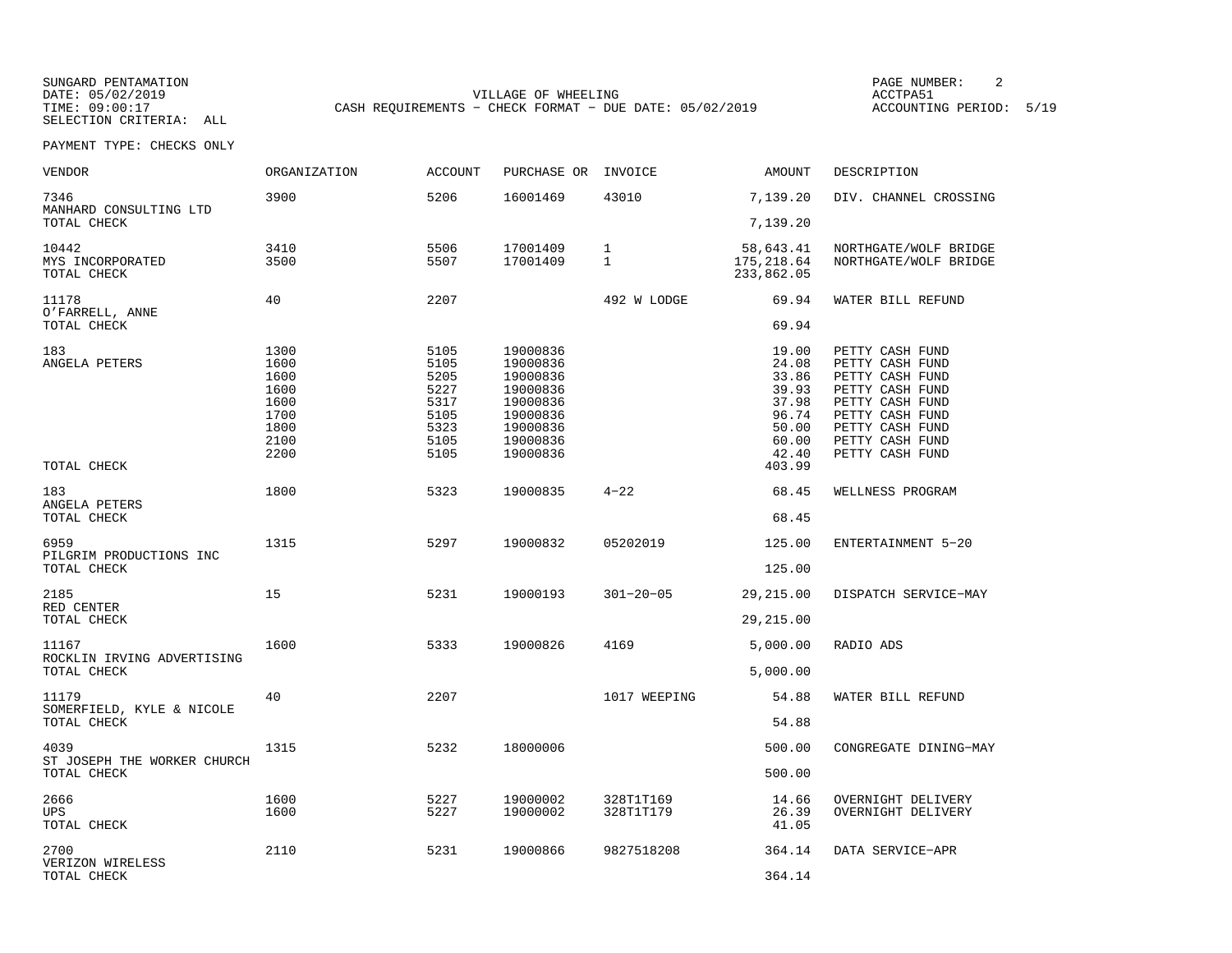SUNGARD PENTAMATION
DATE: 05/02/2019
TIME: 09:00:17
SELECTION CRITERIA: ALL

VILLAGE OF WHEELING
CASH REQUIREMENTS - CHECK FORMAT - DUE DATE: 05/02/2019

PAGE NUMBER: 2
ACCTPA51
ACCOUNTING PERIOD: 5/19

PAYMENT TYPE: CHECKS ONLY

| VENDOR | ORGANIZATION | ACCOUNT | PURCHASE OR | INVOICE | AMOUNT | DESCRIPTION |
|---|---|---|---|---|---|---|
| 7346 | 3900 | 5206 | 16001469 | 43010 | 7,139.20 | DIV. CHANNEL CROSSING |
| MANHARD CONSULTING LTD | | | | | | |
| TOTAL CHECK | | | | | 7,139.20 | |
| 10442 | 3410 | 5506 | 17001409 | 1 | 58,643.41 | NORTHGATE/WOLF BRIDGE |
| MYS INCORPORATED | 3500 | 5507 | 17001409 | 1 | 175,218.64 | NORTHGATE/WOLF BRIDGE |
| TOTAL CHECK | | | | | 233,862.05 | |
| 11178 | 40 | 2207 | | 492 W LODGE | 69.94 | WATER BILL REFUND |
| O'FARRELL, ANNE | | | | | | |
| TOTAL CHECK | | | | | 69.94 | |
| 183 | 1300 | 5105 | 19000836 | | 19.00 | PETTY CASH FUND |
| ANGELA PETERS | 1600 | 5105 | 19000836 | | 24.08 | PETTY CASH FUND |
| | 1600 | 5205 | 19000836 | | 33.86 | PETTY CASH FUND |
| | 1600 | 5227 | 19000836 | | 39.93 | PETTY CASH FUND |
| | 1600 | 5317 | 19000836 | | 37.98 | PETTY CASH FUND |
| | 1700 | 5105 | 19000836 | | 96.74 | PETTY CASH FUND |
| | 1800 | 5323 | 19000836 | | 50.00 | PETTY CASH FUND |
| | 2100 | 5105 | 19000836 | | 60.00 | PETTY CASH FUND |
| | 2200 | 5105 | 19000836 | | 42.40 | PETTY CASH FUND |
| TOTAL CHECK | | | | | 403.99 | |
| 183 | 1800 | 5323 | 19000835 | 4-22 | 68.45 | WELLNESS PROGRAM |
| ANGELA PETERS | | | | | | |
| TOTAL CHECK | | | | | 68.45 | |
| 6959 | 1315 | 5297 | 19000832 | 05202019 | 125.00 | ENTERTAINMENT 5-20 |
| PILGRIM PRODUCTIONS INC | | | | | | |
| TOTAL CHECK | | | | | 125.00 | |
| 2185 | 15 | 5231 | 19000193 | 301-20-05 | 29,215.00 | DISPATCH SERVICE-MAY |
| RED CENTER | | | | | | |
| TOTAL CHECK | | | | | 29,215.00 | |
| 11167 | 1600 | 5333 | 19000826 | 4169 | 5,000.00 | RADIO ADS |
| ROCKLIN IRVING ADVERTISING | | | | | | |
| TOTAL CHECK | | | | | 5,000.00 | |
| 11179 | 40 | 2207 | | 1017 WEEPING | 54.88 | WATER BILL REFUND |
| SOMERFIELD, KYLE & NICOLE | | | | | | |
| TOTAL CHECK | | | | | 54.88 | |
| 4039 | 1315 | 5232 | 18000006 | | 500.00 | CONGREGATE DINING-MAY |
| ST JOSEPH THE WORKER CHURCH | | | | | | |
| TOTAL CHECK | | | | | 500.00 | |
| 2666 | 1600 | 5227 | 19000002 | 328T1T169 | 14.66 | OVERNIGHT DELIVERY |
| UPS | 1600 | 5227 | 19000002 | 328T1T179 | 26.39 | OVERNIGHT DELIVERY |
| TOTAL CHECK | | | | | 41.05 | |
| 2700 | 2110 | 5231 | 19000866 | 9827518208 | 364.14 | DATA SERVICE-APR |
| VERIZON WIRELESS | | | | | | |
| TOTAL CHECK | | | | | 364.14 | |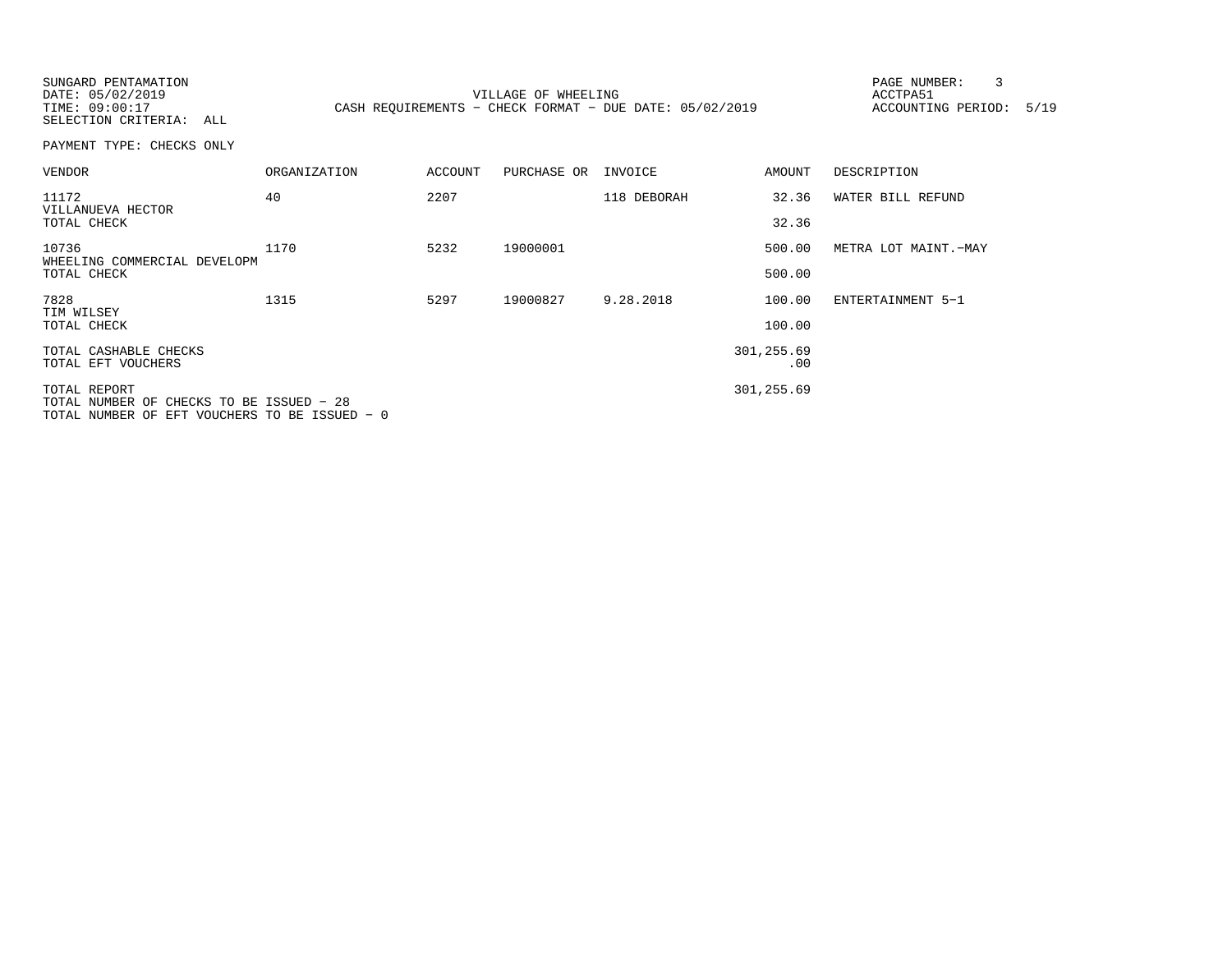SUNGARD PENTAMATION
DATE: 05/02/2019
TIME: 09:00:17
SELECTION CRITERIA: ALL

VILLAGE OF WHEELING
CASH REQUIREMENTS - CHECK FORMAT - DUE DATE: 05/02/2019

PAGE NUMBER: 3
ACCTPA51
ACCOUNTING PERIOD: 5/19

PAYMENT TYPE: CHECKS ONLY

| VENDOR | ORGANIZATION | ACCOUNT | PURCHASE OR | INVOICE | AMOUNT | DESCRIPTION |
|---|---|---|---|---|---|---|
| 11172 VILLANUEVA HECTOR | 40 | 2207 | | 118 DEBORAH | 32.36 | WATER BILL REFUND |
| TOTAL CHECK | | | | | 32.36 | |
| 10736 WHEELING COMMERCIAL DEVELOPM | 1170 | 5232 | 19000001 | | 500.00 | METRA LOT MAINT.-MAY |
| TOTAL CHECK | | | | | 500.00 | |
| 7828 TIM WILSEY | 1315 | 5297 | 19000827 | 9.28.2018 | 100.00 | ENTERTAINMENT 5-1 |
| TOTAL CHECK | | | | | 100.00 | |
| TOTAL CASHABLE CHECKS | | | | | 301,255.69 | |
| TOTAL EFT VOUCHERS | | | | | .00 | |
| TOTAL REPORT | | | | | 301,255.69 | |

TOTAL NUMBER OF CHECKS TO BE ISSUED - 28
TOTAL NUMBER OF EFT VOUCHERS TO BE ISSUED - 0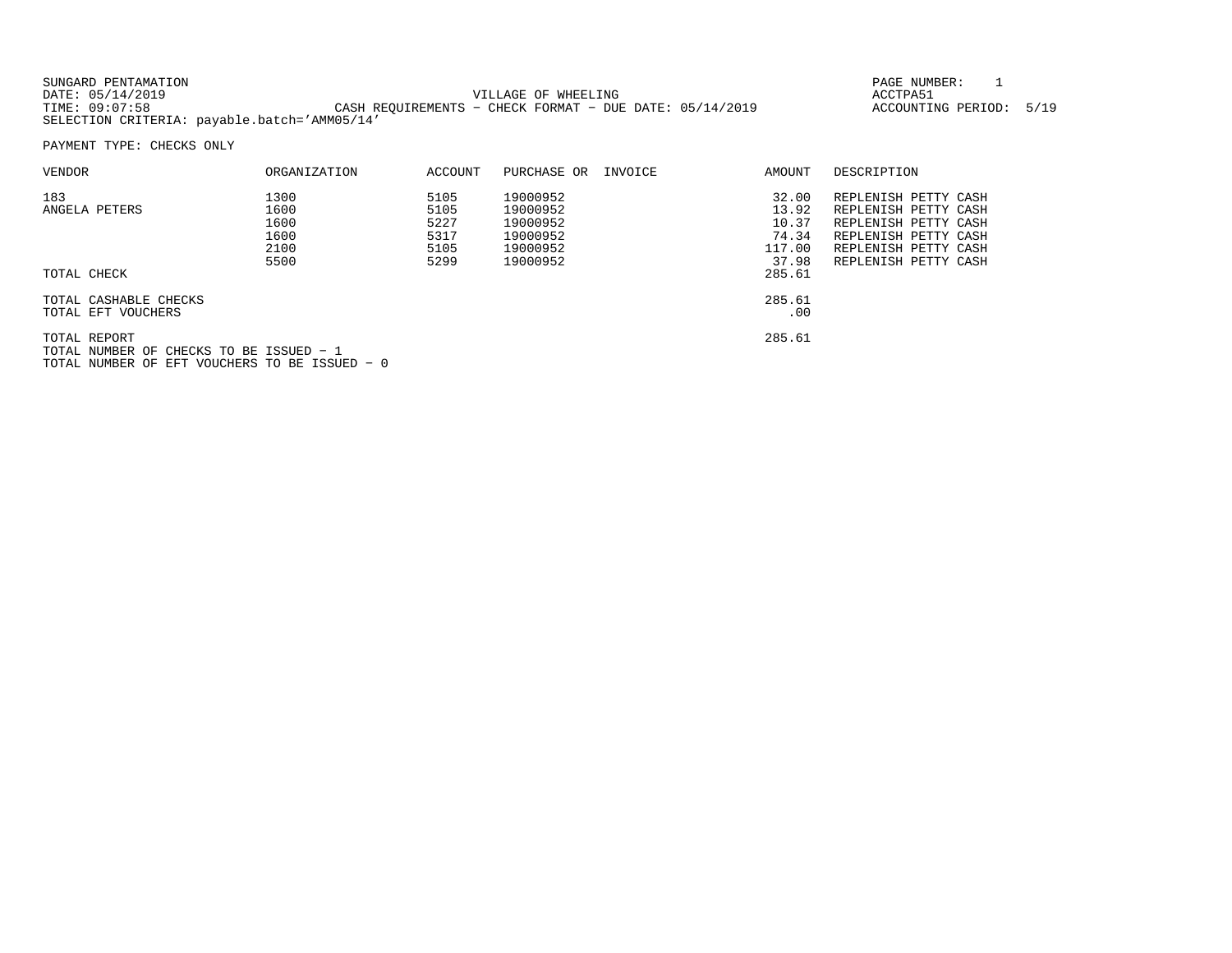SUNGARD PENTAMATION
DATE: 05/14/2019
TIME: 09:07:58
SELECTION CRITERIA: payable.batch='AMM05/14'

VILLAGE OF WHEELING
CASH REQUIREMENTS - CHECK FORMAT - DUE DATE: 05/14/2019

PAGE NUMBER: 1
ACCTPA51
ACCOUNTING PERIOD: 5/19

PAYMENT TYPE: CHECKS ONLY

| VENDOR | ORGANIZATION | ACCOUNT | PURCHASE OR | INVOICE | AMOUNT | DESCRIPTION |
|---|---|---|---|---|---|---|
| 183 | 1300 | 5105 | 19000952 | | 32.00 | REPLENISH PETTY CASH |
| ANGELA PETERS | 1600 | 5105 | 19000952 | | 13.92 | REPLENISH PETTY CASH |
| | 1600 | 5227 | 19000952 | | 10.37 | REPLENISH PETTY CASH |
| | 1600 | 5317 | 19000952 | | 74.34 | REPLENISH PETTY CASH |
| | 2100 | 5105 | 19000952 | | 117.00 | REPLENISH PETTY CASH |
| | 5500 | 5299 | 19000952 | | 37.98 | REPLENISH PETTY CASH |
| TOTAL CHECK | | | | | 285.61 | |
| TOTAL CASHABLE CHECKS | | | | | 285.61 | |
| TOTAL EFT VOUCHERS | | | | | .00 | |
| TOTAL REPORT | | | | | 285.61 | |

TOTAL NUMBER OF CHECKS TO BE ISSUED - 1
TOTAL NUMBER OF EFT VOUCHERS TO BE ISSUED - 0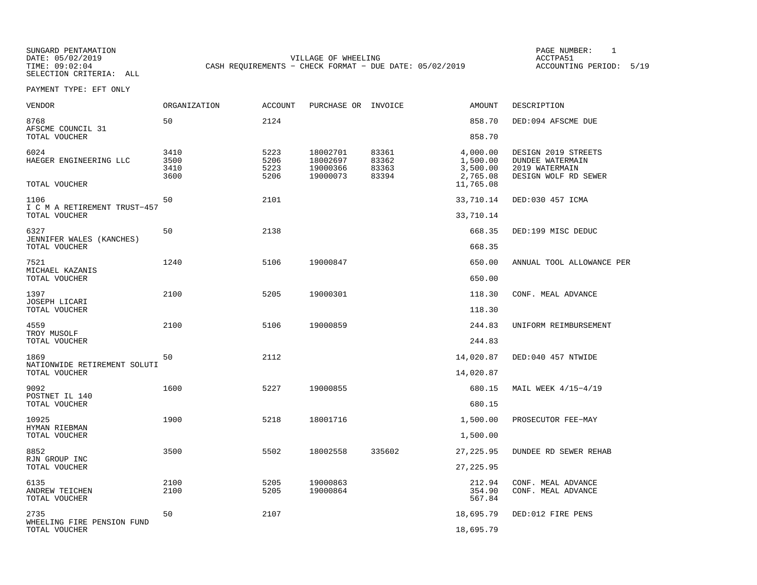SUNGARD PENTAMATION
DATE: 05/02/2019
TIME: 09:02:04
SELECTION CRITERIA: ALL

VILLAGE OF WHEELING
CASH REQUIREMENTS - CHECK FORMAT - DUE DATE: 05/02/2019

PAGE NUMBER: 1
ACCTPA51
ACCOUNTING PERIOD: 5/19

PAYMENT TYPE: EFT ONLY

| VENDOR | ORGANIZATION | ACCOUNT | PURCHASE OR | INVOICE | AMOUNT | DESCRIPTION |
|---|---|---|---|---|---|---|
| 8768 AFSCME COUNCIL 31 | 50 | 2124 | | | 858.70 | DED:094 AFSCME DUE |
| TOTAL VOUCHER | | | | | 858.70 | |
| 6024 | 3410 | 5223 | 18002701 | 83361 | 4,000.00 | DESIGN 2019 STREETS |
| HAEGER ENGINEERING LLC | 3500 | 5206 | 18002697 | 83362 | 1,500.00 | DUNDEE WATERMAIN |
| | 3410 | 5223 | 19000366 | 83363 | 3,500.00 | 2019 WATERMAIN |
| | 3600 | 5206 | 19000073 | 83394 | 2,765.08 | DESIGN WOLF RD SEWER |
| TOTAL VOUCHER | | | | | 11,765.08 | |
| 1106 I C M A RETIREMENT TRUST-457 | 50 | 2101 | | | 33,710.14 | DED:030 457 ICMA |
| TOTAL VOUCHER | | | | | 33,710.14 | |
| 6327 JENNIFER WALES (KANCHES) | 50 | 2138 | | | 668.35 | DED:199 MISC DEDUC |
| TOTAL VOUCHER | | | | | 668.35 | |
| 7521 MICHAEL KAZANIS | 1240 | 5106 | 19000847 | | 650.00 | ANNUAL TOOL ALLOWANCE PER |
| TOTAL VOUCHER | | | | | 650.00 | |
| 1397 JOSEPH LICARI | 2100 | 5205 | 19000301 | | 118.30 | CONF. MEAL ADVANCE |
| TOTAL VOUCHER | | | | | 118.30 | |
| 4559 TROY MUSOLF | 2100 | 5106 | 19000859 | | 244.83 | UNIFORM REIMBURSEMENT |
| TOTAL VOUCHER | | | | | 244.83 | |
| 1869 NATIONWIDE RETIREMENT SOLUTI | 50 | 2112 | | | 14,020.87 | DED:040 457 NTWIDE |
| TOTAL VOUCHER | | | | | 14,020.87 | |
| 9092 POSTNET IL 140 | 1600 | 5227 | 19000855 | | 680.15 | MAIL WEEK 4/15-4/19 |
| TOTAL VOUCHER | | | | | 680.15 | |
| 10925 HYMAN RIEBMAN | 1900 | 5218 | 18001716 | | 1,500.00 | PROSECUTOR FEE-MAY |
| TOTAL VOUCHER | | | | | 1,500.00 | |
| 8852 RJN GROUP INC | 3500 | 5502 | 18002558 | 335602 | 27,225.95 | DUNDEE RD SEWER REHAB |
| TOTAL VOUCHER | | | | | 27,225.95 | |
| 6135 | 2100 | 5205 | 19000863 | | 212.94 | CONF. MEAL ADVANCE |
| ANDREW TEICHEN | 2100 | 5205 | 19000864 | | 354.90 | CONF. MEAL ADVANCE |
| TOTAL VOUCHER | | | | | 567.84 | |
| 2735 WHEELING FIRE PENSION FUND | 50 | 2107 | | | 18,695.79 | DED:012 FIRE PENS |
| TOTAL VOUCHER | | | | | 18,695.79 | |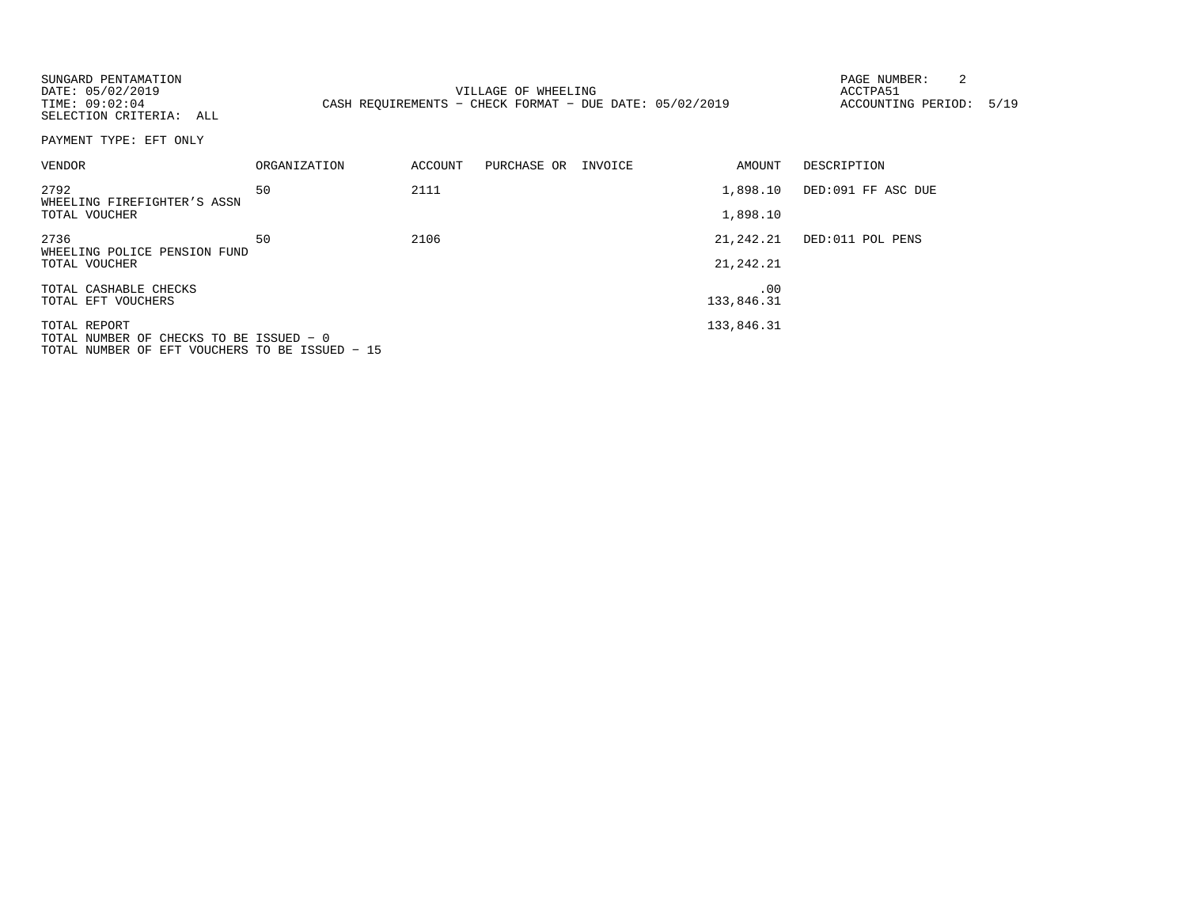SUNGARD PENTAMATION
DATE: 05/02/2019
TIME: 09:02:04
SELECTION CRITERIA: ALL

VILLAGE OF WHEELING
CASH REQUIREMENTS - CHECK FORMAT - DUE DATE: 05/02/2019

ACCTPA51
ACCOUNTING PERIOD: 5/19

PAYMENT TYPE: EFT ONLY

| VENDOR | ORGANIZATION | ACCOUNT | PURCHASE OR | INVOICE | AMOUNT | DESCRIPTION |
|---|---|---|---|---|---|---|
| 2792 WHEELING FIREFIGHTER'S ASSN | 50 | 2111 | | | 1,898.10 | DED:091 FF ASC DUE |
| TOTAL VOUCHER | | | | | 1,898.10 | |
| 2736 WHEELING POLICE PENSION FUND | 50 | 2106 | | | 21,242.21 | DED:011 POL PENS |
| TOTAL VOUCHER | | | | | 21,242.21 | |
| TOTAL CASHABLE CHECKS | | | | | .00 | |
| TOTAL EFT VOUCHERS | | | | | 133,846.31 | |
| TOTAL REPORT | | | | | 133,846.31 | |

TOTAL NUMBER OF CHECKS TO BE ISSUED - 0
TOTAL NUMBER OF EFT VOUCHERS TO BE ISSUED - 15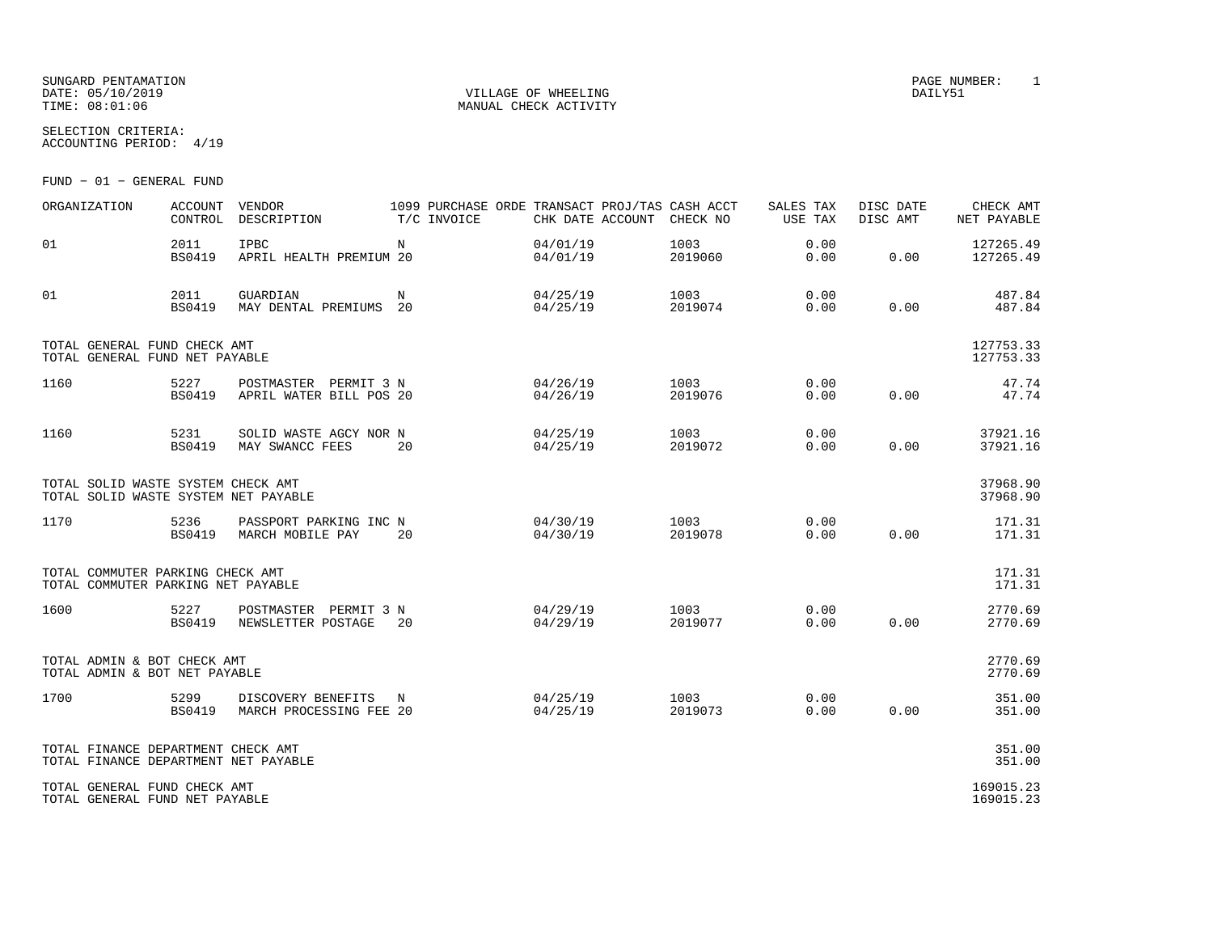SUNGARD PENTAMATION
DATE: 05/10/2019
TIME: 08:01:06

VILLAGE OF WHEELING
MANUAL CHECK ACTIVITY

PAGE NUMBER: 1
DAILY51

SELECTION CRITERIA:
ACCOUNTING PERIOD: 4/19

FUND - 01 - GENERAL FUND

| ORGANIZATION | ACCOUNT CONTROL | VENDOR DESCRIPTION | 1099 T/C | PURCHASE ORDE INVOICE | TRANSACT CHK DATE | PROJ/TAS ACCOUNT | CASH ACCT CHECK NO | SALES TAX USE TAX | DISC DATE DISC AMT | CHECK AMT NET PAYABLE |
|---|---|---|---|---|---|---|---|---|---|---|
| 01 | 2011<br>BS0419 | IPBC<br>APRIL HEALTH PREMIUM | N<br>20 | | 04/01/19<br>04/01/19 | | 1003<br>2019060 | 0.00<br>0.00 | <br>0.00 | 127265.49<br>127265.49 |
| 01 | 2011<br>BS0419 | GUARDIAN<br>MAY DENTAL PREMIUMS | N<br>20 | | 04/25/19<br>04/25/19 | | 1003<br>2019074 | 0.00<br>0.00 | <br>0.00 | 487.84<br>487.84 |
| TOTAL GENERAL FUND CHECK AMT<br>TOTAL GENERAL FUND NET PAYABLE | | | | | | | | | | 127753.33<br>127753.33 |
| 1160 | 5227<br>BS0419 | POSTMASTER PERMIT 3<br>APRIL WATER BILL POS | N<br>20 | | 04/26/19<br>04/26/19 | | 1003<br>2019076 | 0.00<br>0.00 | <br>0.00 | 47.74<br>47.74 |
| 1160 | 5231<br>BS0419 | SOLID WASTE AGCY NOR<br>MAY SWANCC FEES | N<br>20 | | 04/25/19<br>04/25/19 | | 1003<br>2019072 | 0.00<br>0.00 | <br>0.00 | 37921.16<br>37921.16 |
| TOTAL SOLID WASTE SYSTEM CHECK AMT<br>TOTAL SOLID WASTE SYSTEM NET PAYABLE | | | | | | | | | | 37968.90<br>37968.90 |
| 1170 | 5236<br>BS0419 | PASSPORT PARKING INC<br>MARCH MOBILE PAY | N<br>20 | | 04/30/19<br>04/30/19 | | 1003<br>2019078 | 0.00<br>0.00 | <br>0.00 | 171.31<br>171.31 |
| TOTAL COMMUTER PARKING CHECK AMT<br>TOTAL COMMUTER PARKING NET PAYABLE | | | | | | | | | | 171.31<br>171.31 |
| 1600 | 5227<br>BS0419 | POSTMASTER PERMIT 3<br>NEWSLETTER POSTAGE | N<br>20 | | 04/29/19<br>04/29/19 | | 1003<br>2019077 | 0.00<br>0.00 | <br>0.00 | 2770.69<br>2770.69 |
| TOTAL ADMIN & BOT CHECK AMT<br>TOTAL ADMIN & BOT NET PAYABLE | | | | | | | | | | 2770.69<br>2770.69 |
| 1700 | 5299<br>BS0419 | DISCOVERY BENEFITS<br>MARCH PROCESSING FEE | N<br>20 | | 04/25/19<br>04/25/19 | | 1003<br>2019073 | 0.00<br>0.00 | <br>0.00 | 351.00<br>351.00 |
| TOTAL FINANCE DEPARTMENT CHECK AMT<br>TOTAL FINANCE DEPARTMENT NET PAYABLE | | | | | | | | | | 351.00<br>351.00 |
| TOTAL GENERAL FUND CHECK AMT<br>TOTAL GENERAL FUND NET PAYABLE | | | | | | | | | | 169015.23<br>169015.23 |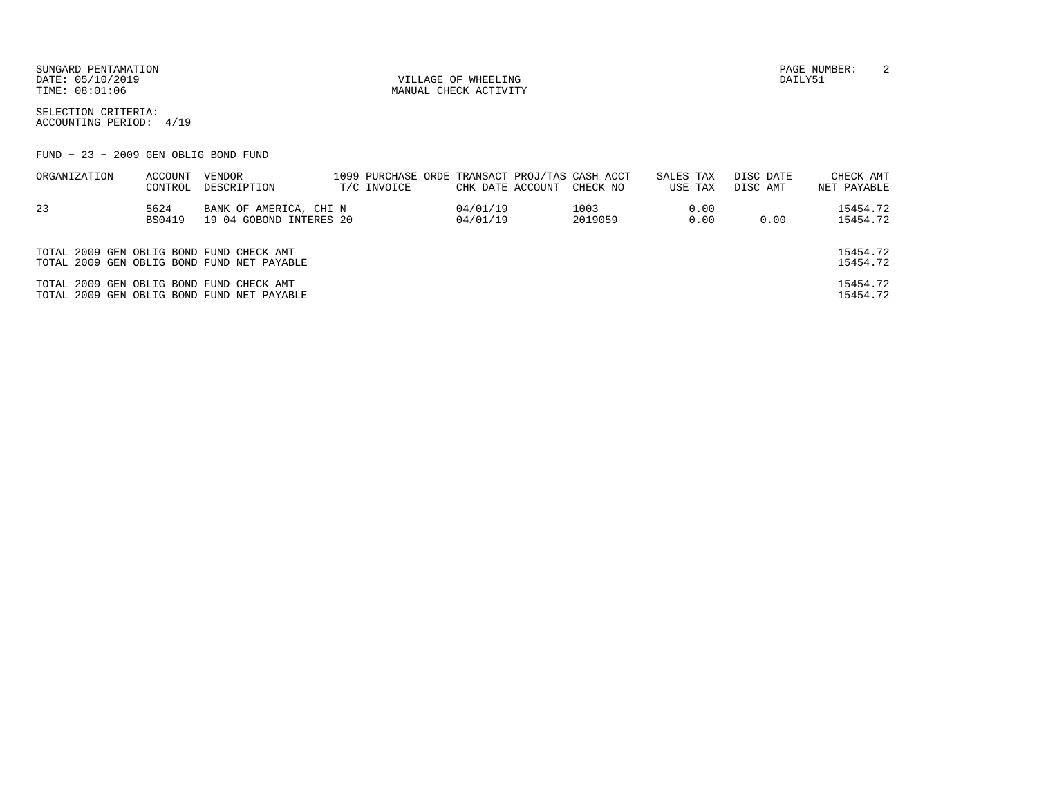SUNGARD PENTAMATION
DATE: 05/10/2019
TIME: 08:01:06

VILLAGE OF WHEELING
MANUAL CHECK ACTIVITY

DAILY51

SELECTION CRITERIA:
ACCOUNTING PERIOD: 4/19

FUND − 23 − 2009 GEN OBLIG BOND FUND

| ORGANIZATION | ACCOUNT CONTROL | VENDOR DESCRIPTION | 1099 T/C | PURCHASE ORDE INVOICE | TRANSACT CHK DATE | PROJ/TAS ACCOUNT | CASH ACCT CHECK NO | SALES TAX USE TAX | DISC DATE DISC AMT | CHECK AMT NET PAYABLE |
|---|---|---|---|---|---|---|---|---|---|---|
| 23 | 5624 | BANK OF AMERICA, CHI N | | | 04/01/19 | | 1003 | 0.00 | | 15454.72 |
| | BS0419 | 19 04 GOBOND INTERES 20 | | | 04/01/19 | | 2019059 | 0.00 | 0.00 | 15454.72 |

| | |
|---|---|
| TOTAL 2009 GEN OBLIG BOND FUND CHECK AMT | 15454.72 |
| TOTAL 2009 GEN OBLIG BOND FUND NET PAYABLE | 15454.72 |
| TOTAL 2009 GEN OBLIG BOND FUND CHECK AMT | 15454.72 |
| TOTAL 2009 GEN OBLIG BOND FUND NET PAYABLE | 15454.72 |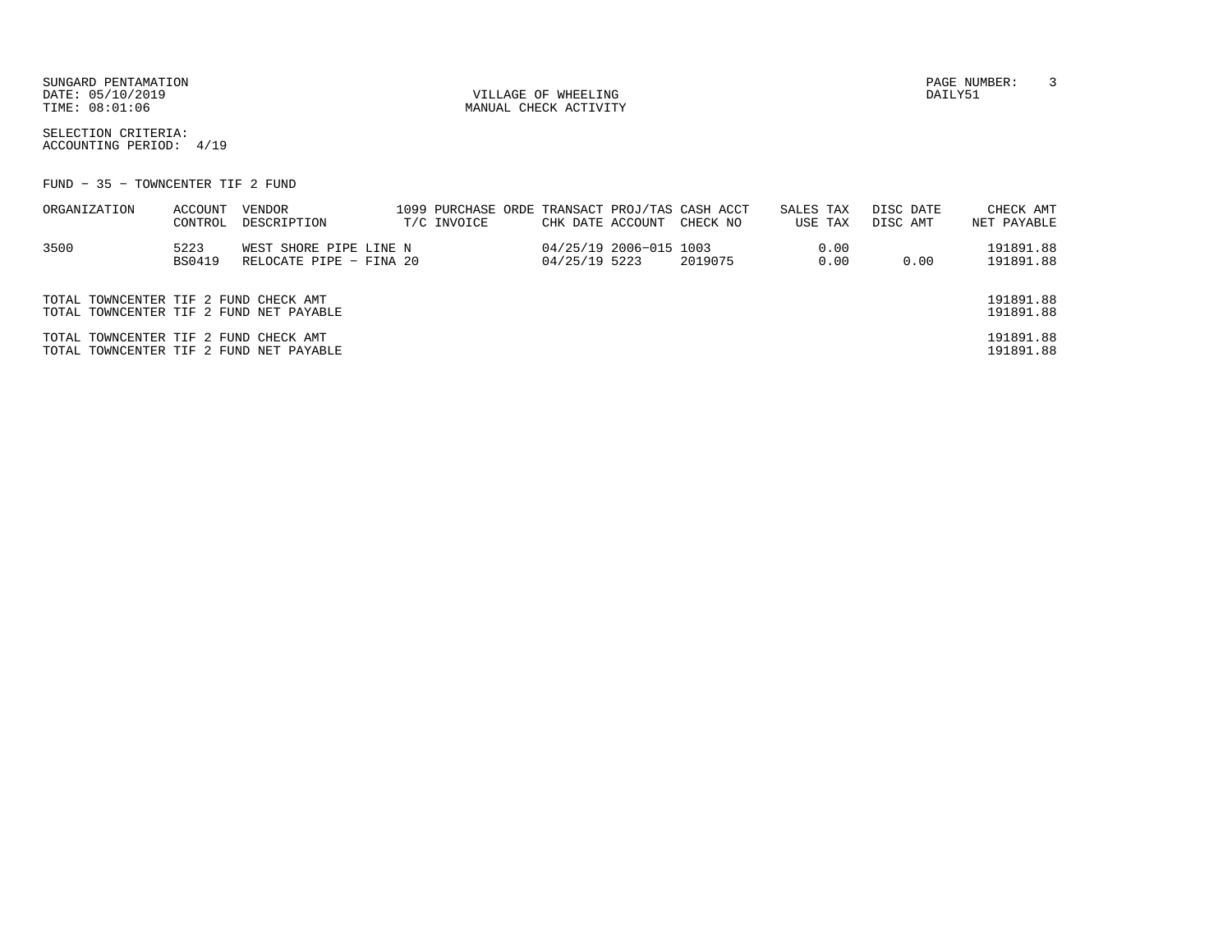SUNGARD PENTAMATION
DATE: 05/10/2019
TIME: 08:01:06

VILLAGE OF WHEELING
MANUAL CHECK ACTIVITY

PAGE NUMBER: 3
DAILY51

SELECTION CRITERIA:
ACCOUNTING PERIOD: 4/19

FUND - 35 - TOWNCENTER TIF 2 FUND

| ORGANIZATION | ACCOUNT<br>CONTROL | VENDOR<br>DESCRIPTION | 1099<br>T/C | PURCHASE ORDE<br>INVOICE | TRANSACT<br>CHK DATE | PROJ/TAS<br>ACCOUNT | CASH ACCT<br>CHECK NO | SALES TAX<br>USE TAX | DISC DATE<br>DISC AMT | CHECK AMT<br>NET PAYABLE |
|---|---|---|---|---|---|---|---|---|---|---|
| 3500 | 5223<br>BS0419 | WEST SHORE PIPE LINE N<br>RELOCATE PIPE - FINA 20 | | | 04/25/19<br>04/25/19 | 2006-015<br>5223 | 1003<br>2019075 | 0.00<br>0.00 | <br>0.00 | 191891.88<br>191891.88 |

| | |
|---|---|
| TOTAL TOWNCENTER TIF 2 FUND CHECK AMT | 191891.88 |
| TOTAL TOWNCENTER TIF 2 FUND NET PAYABLE | 191891.88 |
| TOTAL TOWNCENTER TIF 2 FUND CHECK AMT | 191891.88 |
| TOTAL TOWNCENTER TIF 2 FUND NET PAYABLE | 191891.88 |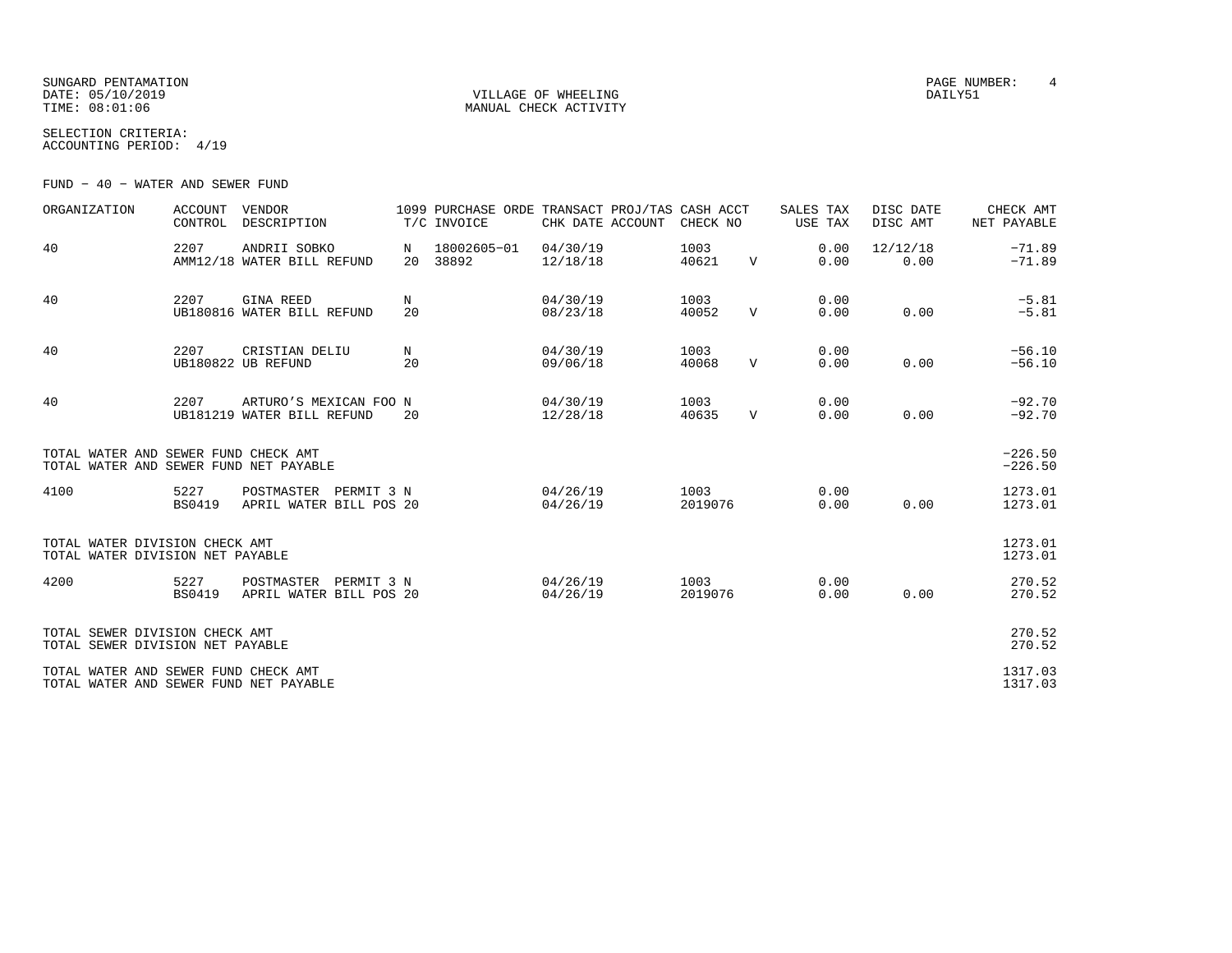SUNGARD PENTAMATION
DATE: 05/10/2019
TIME: 08:01:06

VILLAGE OF WHEELING
MANUAL CHECK ACTIVITY

PAGE NUMBER: 4
DAILY51

SELECTION CRITERIA:
ACCOUNTING PERIOD: 4/19

FUND - 40 - WATER AND SEWER FUND

| ORGANIZATION | ACCOUNT CONTROL | VENDOR DESCRIPTION | 1099 T/C | PURCHASE ORDE INVOICE | TRANSACT CHK DATE | PROJ/TAS ACCOUNT | CASH ACCT CHECK NO | | SALES TAX USE TAX | DISC DATE DISC AMT | CHECK AMT NET PAYABLE |
|---|---|---|---|---|---|---|---|---|---|---|---|
| 40 | 2207 AMM12/18 | ANDRII SOBKO WATER BILL REFUND | N 20 | 18002605-01 38892 | 04/30/19 12/18/18 | | 1003 40621 | V | 0.00 0.00 | 12/12/18 0.00 | -71.89 -71.89 |
| 40 | 2207 UB180816 | GINA REED WATER BILL REFUND | N 20 | | 04/30/19 08/23/18 | | 1003 40052 | V | 0.00 0.00 | 0.00 | -5.81 -5.81 |
| 40 | 2207 UB180822 | CRISTIAN DELIU UB REFUND | N 20 | | 04/30/19 09/06/18 | | 1003 40068 | V | 0.00 0.00 | 0.00 | -56.10 -56.10 |
| 40 | 2207 UB181219 | ARTURO'S MEXICAN FOO WATER BILL REFUND | N 20 | | 04/30/19 12/28/18 | | 1003 40635 | V | 0.00 0.00 | 0.00 | -92.70 -92.70 |
| TOTAL WATER AND SEWER FUND CHECK AMT TOTAL WATER AND SEWER FUND NET PAYABLE | | | | | | | | | | | -226.50 -226.50 |
| 4100 | 5227 BS0419 | POSTMASTER PERMIT 3 APRIL WATER BILL POS | N 20 | | 04/26/19 04/26/19 | | 1003 2019076 | | 0.00 0.00 | 0.00 | 1273.01 1273.01 |
| TOTAL WATER DIVISION CHECK AMT TOTAL WATER DIVISION NET PAYABLE | | | | | | | | | | | 1273.01 1273.01 |
| 4200 | 5227 BS0419 | POSTMASTER PERMIT 3 APRIL WATER BILL POS | N 20 | | 04/26/19 04/26/19 | | 1003 2019076 | | 0.00 0.00 | 0.00 | 270.52 270.52 |
| TOTAL SEWER DIVISION CHECK AMT TOTAL SEWER DIVISION NET PAYABLE | | | | | | | | | | | 270.52 270.52 |
| TOTAL WATER AND SEWER FUND CHECK AMT TOTAL WATER AND SEWER FUND NET PAYABLE | | | | | | | | | | | 1317.03 1317.03 |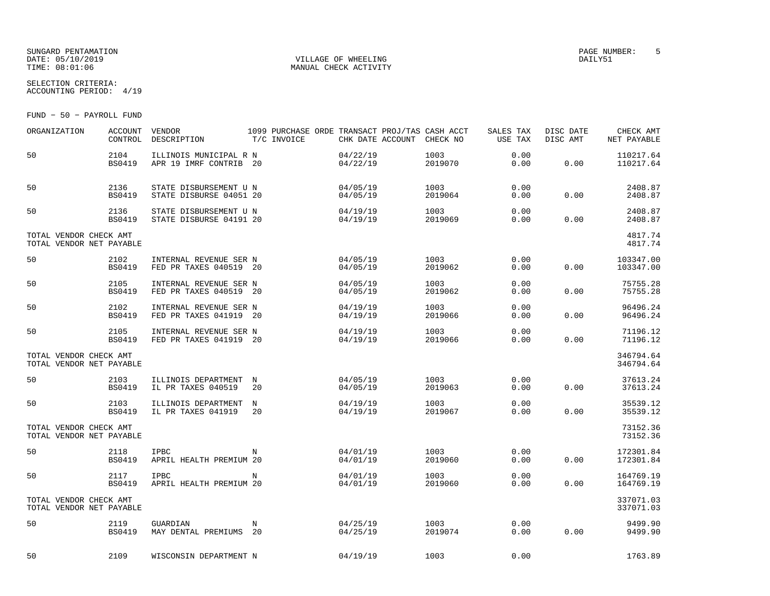SUNGARD PENTAMATION
DATE: 05/10/2019
TIME: 08:01:06

VILLAGE OF WHEELING
MANUAL CHECK ACTIVITY

PAGE NUMBER: 5
DAILY51

SELECTION CRITERIA:
ACCOUNTING PERIOD: 4/19

FUND - 50 - PAYROLL FUND

| ORGANIZATION | ACCOUNT CONTROL | VENDOR DESCRIPTION | 1099 T/C | PURCHASE ORDE INVOICE | TRANSACT CHK DATE | PROJ/TAS ACCOUNT | CASH ACCT CHECK NO | SALES TAX USE TAX | DISC DATE DISC AMT | CHECK AMT NET PAYABLE |
|---|---|---|---|---|---|---|---|---|---|---|
| 50 | 2104 BS0419 | ILLINOIS MUNICIPAL R APR 19 IMRF CONTRIB | N 20 | | 04/22/19 04/22/19 | | 1003 2019070 | 0.00 0.00 | 0.00 | 110217.64 110217.64 |
| 50 | 2136 BS0419 | STATE DISBURSEMENT U STATE DISBURSE 04051 | N 20 | | 04/05/19 04/05/19 | | 1003 2019064 | 0.00 0.00 | 0.00 | 2408.87 2408.87 |
| 50 | 2136 BS0419 | STATE DISBURSEMENT U STATE DISBURSE 04191 | N 20 | | 04/19/19 04/19/19 | | 1003 2019069 | 0.00 0.00 | 0.00 | 2408.87 2408.87 |
| TOTAL VENDOR CHECK AMT TOTAL VENDOR NET PAYABLE | | | | | | | | | | 4817.74 4817.74 |
| 50 | 2102 BS0419 | INTERNAL REVENUE SER FED PR TAXES 040519 | N 20 | | 04/05/19 04/05/19 | | 1003 2019062 | 0.00 0.00 | 0.00 | 103347.00 103347.00 |
| 50 | 2105 BS0419 | INTERNAL REVENUE SER FED PR TAXES 040519 | N 20 | | 04/05/19 04/05/19 | | 1003 2019062 | 0.00 0.00 | 0.00 | 75755.28 75755.28 |
| 50 | 2102 BS0419 | INTERNAL REVENUE SER FED PR TAXES 041919 | N 20 | | 04/19/19 04/19/19 | | 1003 2019066 | 0.00 0.00 | 0.00 | 96496.24 96496.24 |
| 50 | 2105 BS0419 | INTERNAL REVENUE SER FED PR TAXES 041919 | N 20 | | 04/19/19 04/19/19 | | 1003 2019066 | 0.00 0.00 | 0.00 | 71196.12 71196.12 |
| TOTAL VENDOR CHECK AMT TOTAL VENDOR NET PAYABLE | | | | | | | | | | 346794.64 346794.64 |
| 50 | 2103 BS0419 | ILLINOIS DEPARTMENT IL PR TAXES 040519 | N 20 | | 04/05/19 04/05/19 | | 1003 2019063 | 0.00 0.00 | 0.00 | 37613.24 37613.24 |
| 50 | 2103 BS0419 | ILLINOIS DEPARTMENT IL PR TAXES 041919 | N 20 | | 04/19/19 04/19/19 | | 1003 2019067 | 0.00 0.00 | 0.00 | 35539.12 35539.12 |
| TOTAL VENDOR CHECK AMT TOTAL VENDOR NET PAYABLE | | | | | | | | | | 73152.36 73152.36 |
| 50 | 2118 BS0419 | IPBC APRIL HEALTH PREMIUM | N 20 | | 04/01/19 04/01/19 | | 1003 2019060 | 0.00 0.00 | 0.00 | 172301.84 172301.84 |
| 50 | 2117 BS0419 | IPBC APRIL HEALTH PREMIUM | N 20 | | 04/01/19 04/01/19 | | 1003 2019060 | 0.00 0.00 | 0.00 | 164769.19 164769.19 |
| TOTAL VENDOR CHECK AMT TOTAL VENDOR NET PAYABLE | | | | | | | | | | 337071.03 337071.03 |
| 50 | 2119 BS0419 | GUARDIAN MAY DENTAL PREMIUMS | N 20 | | 04/25/19 04/25/19 | | 1003 2019074 | 0.00 0.00 | 0.00 | 9499.90 9499.90 |
| 50 | 2109 | WISCONSIN DEPARTMENT | N | | 04/19/19 | | 1003 | 0.00 | | 1763.89 |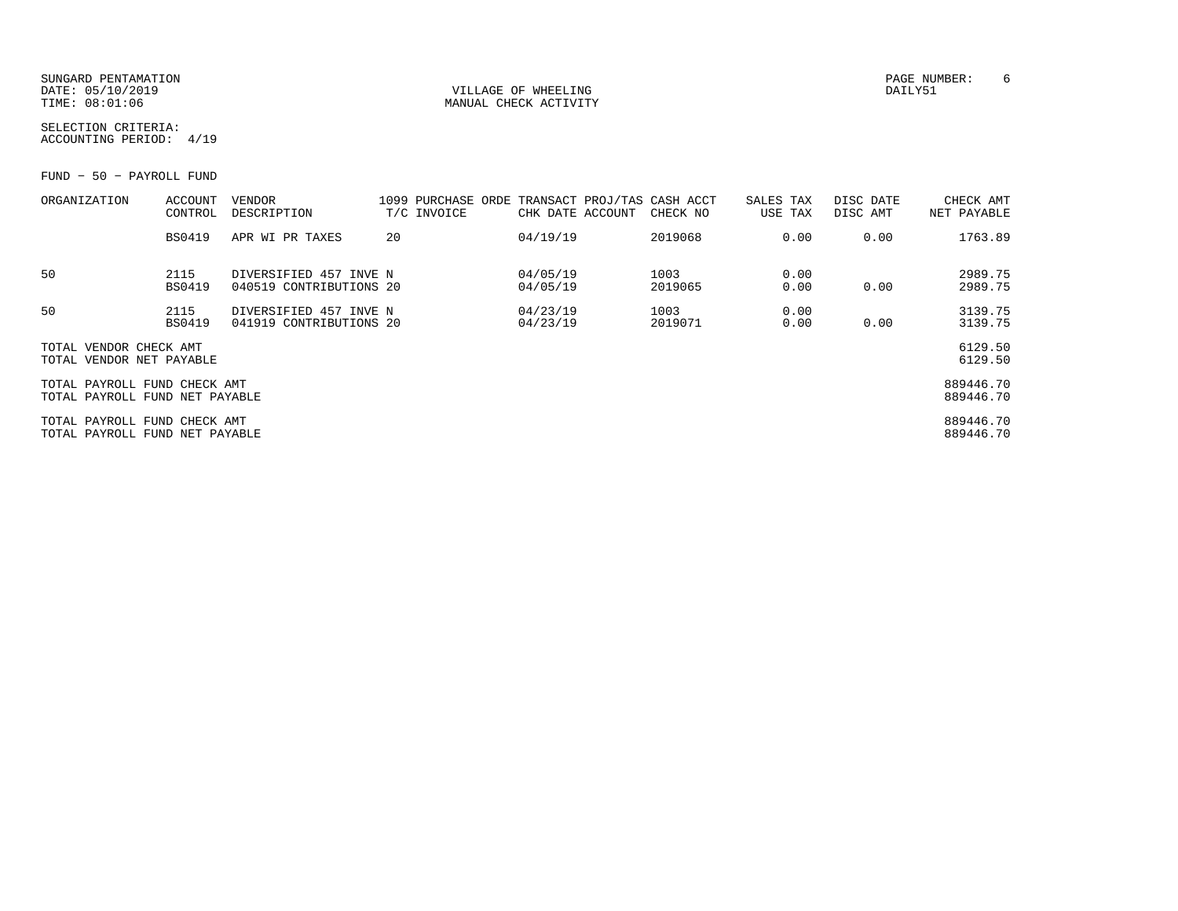SUNGARD PENTAMATION
DATE: 05/10/2019
TIME: 08:01:06

VILLAGE OF WHEELING
MANUAL CHECK ACTIVITY

DAILY51

SELECTION CRITERIA:
ACCOUNTING PERIOD: 4/19

FUND - 50 - PAYROLL FUND

| ORGANIZATION | ACCOUNT CONTROL | VENDOR DESCRIPTION | 1099 T/C | PURCHASE ORDE INVOICE | TRANSACT CHK DATE | PROJ/TAS ACCOUNT | CASH ACCT CHECK NO | SALES TAX USE TAX | DISC DATE DISC AMT | CHECK AMT NET PAYABLE |
|---|---|---|---|---|---|---|---|---|---|---|
| | BS0419 | APR WI PR TAXES | 20 | | 04/19/19 | | 2019068 | 0.00 | 0.00 | 1763.89 |
| 50 | 2115 | DIVERSIFIED 457 INVE | N | | 04/05/19 | | 1003 | 0.00 | | 2989.75 |
| | BS0419 | 040519 CONTRIBUTIONS | 20 | | 04/05/19 | | 2019065 | 0.00 | 0.00 | 2989.75 |
| 50 | 2115 | DIVERSIFIED 457 INVE | N | | 04/23/19 | | 1003 | 0.00 | | 3139.75 |
| | BS0419 | 041919 CONTRIBUTIONS | 20 | | 04/23/19 | | 2019071 | 0.00 | 0.00 | 3139.75 |
| TOTAL VENDOR CHECK AMT | | | | | | | | | | 6129.50 |
| TOTAL VENDOR NET PAYABLE | | | | | | | | | | 6129.50 |
| TOTAL PAYROLL FUND CHECK AMT | | | | | | | | | | 889446.70 |
| TOTAL PAYROLL FUND NET PAYABLE | | | | | | | | | | 889446.70 |
| TOTAL PAYROLL FUND CHECK AMT | | | | | | | | | | 889446.70 |
| TOTAL PAYROLL FUND NET PAYABLE | | | | | | | | | | 889446.70 |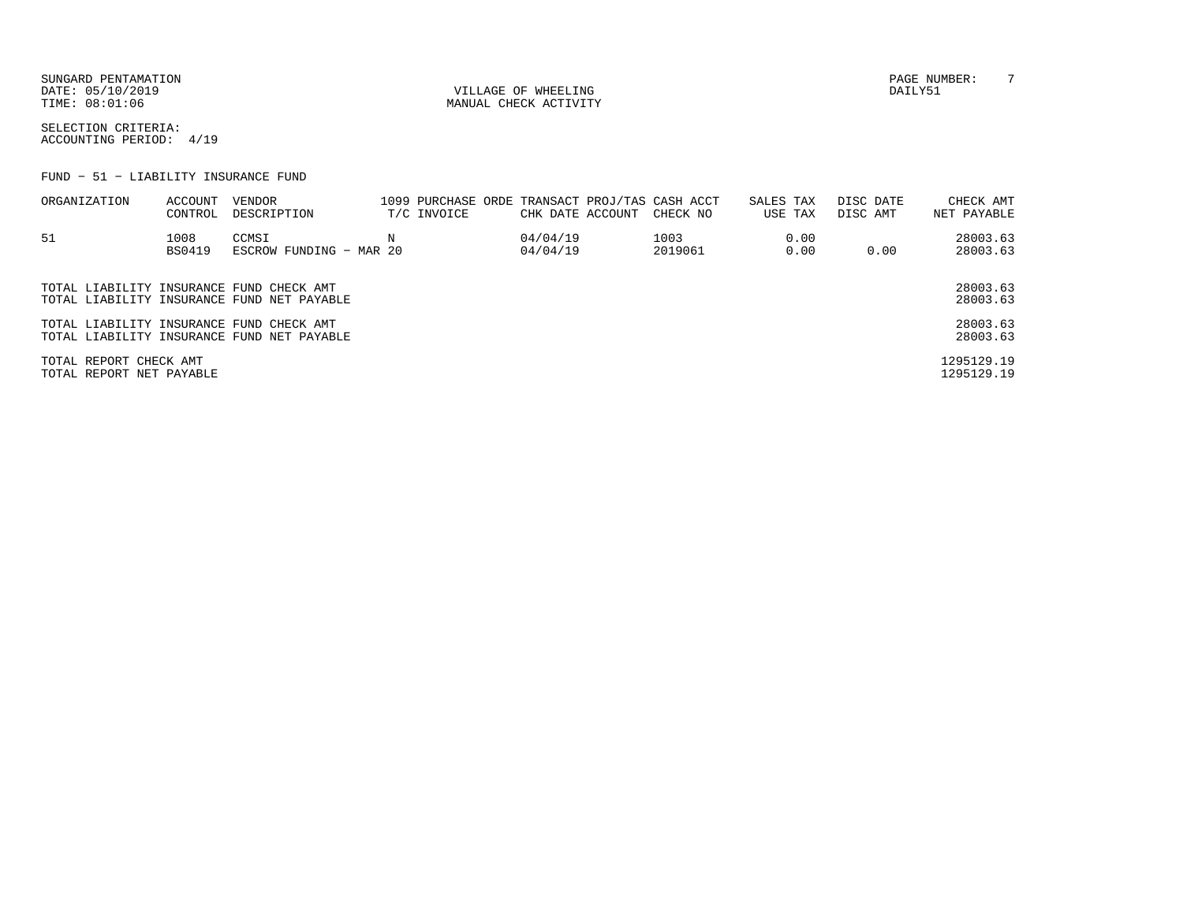SUNGARD PENTAMATION
DATE: 05/10/2019
TIME: 08:01:06

VILLAGE OF WHEELING
MANUAL CHECK ACTIVITY

PAGE NUMBER: 7
DAILY51

SELECTION CRITERIA:
ACCOUNTING PERIOD: 4/19

FUND - 51 - LIABILITY INSURANCE FUND

| ORGANIZATION | ACCOUNT CONTROL | VENDOR DESCRIPTION | 1099 T/C | PURCHASE ORDE INVOICE | TRANSACT CHK DATE | PROJ/TAS ACCOUNT | CASH ACCT CHECK NO | SALES TAX USE TAX | DISC DATE DISC AMT | CHECK AMT NET PAYABLE |
|---|---|---|---|---|---|---|---|---|---|---|
| 51 | 1008 | CCMSI | N | | 04/04/19 | | 1003 | 0.00 | | 28003.63 |
| | BS0419 | ESCROW FUNDING - MAR 20 | | | 04/04/19 | | 2019061 | 0.00 | 0.00 | 28003.63 |

| | |
|---|---|
| TOTAL LIABILITY INSURANCE FUND CHECK AMT | 28003.63 |
| TOTAL LIABILITY INSURANCE FUND NET PAYABLE | 28003.63 |
| TOTAL LIABILITY INSURANCE FUND CHECK AMT | 28003.63 |
| TOTAL LIABILITY INSURANCE FUND NET PAYABLE | 28003.63 |
| TOTAL REPORT CHECK AMT | 1295129.19 |
| TOTAL REPORT NET PAYABLE | 1295129.19 |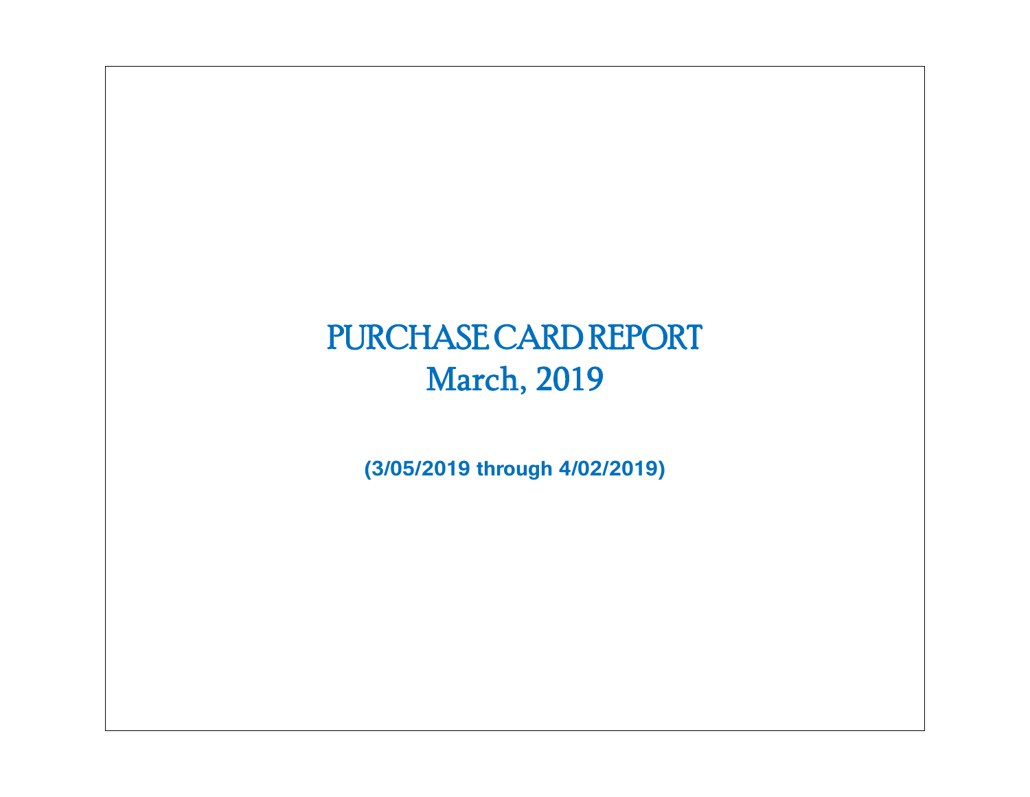# PURCHASE CARD REPORT
## March, 2019

**(3/05/2019 through 4/02/2019)**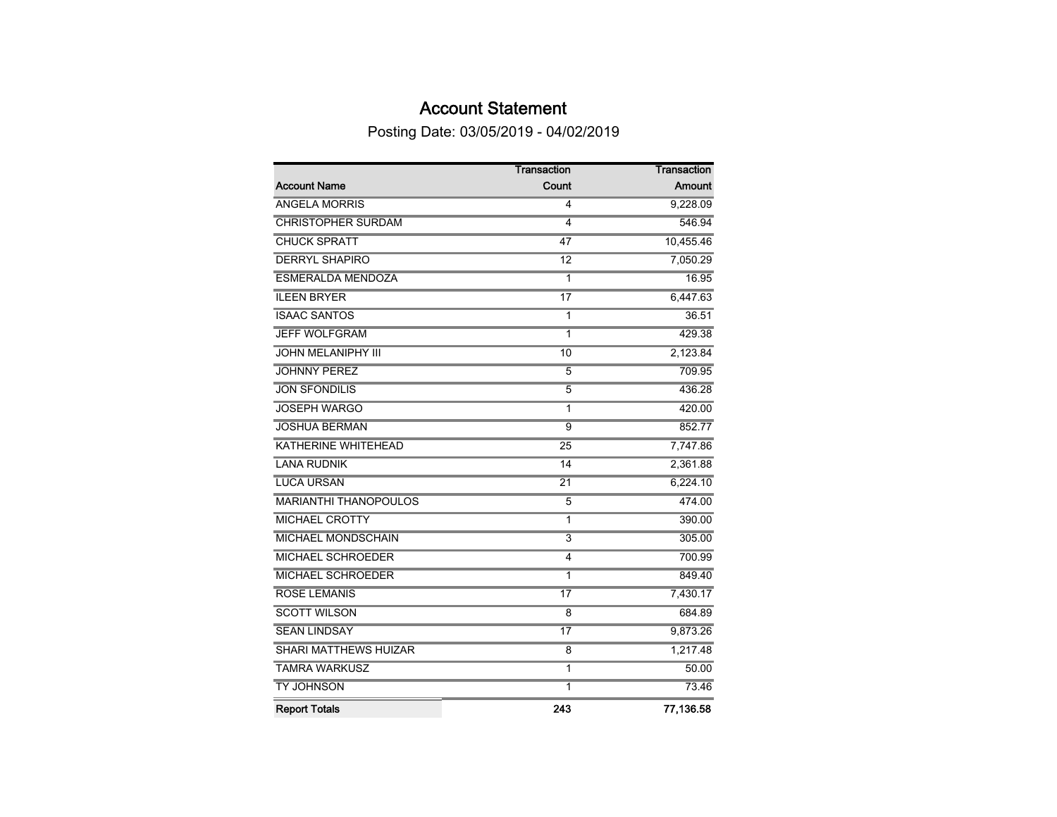# Account Statement

Posting Date: 03/05/2019 - 04/02/2019

| Account Name | Transaction Count | Transaction Amount |
|---|---|---|
| ANGELA MORRIS | 4 | 9,228.09 |
| CHRISTOPHER SURDAM | 4 | 546.94 |
| CHUCK SPRATT | 47 | 10,455.46 |
| DERRYL SHAPIRO | 12 | 7,050.29 |
| ESMERALDA MENDOZA | 1 | 16.95 |
| ILEEN BRYER | 17 | 6,447.63 |
| ISAAC SANTOS | 1 | 36.51 |
| JEFF WOLFGRAM | 1 | 429.38 |
| JOHN MELANIPHY III | 10 | 2,123.84 |
| JOHNNY PEREZ | 5 | 709.95 |
| JON SFONDILIS | 5 | 436.28 |
| JOSEPH WARGO | 1 | 420.00 |
| JOSHUA BERMAN | 9 | 852.77 |
| KATHERINE WHITEHEAD | 25 | 7,747.86 |
| LANA RUDNIK | 14 | 2,361.88 |
| LUCA URSAN | 21 | 6,224.10 |
| MARIANTHI THANOPOULOS | 5 | 474.00 |
| MICHAEL CROTTY | 1 | 390.00 |
| MICHAEL MONDSCHAIN | 3 | 305.00 |
| MICHAEL SCHROEDER | 4 | 700.99 |
| MICHAEL SCHROEDER | 1 | 849.40 |
| ROSE LEMANIS | 17 | 7,430.17 |
| SCOTT WILSON | 8 | 684.89 |
| SEAN LINDSAY | 17 | 9,873.26 |
| SHARI MATTHEWS HUIZAR | 8 | 1,217.48 |
| TAMRA WARKUSZ | 1 | 50.00 |
| TY JOHNSON | 1 | 73.46 |
| **Report Totals** | **243** | **77,136.58** |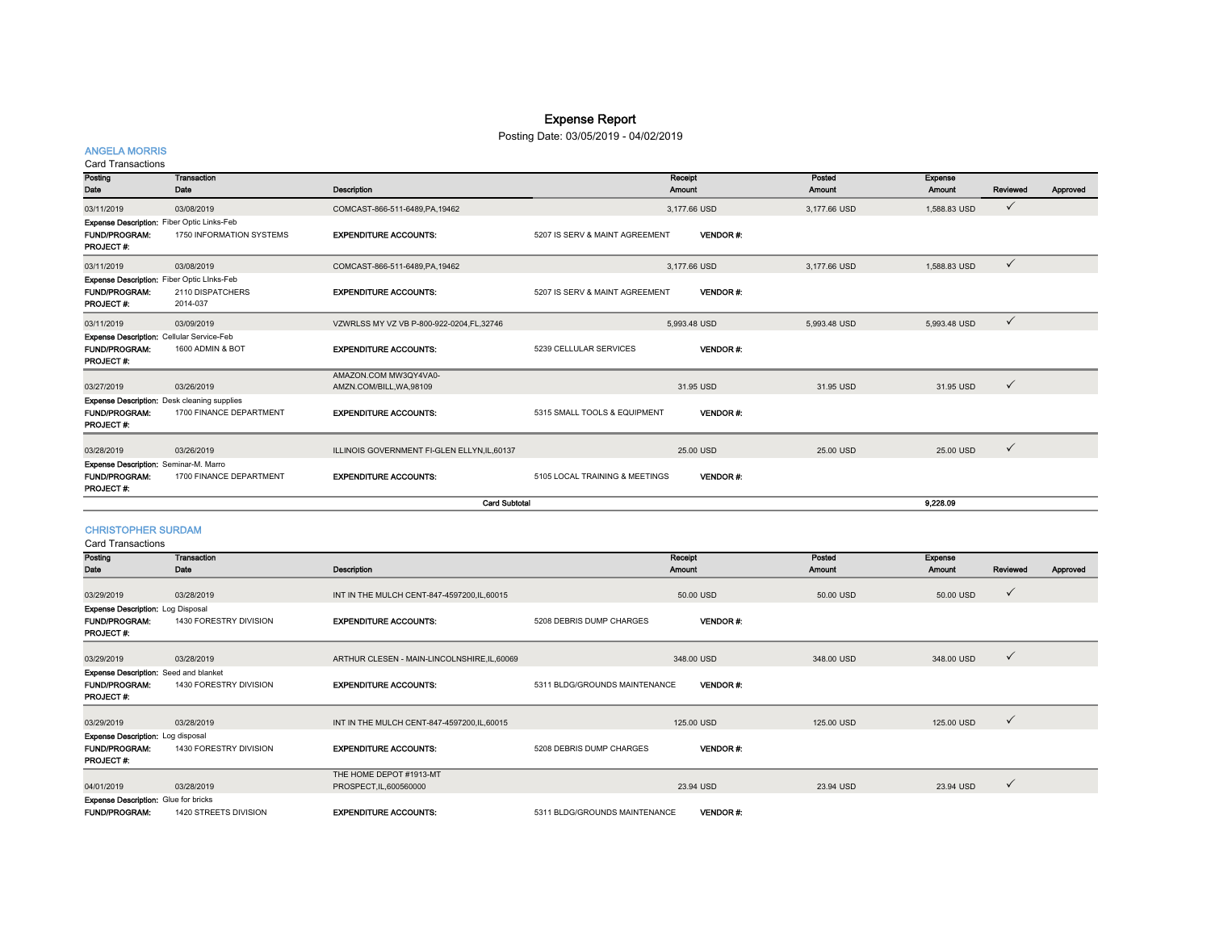# Expense Report

Posting Date: 03/05/2019 - 04/02/2019

## ANGELA MORRIS

Card Transactions

| Posting Date | Transaction Date | Description | | Receipt Amount | Posted Amount | Expense Amount | Reviewed | Approved |
|---|---|---|---|---|---|---|---|---|
| 03/11/2019 | 03/08/2019 | COMCAST-866-511-6489,PA,19462 | | 3,177.66 USD | 3,177.66 USD | 1,588.83 USD | ✓ | |
| **Expense Description:** Fiber Optic Links-Feb | | | | | | | | |
| **FUND/PROGRAM:** | 1750 INFORMATION SYSTEMS | **EXPENDITURE ACCOUNTS:** | 5207 IS SERV & MAINT AGREEMENT | **VENDOR #:** | | | | |
| **PROJECT #:** | | | | | | | | |
| 03/11/2019 | 03/08/2019 | COMCAST-866-511-6489,PA,19462 | | 3,177.66 USD | 3,177.66 USD | 1,588.83 USD | ✓ | |
| **Expense Description:** Fiber Optic LInks-Feb | | | | | | | | |
| **FUND/PROGRAM:** | 2110 DISPATCHERS | **EXPENDITURE ACCOUNTS:** | 5207 IS SERV & MAINT AGREEMENT | **VENDOR #:** | | | | |
| **PROJECT #:** | 2014-037 | | | | | | | |
| 03/11/2019 | 03/09/2019 | VZWRLSS MY VZ VB P-800-922-0204,FL,32746 | | 5,993.48 USD | 5,993.48 USD | 5,993.48 USD | ✓ | |
| **Expense Description:** Cellular Service-Feb | | | | | | | | |
| **FUND/PROGRAM:** | 1600 ADMIN & BOT | **EXPENDITURE ACCOUNTS:** | 5239 CELLULAR SERVICES | **VENDOR #:** | | | | |
| **PROJECT #:** | | | | | | | | |
| 03/27/2019 | 03/26/2019 | AMAZON.COM MW3QY4VA0-AMZN.COM/BILL,WA,98109 | | 31.95 USD | 31.95 USD | 31.95 USD | ✓ | |
| **Expense Description:** Desk cleaning supplies | | | | | | | | |
| **FUND/PROGRAM:** | 1700 FINANCE DEPARTMENT | **EXPENDITURE ACCOUNTS:** | 5315 SMALL TOOLS & EQUIPMENT | **VENDOR #:** | | | | |
| **PROJECT #:** | | | | | | | | |
| 03/28/2019 | 03/26/2019 | ILLINOIS GOVERNMENT FI-GLEN ELLYN,IL,60137 | | 25.00 USD | 25.00 USD | 25.00 USD | ✓ | |
| **Expense Description:** Seminar-M. Marro | | | | | | | | |
| **FUND/PROGRAM:** | 1700 FINANCE DEPARTMENT | **EXPENDITURE ACCOUNTS:** | 5105 LOCAL TRAINING & MEETINGS | **VENDOR #:** | | | | |
| **PROJECT #:** | | | | | | | | |
| | | | **Card Subtotal** | | | **9,228.09** | | |

## CHRISTOPHER SURDAM

Card Transactions

| Posting Date | Transaction Date | Description | | Receipt Amount | Posted Amount | Expense Amount | Reviewed | Approved |
|---|---|---|---|---|---|---|---|---|
| 03/29/2019 | 03/28/2019 | INT IN THE MULCH CENT-847-4597200,IL,60015 | | 50.00 USD | 50.00 USD | 50.00 USD | ✓ | |
| **Expense Description:** Log Disposal | | | | | | | | |
| **FUND/PROGRAM:** | 1430 FORESTRY DIVISION | **EXPENDITURE ACCOUNTS:** | 5208 DEBRIS DUMP CHARGES | **VENDOR #:** | | | | |
| **PROJECT #:** | | | | | | | | |
| 03/29/2019 | 03/28/2019 | ARTHUR CLESEN - MAIN-LINCOLNSHIRE,IL,60069 | | 348.00 USD | 348.00 USD | 348.00 USD | ✓ | |
| **Expense Description:** Seed and blanket | | | | | | | | |
| **FUND/PROGRAM:** | 1430 FORESTRY DIVISION | **EXPENDITURE ACCOUNTS:** | 5311 BLDG/GROUNDS MAINTENANCE | **VENDOR #:** | | | | |
| **PROJECT #:** | | | | | | | | |
| 03/29/2019 | 03/28/2019 | INT IN THE MULCH CENT-847-4597200,IL,60015 | | 125.00 USD | 125.00 USD | 125.00 USD | ✓ | |
| **Expense Description:** Log disposal | | | | | | | | |
| **FUND/PROGRAM:** | 1430 FORESTRY DIVISION | **EXPENDITURE ACCOUNTS:** | 5208 DEBRIS DUMP CHARGES | **VENDOR #:** | | | | |
| **PROJECT #:** | | | | | | | | |
| 04/01/2019 | 03/28/2019 | THE HOME DEPOT #1913-MT PROSPECT,IL,600560000 | | 23.94 USD | 23.94 USD | 23.94 USD | ✓ | |
| **Expense Description:** Glue for bricks | | | | | | | | |
| **FUND/PROGRAM:** | 1420 STREETS DIVISION | **EXPENDITURE ACCOUNTS:** | 5311 BLDG/GROUNDS MAINTENANCE | **VENDOR #:** | | | | |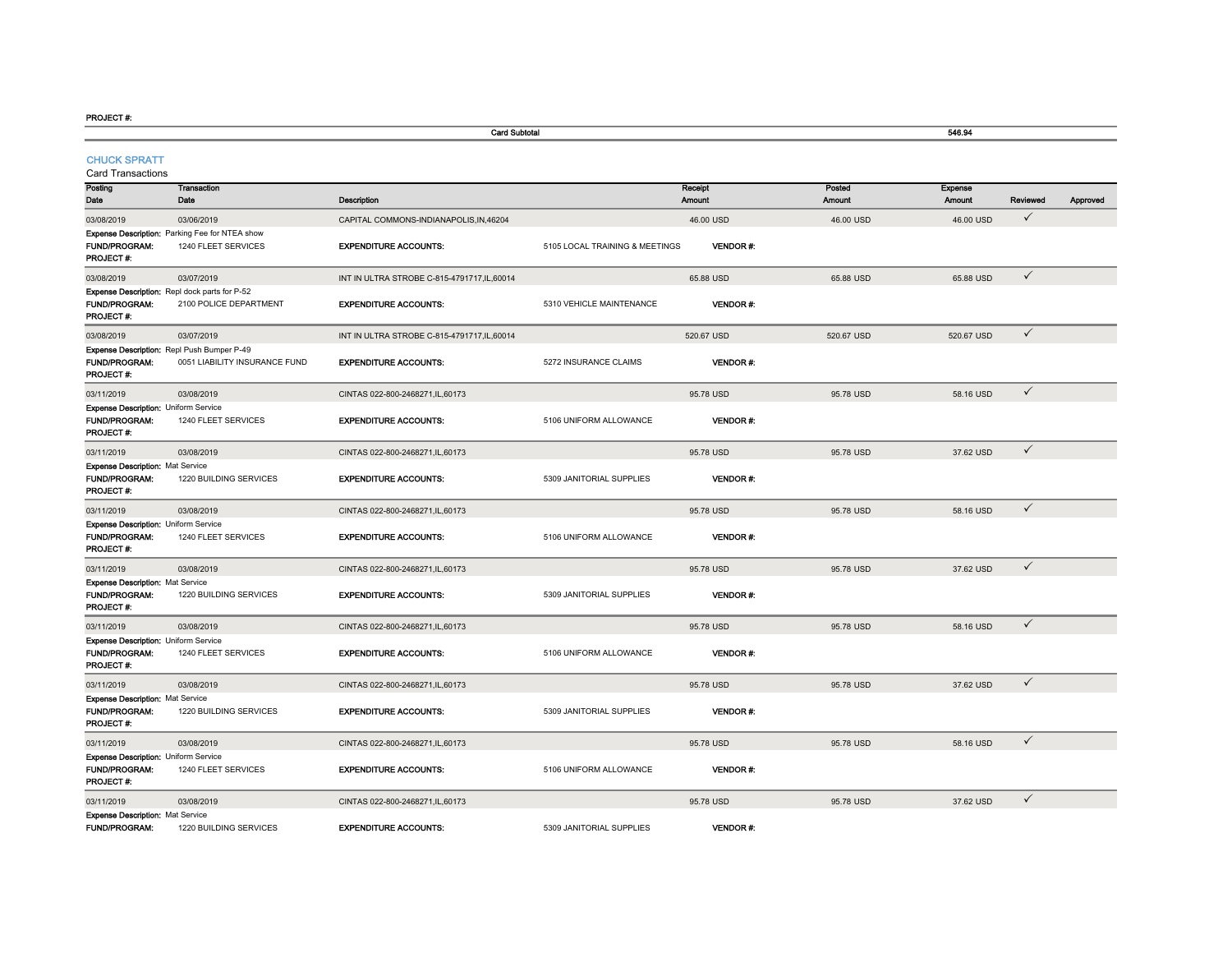PROJECT #:

| Card Subtotal | 546.94 |
|---|---|

## CHUCK SPRATT

Card Transactions

| Posting Date | Transaction Date | Description | | Receipt Amount | Posted Amount | Expense Amount | Reviewed | Approved |
|---|---|---|---|---|---|---|---|---|
| 03/08/2019 | 03/06/2019 | CAPITAL COMMONS-INDIANAPOLIS,IN,46204 | | 46.00 USD | 46.00 USD | 46.00 USD | ✓ | |
| **Expense Description:** Parking Fee for NTEA show | | | | | | | | |
| **FUND/PROGRAM:** | 1240 FLEET SERVICES | **EXPENDITURE ACCOUNTS:** | 5105 LOCAL TRAINING & MEETINGS | **VENDOR #:** | | | | |
| **PROJECT #:** | | | | | | | | |
| 03/08/2019 | 03/07/2019 | INT IN ULTRA STROBE C-815-4791717,IL,60014 | | 65.88 USD | 65.88 USD | 65.88 USD | ✓ | |
| **Expense Description:** Repl dock parts for P-52 | | | | | | | | |
| **FUND/PROGRAM:** | 2100 POLICE DEPARTMENT | **EXPENDITURE ACCOUNTS:** | 5310 VEHICLE MAINTENANCE | **VENDOR #:** | | | | |
| **PROJECT #:** | | | | | | | | |
| 03/08/2019 | 03/07/2019 | INT IN ULTRA STROBE C-815-4791717,IL,60014 | | 520.67 USD | 520.67 USD | 520.67 USD | ✓ | |
| **Expense Description:** Repl Push Bumper P-49 | | | | | | | | |
| **FUND/PROGRAM:** | 0051 LIABILITY INSURANCE FUND | **EXPENDITURE ACCOUNTS:** | 5272 INSURANCE CLAIMS | **VENDOR #:** | | | | |
| **PROJECT #:** | | | | | | | | |
| 03/11/2019 | 03/08/2019 | CINTAS 022-800-2468271,IL,60173 | | 95.78 USD | 95.78 USD | 58.16 USD | ✓ | |
| **Expense Description:** Uniform Service | | | | | | | | |
| **FUND/PROGRAM:** | 1240 FLEET SERVICES | **EXPENDITURE ACCOUNTS:** | 5106 UNIFORM ALLOWANCE | **VENDOR #:** | | | | |
| **PROJECT #:** | | | | | | | | |
| 03/11/2019 | 03/08/2019 | CINTAS 022-800-2468271,IL,60173 | | 95.78 USD | 95.78 USD | 37.62 USD | ✓ | |
| **Expense Description:** Mat Service | | | | | | | | |
| **FUND/PROGRAM:** | 1220 BUILDING SERVICES | **EXPENDITURE ACCOUNTS:** | 5309 JANITORIAL SUPPLIES | **VENDOR #:** | | | | |
| **PROJECT #:** | | | | | | | | |
| 03/11/2019 | 03/08/2019 | CINTAS 022-800-2468271,IL,60173 | | 95.78 USD | 95.78 USD | 58.16 USD | ✓ | |
| **Expense Description:** Uniform Service | | | | | | | | |
| **FUND/PROGRAM:** | 1240 FLEET SERVICES | **EXPENDITURE ACCOUNTS:** | 5106 UNIFORM ALLOWANCE | **VENDOR #:** | | | | |
| **PROJECT #:** | | | | | | | | |
| 03/11/2019 | 03/08/2019 | CINTAS 022-800-2468271,IL,60173 | | 95.78 USD | 95.78 USD | 37.62 USD | ✓ | |
| **Expense Description:** Mat Service | | | | | | | | |
| **FUND/PROGRAM:** | 1220 BUILDING SERVICES | **EXPENDITURE ACCOUNTS:** | 5309 JANITORIAL SUPPLIES | **VENDOR #:** | | | | |
| **PROJECT #:** | | | | | | | | |
| 03/11/2019 | 03/08/2019 | CINTAS 022-800-2468271,IL,60173 | | 95.78 USD | 95.78 USD | 58.16 USD | ✓ | |
| **Expense Description:** Uniform Service | | | | | | | | |
| **FUND/PROGRAM:** | 1240 FLEET SERVICES | **EXPENDITURE ACCOUNTS:** | 5106 UNIFORM ALLOWANCE | **VENDOR #:** | | | | |
| **PROJECT #:** | | | | | | | | |
| 03/11/2019 | 03/08/2019 | CINTAS 022-800-2468271,IL,60173 | | 95.78 USD | 95.78 USD | 37.62 USD | ✓ | |
| **Expense Description:** Mat Service | | | | | | | | |
| **FUND/PROGRAM:** | 1220 BUILDING SERVICES | **EXPENDITURE ACCOUNTS:** | 5309 JANITORIAL SUPPLIES | **VENDOR #:** | | | | |
| **PROJECT #:** | | | | | | | | |
| 03/11/2019 | 03/08/2019 | CINTAS 022-800-2468271,IL,60173 | | 95.78 USD | 95.78 USD | 58.16 USD | ✓ | |
| **Expense Description:** Uniform Service | | | | | | | | |
| **FUND/PROGRAM:** | 1240 FLEET SERVICES | **EXPENDITURE ACCOUNTS:** | 5106 UNIFORM ALLOWANCE | **VENDOR #:** | | | | |
| **PROJECT #:** | | | | | | | | |
| 03/11/2019 | 03/08/2019 | CINTAS 022-800-2468271,IL,60173 | | 95.78 USD | 95.78 USD | 37.62 USD | ✓ | |
| **Expense Description:** Mat Service | | | | | | | | |
| **FUND/PROGRAM:** | 1220 BUILDING SERVICES | **EXPENDITURE ACCOUNTS:** | 5309 JANITORIAL SUPPLIES | **VENDOR #:** | | | | |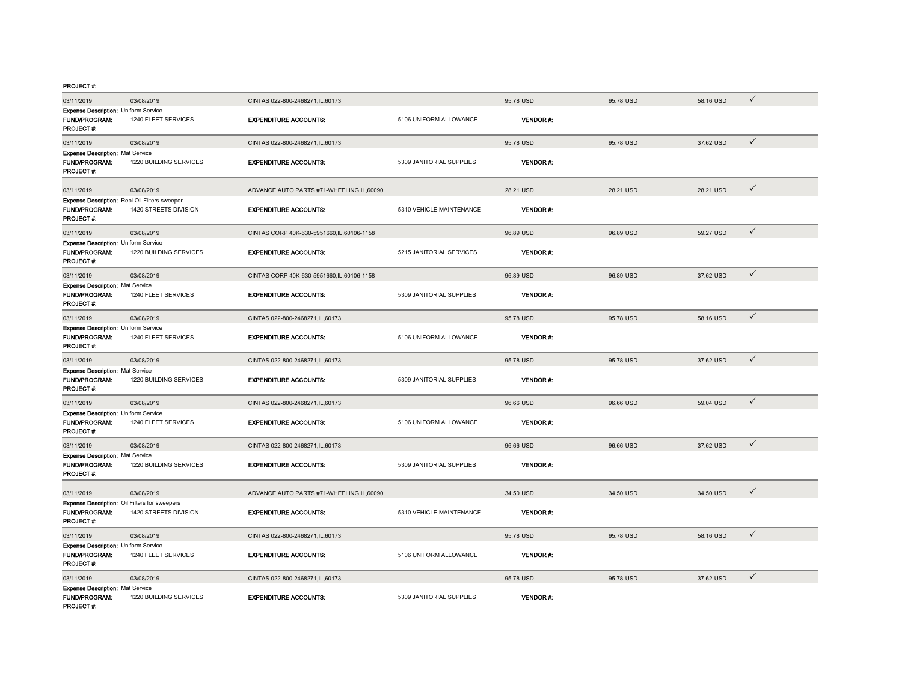PROJECT #:

| | | | | | | | |
|---|---|---|---|---|---|---|---|
| 03/11/2019 | 03/08/2019 | CINTAS 022-800-2468271,IL,60173 | | 95.78 USD | 95.78 USD | 58.16 USD | ✓ |
| **Expense Description:** Uniform Service | | | | | | | |
| **FUND/PROGRAM:** | 1240 FLEET SERVICES | **EXPENDITURE ACCOUNTS:** | 5106 UNIFORM ALLOWANCE | **VENDOR #:** | | | |
| **PROJECT #:** | | | | | | | |
| 03/11/2019 | 03/08/2019 | CINTAS 022-800-2468271,IL,60173 | | 95.78 USD | 95.78 USD | 37.62 USD | ✓ |
| **Expense Description:** Mat Service | | | | | | | |
| **FUND/PROGRAM:** | 1220 BUILDING SERVICES | **EXPENDITURE ACCOUNTS:** | 5309 JANITORIAL SUPPLIES | **VENDOR #:** | | | |
| **PROJECT #:** | | | | | | | |
| 03/11/2019 | 03/08/2019 | ADVANCE AUTO PARTS #71-WHEELING,IL,60090 | | 28.21 USD | 28.21 USD | 28.21 USD | ✓ |
| **Expense Description:** Repl Oil Filters sweeper | | | | | | | |
| **FUND/PROGRAM:** | 1420 STREETS DIVISION | **EXPENDITURE ACCOUNTS:** | 5310 VEHICLE MAINTENANCE | **VENDOR #:** | | | |
| **PROJECT #:** | | | | | | | |
| 03/11/2019 | 03/08/2019 | CINTAS CORP 40K-630-5951660,IL,60106-1158 | | 96.89 USD | 96.89 USD | 59.27 USD | ✓ |
| **Expense Description:** Uniform Service | | | | | | | |
| **FUND/PROGRAM:** | 1220 BUILDING SERVICES | **EXPENDITURE ACCOUNTS:** | 5215 JANITORIAL SERVICES | **VENDOR #:** | | | |
| **PROJECT #:** | | | | | | | |
| 03/11/2019 | 03/08/2019 | CINTAS CORP 40K-630-5951660,IL,60106-1158 | | 96.89 USD | 96.89 USD | 37.62 USD | ✓ |
| **Expense Description:** Mat Service | | | | | | | |
| **FUND/PROGRAM:** | 1240 FLEET SERVICES | **EXPENDITURE ACCOUNTS:** | 5309 JANITORIAL SUPPLIES | **VENDOR #:** | | | |
| **PROJECT #:** | | | | | | | |
| 03/11/2019 | 03/08/2019 | CINTAS 022-800-2468271,IL,60173 | | 95.78 USD | 95.78 USD | 58.16 USD | ✓ |
| **Expense Description:** Uniform Service | | | | | | | |
| **FUND/PROGRAM:** | 1240 FLEET SERVICES | **EXPENDITURE ACCOUNTS:** | 5106 UNIFORM ALLOWANCE | **VENDOR #:** | | | |
| **PROJECT #:** | | | | | | | |
| 03/11/2019 | 03/08/2019 | CINTAS 022-800-2468271,IL,60173 | | 95.78 USD | 95.78 USD | 37.62 USD | ✓ |
| **Expense Description:** Mat Service | | | | | | | |
| **FUND/PROGRAM:** | 1220 BUILDING SERVICES | **EXPENDITURE ACCOUNTS:** | 5309 JANITORIAL SUPPLIES | **VENDOR #:** | | | |
| **PROJECT #:** | | | | | | | |
| 03/11/2019 | 03/08/2019 | CINTAS 022-800-2468271,IL,60173 | | 96.66 USD | 96.66 USD | 59.04 USD | ✓ |
| **Expense Description:** Uniform Service | | | | | | | |
| **FUND/PROGRAM:** | 1240 FLEET SERVICES | **EXPENDITURE ACCOUNTS:** | 5106 UNIFORM ALLOWANCE | **VENDOR #:** | | | |
| **PROJECT #:** | | | | | | | |
| 03/11/2019 | 03/08/2019 | CINTAS 022-800-2468271,IL,60173 | | 96.66 USD | 96.66 USD | 37.62 USD | ✓ |
| **Expense Description:** Mat Service | | | | | | | |
| **FUND/PROGRAM:** | 1220 BUILDING SERVICES | **EXPENDITURE ACCOUNTS:** | 5309 JANITORIAL SUPPLIES | **VENDOR #:** | | | |
| **PROJECT #:** | | | | | | | |
| 03/11/2019 | 03/08/2019 | ADVANCE AUTO PARTS #71-WHEELING,IL,60090 | | 34.50 USD | 34.50 USD | 34.50 USD | ✓ |
| **Expense Description:** Oil Filters for sweepers | | | | | | | |
| **FUND/PROGRAM:** | 1420 STREETS DIVISION | **EXPENDITURE ACCOUNTS:** | 5310 VEHICLE MAINTENANCE | **VENDOR #:** | | | |
| **PROJECT #:** | | | | | | | |
| 03/11/2019 | 03/08/2019 | CINTAS 022-800-2468271,IL,60173 | | 95.78 USD | 95.78 USD | 58.16 USD | ✓ |
| **Expense Description:** Uniform Service | | | | | | | |
| **FUND/PROGRAM:** | 1240 FLEET SERVICES | **EXPENDITURE ACCOUNTS:** | 5106 UNIFORM ALLOWANCE | **VENDOR #:** | | | |
| **PROJECT #:** | | | | | | | |
| 03/11/2019 | 03/08/2019 | CINTAS 022-800-2468271,IL,60173 | | 95.78 USD | 95.78 USD | 37.62 USD | ✓ |
| **Expense Description:** Mat Service | | | | | | | |
| **FUND/PROGRAM:** | 1220 BUILDING SERVICES | **EXPENDITURE ACCOUNTS:** | 5309 JANITORIAL SUPPLIES | **VENDOR #:** | | | |
| **PROJECT #:** | | | | | | | |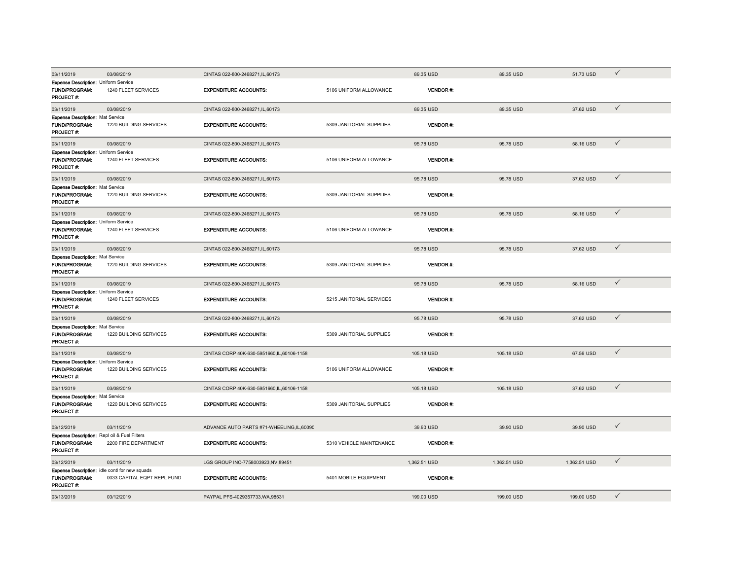| 03/11/2019 | 03/08/2019 | CINTAS 022-800-2468271,IL,60173 | | 89.35 USD | 89.35 USD | 51.73 USD | ✓ |
|---|---|---|---|---|---|---|---|
| **Expense Description:** Uniform Service | | | | | | | |
| **FUND/PROGRAM:** | 1240 FLEET SERVICES | **EXPENDITURE ACCOUNTS:** | 5106 UNIFORM ALLOWANCE | **VENDOR #:** | | | |
| **PROJECT #:** | | | | | | | |
| 03/11/2019 | 03/08/2019 | CINTAS 022-800-2468271,IL,60173 | | 89.35 USD | 89.35 USD | 37.62 USD | ✓ |
| **Expense Description:** Mat Service | | | | | | | |
| **FUND/PROGRAM:** | 1220 BUILDING SERVICES | **EXPENDITURE ACCOUNTS:** | 5309 JANITORIAL SUPPLIES | **VENDOR #:** | | | |
| **PROJECT #:** | | | | | | | |
| 03/11/2019 | 03/08/2019 | CINTAS 022-800-2468271,IL,60173 | | 95.78 USD | 95.78 USD | 58.16 USD | ✓ |
| **Expense Description:** Uniform Service | | | | | | | |
| **FUND/PROGRAM:** | 1240 FLEET SERVICES | **EXPENDITURE ACCOUNTS:** | 5106 UNIFORM ALLOWANCE | **VENDOR #:** | | | |
| **PROJECT #:** | | | | | | | |
| 03/11/2019 | 03/08/2019 | CINTAS 022-800-2468271,IL,60173 | | 95.78 USD | 95.78 USD | 37.62 USD | ✓ |
| **Expense Description:** Mat Service | | | | | | | |
| **FUND/PROGRAM:** | 1220 BUILDING SERVICES | **EXPENDITURE ACCOUNTS:** | 5309 JANITORIAL SUPPLIES | **VENDOR #:** | | | |
| **PROJECT #:** | | | | | | | |
| 03/11/2019 | 03/08/2019 | CINTAS 022-800-2468271,IL,60173 | | 95.78 USD | 95.78 USD | 58.16 USD | ✓ |
| **Expense Description:** Uniform Service | | | | | | | |
| **FUND/PROGRAM:** | 1240 FLEET SERVICES | **EXPENDITURE ACCOUNTS:** | 5106 UNIFORM ALLOWANCE | **VENDOR #:** | | | |
| **PROJECT #:** | | | | | | | |
| 03/11/2019 | 03/08/2019 | CINTAS 022-800-2468271,IL,60173 | | 95.78 USD | 95.78 USD | 37.62 USD | ✓ |
| **Expense Description:** Mat Service | | | | | | | |
| **FUND/PROGRAM:** | 1220 BUILDING SERVICES | **EXPENDITURE ACCOUNTS:** | 5309 JANITORIAL SUPPLIES | **VENDOR #:** | | | |
| **PROJECT #:** | | | | | | | |
| 03/11/2019 | 03/08/2019 | CINTAS 022-800-2468271,IL,60173 | | 95.78 USD | 95.78 USD | 58.16 USD | ✓ |
| **Expense Description:** Uniform Service | | | | | | | |
| **FUND/PROGRAM:** | 1240 FLEET SERVICES | **EXPENDITURE ACCOUNTS:** | 5215 JANITORIAL SERVICES | **VENDOR #:** | | | |
| **PROJECT #:** | | | | | | | |
| 03/11/2019 | 03/08/2019 | CINTAS 022-800-2468271,IL,60173 | | 95.78 USD | 95.78 USD | 37.62 USD | ✓ |
| **Expense Description:** Mat Service | | | | | | | |
| **FUND/PROGRAM:** | 1220 BUILDING SERVICES | **EXPENDITURE ACCOUNTS:** | 5309 JANITORIAL SUPPLIES | **VENDOR #:** | | | |
| **PROJECT #:** | | | | | | | |
| 03/11/2019 | 03/08/2019 | CINTAS CORP 40K-630-5951660,IL,60106-1158 | | 105.18 USD | 105.18 USD | 67.56 USD | ✓ |
| **Expense Description:** Uniform Service | | | | | | | |
| **FUND/PROGRAM:** | 1220 BUILDING SERVICES | **EXPENDITURE ACCOUNTS:** | 5106 UNIFORM ALLOWANCE | **VENDOR #:** | | | |
| **PROJECT #:** | | | | | | | |
| 03/11/2019 | 03/08/2019 | CINTAS CORP 40K-630-5951660,IL,60106-1158 | | 105.18 USD | 105.18 USD | 37.62 USD | ✓ |
| **Expense Description:** Mat Service | | | | | | | |
| **FUND/PROGRAM:** | 1220 BUILDING SERVICES | **EXPENDITURE ACCOUNTS:** | 5309 JANITORIAL SUPPLIES | **VENDOR #:** | | | |
| **PROJECT #:** | | | | | | | |
| 03/12/2019 | 03/11/2019 | ADVANCE AUTO PARTS #71-WHEELING,IL,60090 | | 39.90 USD | 39.90 USD | 39.90 USD | ✓ |
| **Expense Description:** Repl oil & Fuel Filters | | | | | | | |
| **FUND/PROGRAM:** | 2200 FIRE DEPARTMENT | **EXPENDITURE ACCOUNTS:** | 5310 VEHICLE MAINTENANCE | **VENDOR #:** | | | |
| **PROJECT #:** | | | | | | | |
| 03/12/2019 | 03/11/2019 | LGS GROUP INC-7758003923,NV,89451 | | 1,362.51 USD | 1,362.51 USD | 1,362.51 USD | ✓ |
| **Expense Description:** idle contl for new squads | | | | | | | |
| **FUND/PROGRAM:** | 0033 CAPITAL EQPT REPL FUND | **EXPENDITURE ACCOUNTS:** | 5401 MOBILE EQUIPMENT | **VENDOR #:** | | | |
| **PROJECT #:** | | | | | | | |
| 03/13/2019 | 03/12/2019 | PAYPAL PFS-4029357733,WA,98531 | | 199.00 USD | 199.00 USD | 199.00 USD | ✓ |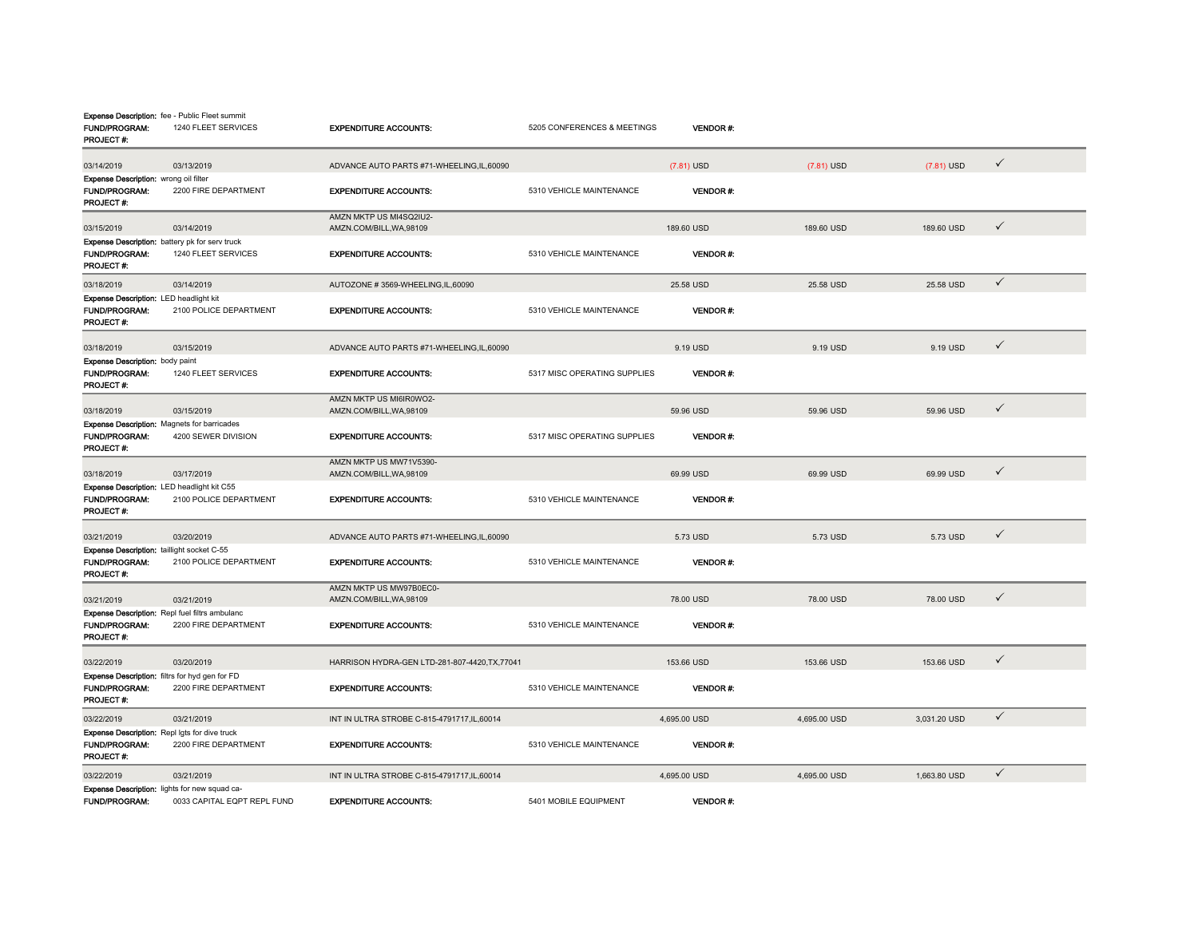**Expense Description:** fee - Public Fleet summit
**FUND/PROGRAM:** 1240 FLEET SERVICES **EXPENDITURE ACCOUNTS:** 5205 CONFERENCES & MEETINGS **VENDOR #:**
**PROJECT #:**

| | | | | | | |
|---|---|---|---|---|---|---|
| 03/14/2019 | 03/13/2019 | ADVANCE AUTO PARTS #71-WHEELING,IL,60090 | (7.81) USD | (7.81) USD | (7.81) USD | ✓ |

**Expense Description:** wrong oil filter
**FUND/PROGRAM:** 2200 FIRE DEPARTMENT **EXPENDITURE ACCOUNTS:** 5310 VEHICLE MAINTENANCE **VENDOR #:**
**PROJECT #:**

| | | | | | | |
|---|---|---|---|---|---|---|
| 03/15/2019 | 03/14/2019 | AMZN MKTP US MI4SQ2IU2-AMZN.COM/BILL,WA,98109 | 189.60 USD | 189.60 USD | 189.60 USD | ✓ |

**Expense Description:** battery pk for serv truck
**FUND/PROGRAM:** 1240 FLEET SERVICES **EXPENDITURE ACCOUNTS:** 5310 VEHICLE MAINTENANCE **VENDOR #:**
**PROJECT #:**

| | | | | | | |
|---|---|---|---|---|---|---|
| 03/18/2019 | 03/14/2019 | AUTOZONE # 3569-WHEELING,IL,60090 | 25.58 USD | 25.58 USD | 25.58 USD | ✓ |

**Expense Description:** LED headlight kit
**FUND/PROGRAM:** 2100 POLICE DEPARTMENT **EXPENDITURE ACCOUNTS:** 5310 VEHICLE MAINTENANCE **VENDOR #:**
**PROJECT #:**

| | | | | | | |
|---|---|---|---|---|---|---|
| 03/18/2019 | 03/15/2019 | ADVANCE AUTO PARTS #71-WHEELING,IL,60090 | 9.19 USD | 9.19 USD | 9.19 USD | ✓ |

**Expense Description:** body paint
**FUND/PROGRAM:** 1240 FLEET SERVICES **EXPENDITURE ACCOUNTS:** 5317 MISC OPERATING SUPPLIES **VENDOR #:**
**PROJECT #:**

| | | | | | | |
|---|---|---|---|---|---|---|
| 03/18/2019 | 03/15/2019 | AMZN MKTP US MI6IR0WO2-AMZN.COM/BILL,WA,98109 | 59.96 USD | 59.96 USD | 59.96 USD | ✓ |

**Expense Description:** Magnets for barricades
**FUND/PROGRAM:** 4200 SEWER DIVISION **EXPENDITURE ACCOUNTS:** 5317 MISC OPERATING SUPPLIES **VENDOR #:**
**PROJECT #:**

| | | | | | | |
|---|---|---|---|---|---|---|
| 03/18/2019 | 03/17/2019 | AMZN MKTP US MW71V5390-AMZN.COM/BILL,WA,98109 | 69.99 USD | 69.99 USD | 69.99 USD | ✓ |

**Expense Description:** LED headlight kit C55
**FUND/PROGRAM:** 2100 POLICE DEPARTMENT **EXPENDITURE ACCOUNTS:** 5310 VEHICLE MAINTENANCE **VENDOR #:**
**PROJECT #:**

| | | | | | | |
|---|---|---|---|---|---|---|
| 03/21/2019 | 03/20/2019 | ADVANCE AUTO PARTS #71-WHEELING,IL,60090 | 5.73 USD | 5.73 USD | 5.73 USD | ✓ |

**Expense Description:** taillight socket C-55
**FUND/PROGRAM:** 2100 POLICE DEPARTMENT **EXPENDITURE ACCOUNTS:** 5310 VEHICLE MAINTENANCE **VENDOR #:**
**PROJECT #:**

| | | | | | | |
|---|---|---|---|---|---|---|
| 03/21/2019 | 03/21/2019 | AMZN MKTP US MW97B0EC0-AMZN.COM/BILL,WA,98109 | 78.00 USD | 78.00 USD | 78.00 USD | ✓ |

**Expense Description:** Repl fuel filtrs ambulanc
**FUND/PROGRAM:** 2200 FIRE DEPARTMENT **EXPENDITURE ACCOUNTS:** 5310 VEHICLE MAINTENANCE **VENDOR #:**
**PROJECT #:**

| | | | | | | |
|---|---|---|---|---|---|---|
| 03/22/2019 | 03/20/2019 | HARRISON HYDRA-GEN LTD-281-807-4420,TX,77041 | 153.66 USD | 153.66 USD | 153.66 USD | ✓ |

**Expense Description:** filtrs for hyd gen for FD
**FUND/PROGRAM:** 2200 FIRE DEPARTMENT **EXPENDITURE ACCOUNTS:** 5310 VEHICLE MAINTENANCE **VENDOR #:**
**PROJECT #:**

| | | | | | | |
|---|---|---|---|---|---|---|
| 03/22/2019 | 03/21/2019 | INT IN ULTRA STROBE C-815-4791717,IL,60014 | 4,695.00 USD | 4,695.00 USD | 3,031.20 USD | ✓ |

**Expense Description:** Repl lgts for dive truck
**FUND/PROGRAM:** 2200 FIRE DEPARTMENT **EXPENDITURE ACCOUNTS:** 5310 VEHICLE MAINTENANCE **VENDOR #:**
**PROJECT #:**

| | | | | | | |
|---|---|---|---|---|---|---|
| 03/22/2019 | 03/21/2019 | INT IN ULTRA STROBE C-815-4791717,IL,60014 | 4,695.00 USD | 4,695.00 USD | 1,663.80 USD | ✓ |

**Expense Description:** lights for new squad ca-
**FUND/PROGRAM:** 0033 CAPITAL EQPT REPL FUND **EXPENDITURE ACCOUNTS:** 5401 MOBILE EQUIPMENT **VENDOR #:**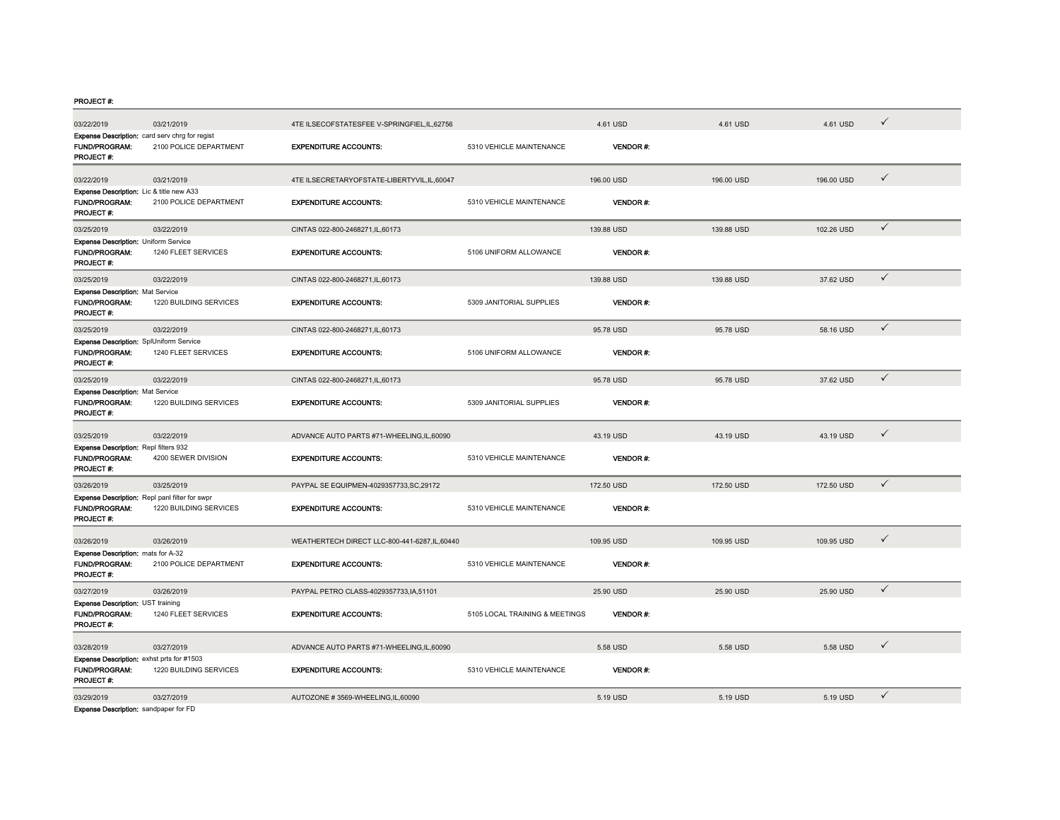PROJECT #:

| | | | | | | | |
|---|---|---|---|---|---|---|---|
| 03/22/2019 | 03/21/2019 | 4TE ILSECOFSTATESFEE V-SPRINGFIEL,IL,62756 | | 4.61 USD | 4.61 USD | 4.61 USD | ✓ |
| Expense Description: card serv chrg for regist | | | | | | | |
| FUND/PROGRAM: | 2100 POLICE DEPARTMENT | EXPENDITURE ACCOUNTS: | 5310 VEHICLE MAINTENANCE | VENDOR #: | | | |
| PROJECT #: | | | | | | | |
| 03/22/2019 | 03/21/2019 | 4TE ILSECRETARYOFSTATE-LIBERTYVIL,IL,60047 | | 196.00 USD | 196.00 USD | 196.00 USD | ✓ |
| Expense Description: Lic & title new A33 | | | | | | | |
| FUND/PROGRAM: | 2100 POLICE DEPARTMENT | EXPENDITURE ACCOUNTS: | 5310 VEHICLE MAINTENANCE | VENDOR #: | | | |
| PROJECT #: | | | | | | | |
| 03/25/2019 | 03/22/2019 | CINTAS 022-800-2468271,IL,60173 | | 139.88 USD | 139.88 USD | 102.26 USD | ✓ |
| Expense Description: Uniform Service | | | | | | | |
| FUND/PROGRAM: | 1240 FLEET SERVICES | EXPENDITURE ACCOUNTS: | 5106 UNIFORM ALLOWANCE | VENDOR #: | | | |
| PROJECT #: | | | | | | | |
| 03/25/2019 | 03/22/2019 | CINTAS 022-800-2468271,IL,60173 | | 139.88 USD | 139.88 USD | 37.62 USD | ✓ |
| Expense Description: Mat Service | | | | | | | |
| FUND/PROGRAM: | 1220 BUILDING SERVICES | EXPENDITURE ACCOUNTS: | 5309 JANITORIAL SUPPLIES | VENDOR #: | | | |
| PROJECT #: | | | | | | | |
| 03/25/2019 | 03/22/2019 | CINTAS 022-800-2468271,IL,60173 | | 95.78 USD | 95.78 USD | 58.16 USD | ✓ |
| Expense Description: SplUniform Service | | | | | | | |
| FUND/PROGRAM: | 1240 FLEET SERVICES | EXPENDITURE ACCOUNTS: | 5106 UNIFORM ALLOWANCE | VENDOR #: | | | |
| PROJECT #: | | | | | | | |
| 03/25/2019 | 03/22/2019 | CINTAS 022-800-2468271,IL,60173 | | 95.78 USD | 95.78 USD | 37.62 USD | ✓ |
| Expense Description: Mat Service | | | | | | | |
| FUND/PROGRAM: | 1220 BUILDING SERVICES | EXPENDITURE ACCOUNTS: | 5309 JANITORIAL SUPPLIES | VENDOR #: | | | |
| PROJECT #: | | | | | | | |
| 03/25/2019 | 03/22/2019 | ADVANCE AUTO PARTS #71-WHEELING,IL,60090 | | 43.19 USD | 43.19 USD | 43.19 USD | ✓ |
| Expense Description: Repl filters 932 | | | | | | | |
| FUND/PROGRAM: | 4200 SEWER DIVISION | EXPENDITURE ACCOUNTS: | 5310 VEHICLE MAINTENANCE | VENDOR #: | | | |
| PROJECT #: | | | | | | | |
| 03/26/2019 | 03/25/2019 | PAYPAL SE EQUIPMEN-4029357733,SC,29172 | | 172.50 USD | 172.50 USD | 172.50 USD | ✓ |
| Expense Description: Repl panl filter for swpr | | | | | | | |
| FUND/PROGRAM: | 1220 BUILDING SERVICES | EXPENDITURE ACCOUNTS: | 5310 VEHICLE MAINTENANCE | VENDOR #: | | | |
| PROJECT #: | | | | | | | |
| 03/26/2019 | 03/26/2019 | WEATHERTECH DIRECT LLC-800-441-6287,IL,60440 | | 109.95 USD | 109.95 USD | 109.95 USD | ✓ |
| Expense Description: mats for A-32 | | | | | | | |
| FUND/PROGRAM: | 2100 POLICE DEPARTMENT | EXPENDITURE ACCOUNTS: | 5310 VEHICLE MAINTENANCE | VENDOR #: | | | |
| PROJECT #: | | | | | | | |
| 03/27/2019 | 03/26/2019 | PAYPAL PETRO CLASS-4029357733,IA,51101 | | 25.90 USD | 25.90 USD | 25.90 USD | ✓ |
| Expense Description: UST training | | | | | | | |
| FUND/PROGRAM: | 1240 FLEET SERVICES | EXPENDITURE ACCOUNTS: | 5105 LOCAL TRAINING & MEETINGS | VENDOR #: | | | |
| PROJECT #: | | | | | | | |
| 03/28/2019 | 03/27/2019 | ADVANCE AUTO PARTS #71-WHEELING,IL,60090 | | 5.58 USD | 5.58 USD | 5.58 USD | ✓ |
| Expense Description: exhst prts for #1503 | | | | | | | |
| FUND/PROGRAM: | 1220 BUILDING SERVICES | EXPENDITURE ACCOUNTS: | 5310 VEHICLE MAINTENANCE | VENDOR #: | | | |
| PROJECT #: | | | | | | | |
| 03/29/2019 | 03/27/2019 | AUTOZONE # 3569-WHEELING,IL,60090 | | 5.19 USD | 5.19 USD | 5.19 USD | ✓ |
| Expense Description: sandpaper for FD | | | | | | | |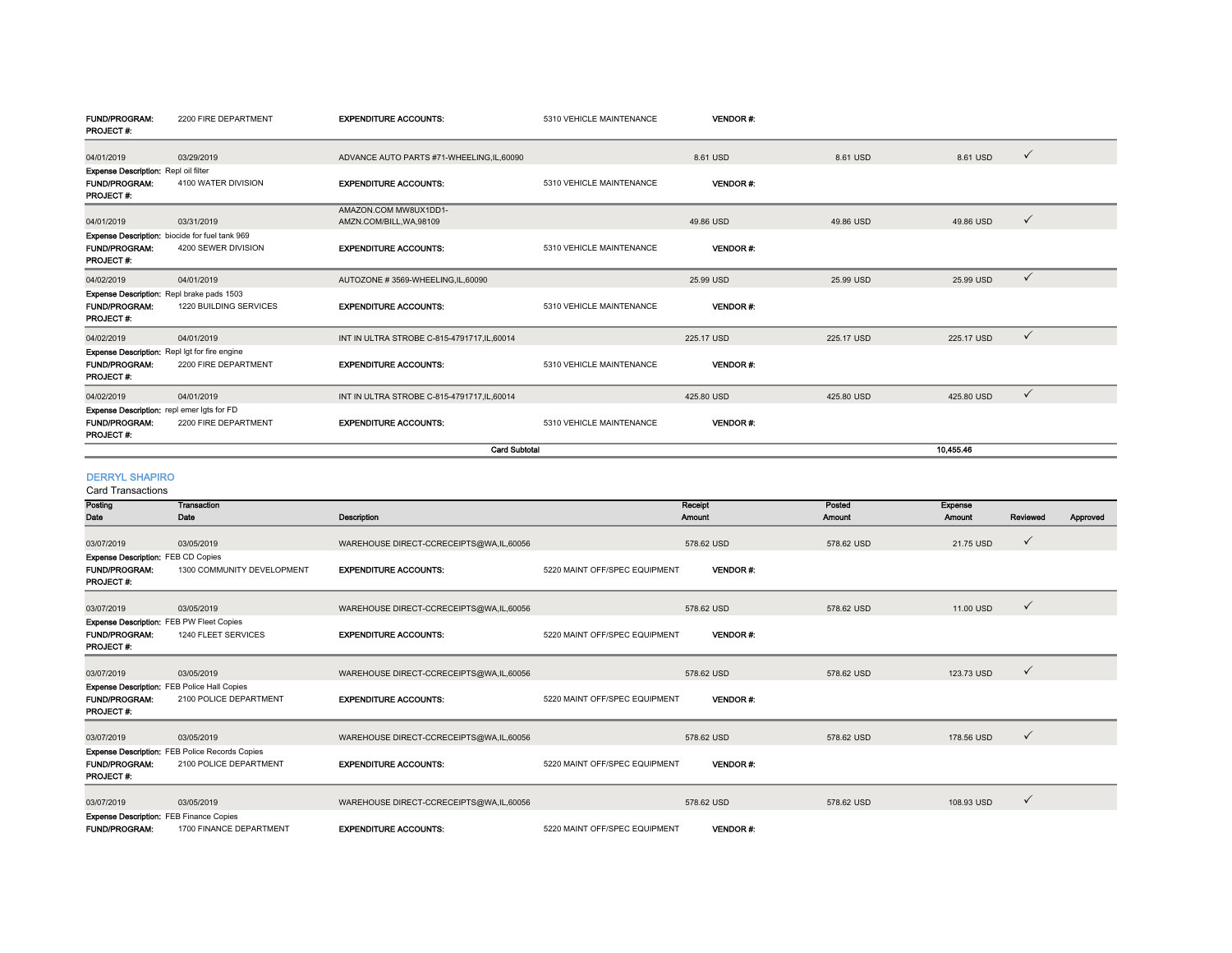| | | | | | | | | |
|---|---|---|---|---|---|---|---|---|
| **FUND/PROGRAM:** | 2200 FIRE DEPARTMENT | **EXPENDITURE ACCOUNTS:** | 5310 VEHICLE MAINTENANCE | **VENDOR #:** | | | | |
| **PROJECT #:** | | | | | | | | |
| 04/01/2019 | 03/29/2019 | ADVANCE AUTO PARTS #71-WHEELING,IL,60090 | | 8.61 USD | 8.61 USD | 8.61 USD | ✓ | |
| **Expense Description:** Repl oil filter | | | | | | | | |
| **FUND/PROGRAM:** | 4100 WATER DIVISION | **EXPENDITURE ACCOUNTS:** | 5310 VEHICLE MAINTENANCE | **VENDOR #:** | | | | |
| **PROJECT #:** | | | | | | | | |
| 04/01/2019 | 03/31/2019 | AMAZON.COM MW8UX1DD1-AMZN.COM/BILL,WA,98109 | | 49.86 USD | 49.86 USD | 49.86 USD | ✓ | |
| **Expense Description:** biocide for fuel tank 969 | | | | | | | | |
| **FUND/PROGRAM:** | 4200 SEWER DIVISION | **EXPENDITURE ACCOUNTS:** | 5310 VEHICLE MAINTENANCE | **VENDOR #:** | | | | |
| **PROJECT #:** | | | | | | | | |
| 04/02/2019 | 04/01/2019 | AUTOZONE # 3569-WHEELING,IL,60090 | | 25.99 USD | 25.99 USD | 25.99 USD | ✓ | |
| **Expense Description:** Repl brake pads 1503 | | | | | | | | |
| **FUND/PROGRAM:** | 1220 BUILDING SERVICES | **EXPENDITURE ACCOUNTS:** | 5310 VEHICLE MAINTENANCE | **VENDOR #:** | | | | |
| **PROJECT #:** | | | | | | | | |
| 04/02/2019 | 04/01/2019 | INT IN ULTRA STROBE C-815-4791717,IL,60014 | | 225.17 USD | 225.17 USD | 225.17 USD | ✓ | |
| **Expense Description:** Repl lgt for fire engine | | | | | | | | |
| **FUND/PROGRAM:** | 2200 FIRE DEPARTMENT | **EXPENDITURE ACCOUNTS:** | 5310 VEHICLE MAINTENANCE | **VENDOR #:** | | | | |
| **PROJECT #:** | | | | | | | | |
| 04/02/2019 | 04/01/2019 | INT IN ULTRA STROBE C-815-4791717,IL,60014 | | 425.80 USD | 425.80 USD | 425.80 USD | ✓ | |
| **Expense Description:** repl emer lgts for FD | | | | | | | | |
| **FUND/PROGRAM:** | 2200 FIRE DEPARTMENT | **EXPENDITURE ACCOUNTS:** | 5310 VEHICLE MAINTENANCE | **VENDOR #:** | | | | |
| **PROJECT #:** | | | | | | | | |
| | | **Card Subtotal** | | | | **10,455.46** | | |

## DERRYL SHAPIRO

Card Transactions

| Posting Date | Transaction Date | Description | | Receipt Amount | Posted Amount | Expense Amount | Reviewed | Approved |
|---|---|---|---|---|---|---|---|---|
| 03/07/2019 | 03/05/2019 | WAREHOUSE DIRECT-CCRECEIPTS@WA,IL,60056 | | 578.62 USD | 578.62 USD | 21.75 USD | ✓ | |
| **Expense Description:** FEB CD Copies | | | | | | | | |
| **FUND/PROGRAM:** | 1300 COMMUNITY DEVELOPMENT | **EXPENDITURE ACCOUNTS:** | 5220 MAINT OFF/SPEC EQUIPMENT | **VENDOR #:** | | | | |
| **PROJECT #:** | | | | | | | | |
| 03/07/2019 | 03/05/2019 | WAREHOUSE DIRECT-CCRECEIPTS@WA,IL,60056 | | 578.62 USD | 578.62 USD | 11.00 USD | ✓ | |
| **Expense Description:** FEB PW Fleet Copies | | | | | | | | |
| **FUND/PROGRAM:** | 1240 FLEET SERVICES | **EXPENDITURE ACCOUNTS:** | 5220 MAINT OFF/SPEC EQUIPMENT | **VENDOR #:** | | | | |
| **PROJECT #:** | | | | | | | | |
| 03/07/2019 | 03/05/2019 | WAREHOUSE DIRECT-CCRECEIPTS@WA,IL,60056 | | 578.62 USD | 578.62 USD | 123.73 USD | ✓ | |
| **Expense Description:** FEB Police Hall Copies | | | | | | | | |
| **FUND/PROGRAM:** | 2100 POLICE DEPARTMENT | **EXPENDITURE ACCOUNTS:** | 5220 MAINT OFF/SPEC EQUIPMENT | **VENDOR #:** | | | | |
| **PROJECT #:** | | | | | | | | |
| 03/07/2019 | 03/05/2019 | WAREHOUSE DIRECT-CCRECEIPTS@WA,IL,60056 | | 578.62 USD | 578.62 USD | 178.56 USD | ✓ | |
| **Expense Description:** FEB Police Records Copies | | | | | | | | |
| **FUND/PROGRAM:** | 2100 POLICE DEPARTMENT | **EXPENDITURE ACCOUNTS:** | 5220 MAINT OFF/SPEC EQUIPMENT | **VENDOR #:** | | | | |
| **PROJECT #:** | | | | | | | | |
| 03/07/2019 | 03/05/2019 | WAREHOUSE DIRECT-CCRECEIPTS@WA,IL,60056 | | 578.62 USD | 578.62 USD | 108.93 USD | ✓ | |
| **Expense Description:** FEB Finance Copies | | | | | | | | |
| **FUND/PROGRAM:** | 1700 FINANCE DEPARTMENT | **EXPENDITURE ACCOUNTS:** | 5220 MAINT OFF/SPEC EQUIPMENT | **VENDOR #:** | | | | |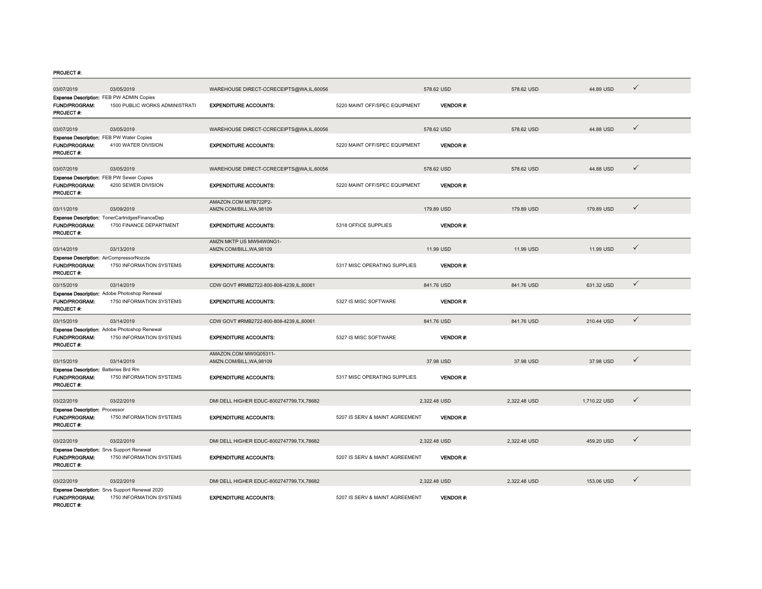PROJECT #:

| Transaction Date | Posting Date | Merchant | | Amount | Total | Allocated | |
|---|---|---|---|---|---|---|---|
| 03/07/2019 | 03/05/2019 | WAREHOUSE DIRECT-CCRECEIPTS@WA,IL,60056 | | 578.62 USD | 578.62 USD | 44.89 USD | ✓ |
| **Expense Description:** | FEB PW ADMIN Copies | | | | | | |
| **FUND/PROGRAM:** | 1500 PUBLIC WORKS ADMINISTRATI | **EXPENDITURE ACCOUNTS:** | 5220 MAINT OFF/SPEC EQUIPMENT | **VENDOR #:** | | | |
| **PROJECT #:** | | | | | | | |
| 03/07/2019 | 03/05/2019 | WAREHOUSE DIRECT-CCRECEIPTS@WA,IL,60056 | | 578.62 USD | 578.62 USD | 44.88 USD | ✓ |
| **Expense Description:** | FEB PW Water Copies | | | | | | |
| **FUND/PROGRAM:** | 4100 WATER DIVISION | **EXPENDITURE ACCOUNTS:** | 5220 MAINT OFF/SPEC EQUIPMENT | **VENDOR #:** | | | |
| **PROJECT #:** | | | | | | | |
| 03/07/2019 | 03/05/2019 | WAREHOUSE DIRECT-CCRECEIPTS@WA,IL,60056 | | 578.62 USD | 578.62 USD | 44.88 USD | ✓ |
| **Expense Description:** | FEB PW Sewer Copies | | | | | | |
| **FUND/PROGRAM:** | 4200 SEWER DIVISION | **EXPENDITURE ACCOUNTS:** | 5220 MAINT OFF/SPEC EQUIPMENT | **VENDOR #:** | | | |
| **PROJECT #:** | | | | | | | |
| 03/11/2019 | 03/09/2019 | AMAZON.COM MI7B722P2- AMZN.COM/BILL,WA,98109 | | 179.89 USD | 179.89 USD | 179.89 USD | ✓ |
| **Expense Description:** | TonerCartridgesFinanceDep | | | | | | |
| **FUND/PROGRAM:** | 1700 FINANCE DEPARTMENT | **EXPENDITURE ACCOUNTS:** | 5318 OFFICE SUPPLIES | **VENDOR #:** | | | |
| **PROJECT #:** | | | | | | | |
| 03/14/2019 | 03/13/2019 | AMZN MKTP US MW94W0NG1- AMZN.COM/BILL,WA,98109 | | 11.99 USD | 11.99 USD | 11.99 USD | ✓ |
| **Expense Description:** | AirCompressorNozzle | | | | | | |
| **FUND/PROGRAM:** | 1750 INFORMATION SYSTEMS | **EXPENDITURE ACCOUNTS:** | 5317 MISC OPERATING SUPPLIES | **VENDOR #:** | | | |
| **PROJECT #:** | | | | | | | |
| 03/15/2019 | 03/14/2019 | CDW GOVT #RMB2722-800-808-4239,IL,60061 | | 841.76 USD | 841.76 USD | 631.32 USD | ✓ |
| **Expense Description:** | Adobe Photoshop Renewal | | | | | | |
| **FUND/PROGRAM:** | 1750 INFORMATION SYSTEMS | **EXPENDITURE ACCOUNTS:** | 5327 IS MISC SOFTWARE | **VENDOR #:** | | | |
| **PROJECT #:** | | | | | | | |
| 03/15/2019 | 03/14/2019 | CDW GOVT #RMB2722-800-808-4239,IL,60061 | | 841.76 USD | 841.76 USD | 210.44 USD | ✓ |
| **Expense Description:** | Adobe Photoshop Renewal | | | | | | |
| **FUND/PROGRAM:** | 1750 INFORMATION SYSTEMS | **EXPENDITURE ACCOUNTS:** | 5327 IS MISC SOFTWARE | **VENDOR #:** | | | |
| **PROJECT #:** | | | | | | | |
| 03/15/2019 | 03/14/2019 | AMAZON.COM MW0Q05311- AMZN.COM/BILL,WA,98109 | | 37.98 USD | 37.98 USD | 37.98 USD | ✓ |
| **Expense Description:** | Batteries Brd Rm | | | | | | |
| **FUND/PROGRAM:** | 1750 INFORMATION SYSTEMS | **EXPENDITURE ACCOUNTS:** | 5317 MISC OPERATING SUPPLIES | **VENDOR #:** | | | |
| **PROJECT #:** | | | | | | | |
| 03/22/2019 | 03/22/2019 | DMI DELL HIGHER EDUC-8002747799,TX,78682 | | 2,322.48 USD | 2,322.48 USD | 1,710.22 USD | ✓ |
| **Expense Description:** | Processor | | | | | | |
| **FUND/PROGRAM:** | 1750 INFORMATION SYSTEMS | **EXPENDITURE ACCOUNTS:** | 5207 IS SERV & MAINT AGREEMENT | **VENDOR #:** | | | |
| **PROJECT #:** | | | | | | | |
| 03/22/2019 | 03/22/2019 | DMI DELL HIGHER EDUC-8002747799,TX,78682 | | 2,322.48 USD | 2,322.48 USD | 459.20 USD | ✓ |
| **Expense Description:** | Srvs Support Renewal | | | | | | |
| **FUND/PROGRAM:** | 1750 INFORMATION SYSTEMS | **EXPENDITURE ACCOUNTS:** | 5207 IS SERV & MAINT AGREEMENT | **VENDOR #:** | | | |
| **PROJECT #:** | | | | | | | |
| 03/22/2019 | 03/22/2019 | DMI DELL HIGHER EDUC-8002747799,TX,78682 | | 2,322.48 USD | 2,322.48 USD | 153.06 USD | ✓ |
| **Expense Description:** | Srvs Support Renewal 2020 | | | | | | |
| **FUND/PROGRAM:** | 1750 INFORMATION SYSTEMS | **EXPENDITURE ACCOUNTS:** | 5207 IS SERV & MAINT AGREEMENT | **VENDOR #:** | | | |
| **PROJECT #:** | | | | | | | |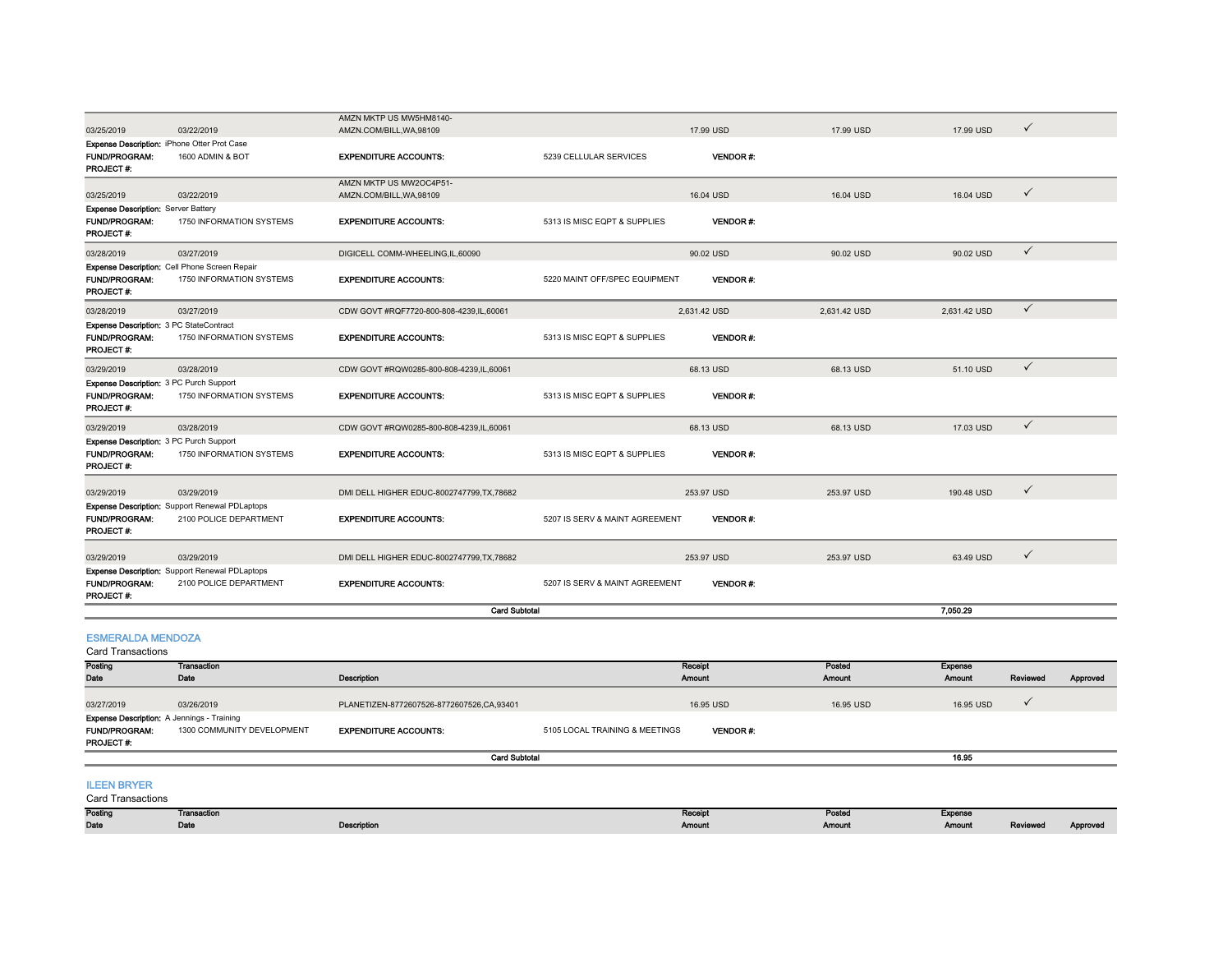| Posting Date | Transaction Date | Description | Receipt Amount | Posted Amount | Expense Amount | Reviewed | Approved |
|---|---|---|---|---|---|---|---|
| 03/25/2019 | 03/22/2019 | AMZN MKTP US MW5HM8140- AMZN.COM/BILL,WA,98109 | 17.99 USD | 17.99 USD | 17.99 USD | ✓ | |
| **Expense Description:** iPhone Otter Prot Case | | | | | | | |
| **FUND/PROGRAM:** | 1600 ADMIN & BOT | **EXPENDITURE ACCOUNTS:** | 5239 CELLULAR SERVICES | **VENDOR #:** | | | |
| **PROJECT #:** | | | | | | | |
| 03/25/2019 | 03/22/2019 | AMZN MKTP US MW2OC4P51- AMZN.COM/BILL,WA,98109 | 16.04 USD | 16.04 USD | 16.04 USD | ✓ | |
| **Expense Description:** Server Battery | | | | | | | |
| **FUND/PROGRAM:** | 1750 INFORMATION SYSTEMS | **EXPENDITURE ACCOUNTS:** | 5313 IS MISC EQPT & SUPPLIES | **VENDOR #:** | | | |
| **PROJECT #:** | | | | | | | |
| 03/28/2019 | 03/27/2019 | DIGICELL COMM-WHEELING,IL,60090 | 90.02 USD | 90.02 USD | 90.02 USD | ✓ | |
| **Expense Description:** Cell Phone Screen Repair | | | | | | | |
| **FUND/PROGRAM:** | 1750 INFORMATION SYSTEMS | **EXPENDITURE ACCOUNTS:** | 5220 MAINT OFF/SPEC EQUIPMENT | **VENDOR #:** | | | |
| **PROJECT #:** | | | | | | | |
| 03/28/2019 | 03/27/2019 | CDW GOVT #RQF7720-800-808-4239,IL,60061 | 2,631.42 USD | 2,631.42 USD | 2,631.42 USD | ✓ | |
| **Expense Description:** 3 PC StateContract | | | | | | | |
| **FUND/PROGRAM:** | 1750 INFORMATION SYSTEMS | **EXPENDITURE ACCOUNTS:** | 5313 IS MISC EQPT & SUPPLIES | **VENDOR #:** | | | |
| **PROJECT #:** | | | | | | | |
| 03/29/2019 | 03/28/2019 | CDW GOVT #RQW0285-800-808-4239,IL,60061 | 68.13 USD | 68.13 USD | 51.10 USD | ✓ | |
| **Expense Description:** 3 PC Purch Support | | | | | | | |
| **FUND/PROGRAM:** | 1750 INFORMATION SYSTEMS | **EXPENDITURE ACCOUNTS:** | 5313 IS MISC EQPT & SUPPLIES | **VENDOR #:** | | | |
| **PROJECT #:** | | | | | | | |
| 03/29/2019 | 03/28/2019 | CDW GOVT #RQW0285-800-808-4239,IL,60061 | 68.13 USD | 68.13 USD | 17.03 USD | ✓ | |
| **Expense Description:** 3 PC Purch Support | | | | | | | |
| **FUND/PROGRAM:** | 1750 INFORMATION SYSTEMS | **EXPENDITURE ACCOUNTS:** | 5313 IS MISC EQPT & SUPPLIES | **VENDOR #:** | | | |
| **PROJECT #:** | | | | | | | |
| 03/29/2019 | 03/29/2019 | DMI DELL HIGHER EDUC-8002747799,TX,78682 | 253.97 USD | 253.97 USD | 190.48 USD | ✓ | |
| **Expense Description:** Support Renewal PDLaptops | | | | | | | |
| **FUND/PROGRAM:** | 2100 POLICE DEPARTMENT | **EXPENDITURE ACCOUNTS:** | 5207 IS SERV & MAINT AGREEMENT | **VENDOR #:** | | | |
| **PROJECT #:** | | | | | | | |
| 03/29/2019 | 03/29/2019 | DMI DELL HIGHER EDUC-8002747799,TX,78682 | 253.97 USD | 253.97 USD | 63.49 USD | ✓ | |
| **Expense Description:** Support Renewal PDLaptops | | | | | | | |
| **FUND/PROGRAM:** | 2100 POLICE DEPARTMENT | **EXPENDITURE ACCOUNTS:** | 5207 IS SERV & MAINT AGREEMENT | **VENDOR #:** | | | |
| **PROJECT #:** | | | | | | | |
| | | **Card Subtotal** | | | **7,050.29** | | |

## ESMERALDA MENDOZA

Card Transactions

| Posting Date | Transaction Date | Description | Receipt Amount | Posted Amount | Expense Amount | Reviewed | Approved |
|---|---|---|---|---|---|---|---|
| 03/27/2019 | 03/26/2019 | PLANETIZEN-8772607526-8772607526,CA,93401 | 16.95 USD | 16.95 USD | 16.95 USD | ✓ | |
| **Expense Description:** A Jennings - Training | | | | | | | |
| **FUND/PROGRAM:** | 1300 COMMUNITY DEVELOPMENT | **EXPENDITURE ACCOUNTS:** | 5105 LOCAL TRAINING & MEETINGS | **VENDOR #:** | | | |
| **PROJECT #:** | | | | | | | |
| | | **Card Subtotal** | | | **16.95** | | |

## ILEEN BRYER

Card Transactions

| Posting Date | Transaction Date | Description | Receipt Amount | Posted Amount | Expense Amount | Reviewed | Approved |
|---|---|---|---|---|---|---|---|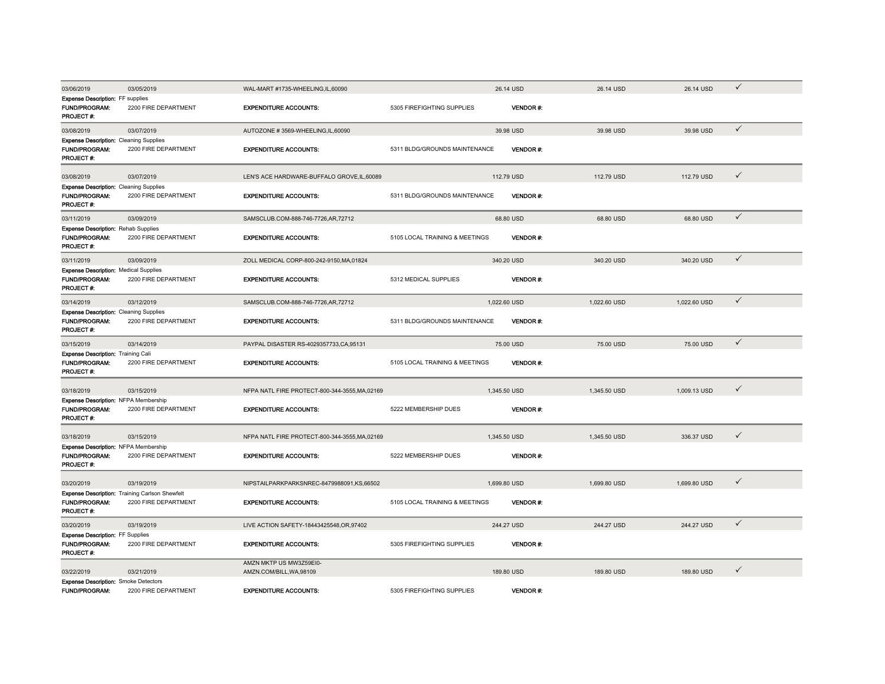| Transaction Date | Posting Date | Description | Amount | | Billed Amount | Allocated Amount | |
|---|---|---|---|---|---|---|---|
| 03/06/2019 | 03/05/2019 | WAL-MART #1735-WHEELING,IL,60090 | 26.14 USD | | 26.14 USD | 26.14 USD | ✓ |
| **Expense Description:** FF supplies | | | | | | | |
| **FUND/PROGRAM:** | 2200 FIRE DEPARTMENT | **EXPENDITURE ACCOUNTS:** | 5305 FIREFIGHTING SUPPLIES | **VENDOR #:** | | | |
| **PROJECT #:** | | | | | | | |
| 03/08/2019 | 03/07/2019 | AUTOZONE # 3569-WHEELING,IL,60090 | 39.98 USD | | 39.98 USD | 39.98 USD | ✓ |
| **Expense Description:** Cleaning Supplies | | | | | | | |
| **FUND/PROGRAM:** | 2200 FIRE DEPARTMENT | **EXPENDITURE ACCOUNTS:** | 5311 BLDG/GROUNDS MAINTENANCE | **VENDOR #:** | | | |
| **PROJECT #:** | | | | | | | |
| 03/08/2019 | 03/07/2019 | LEN'S ACE HARDWARE-BUFFALO GROVE,IL,60089 | 112.79 USD | | 112.79 USD | 112.79 USD | ✓ |
| **Expense Description:** Cleaning Supplies | | | | | | | |
| **FUND/PROGRAM:** | 2200 FIRE DEPARTMENT | **EXPENDITURE ACCOUNTS:** | 5311 BLDG/GROUNDS MAINTENANCE | **VENDOR #:** | | | |
| **PROJECT #:** | | | | | | | |
| 03/11/2019 | 03/09/2019 | SAMSCLUB.COM-888-746-7726,AR,72712 | 68.80 USD | | 68.80 USD | 68.80 USD | ✓ |
| **Expense Description:** Rehab Supplies | | | | | | | |
| **FUND/PROGRAM:** | 2200 FIRE DEPARTMENT | **EXPENDITURE ACCOUNTS:** | 5105 LOCAL TRAINING & MEETINGS | **VENDOR #:** | | | |
| **PROJECT #:** | | | | | | | |
| 03/11/2019 | 03/09/2019 | ZOLL MEDICAL CORP-800-242-9150,MA,01824 | 340.20 USD | | 340.20 USD | 340.20 USD | ✓ |
| **Expense Description:** Medical Supplies | | | | | | | |
| **FUND/PROGRAM:** | 2200 FIRE DEPARTMENT | **EXPENDITURE ACCOUNTS:** | 5312 MEDICAL SUPPLIES | **VENDOR #:** | | | |
| **PROJECT #:** | | | | | | | |
| 03/14/2019 | 03/12/2019 | SAMSCLUB.COM-888-746-7726,AR,72712 | 1,022.60 USD | | 1,022.60 USD | 1,022.60 USD | ✓ |
| **Expense Description:** Cleaning Supplies | | | | | | | |
| **FUND/PROGRAM:** | 2200 FIRE DEPARTMENT | **EXPENDITURE ACCOUNTS:** | 5311 BLDG/GROUNDS MAINTENANCE | **VENDOR #:** | | | |
| **PROJECT #:** | | | | | | | |
| 03/15/2019 | 03/14/2019 | PAYPAL DISASTER RS-4029357733,CA,95131 | 75.00 USD | | 75.00 USD | 75.00 USD | ✓ |
| **Expense Description:** Training Cali | | | | | | | |
| **FUND/PROGRAM:** | 2200 FIRE DEPARTMENT | **EXPENDITURE ACCOUNTS:** | 5105 LOCAL TRAINING & MEETINGS | **VENDOR #:** | | | |
| **PROJECT #:** | | | | | | | |
| 03/18/2019 | 03/15/2019 | NFPA NATL FIRE PROTECT-800-344-3555,MA,02169 | 1,345.50 USD | | 1,345.50 USD | 1,009.13 USD | ✓ |
| **Expense Description:** NFPA Membership | | | | | | | |
| **FUND/PROGRAM:** | 2200 FIRE DEPARTMENT | **EXPENDITURE ACCOUNTS:** | 5222 MEMBERSHIP DUES | **VENDOR #:** | | | |
| **PROJECT #:** | | | | | | | |
| 03/18/2019 | 03/15/2019 | NFPA NATL FIRE PROTECT-800-344-3555,MA,02169 | 1,345.50 USD | | 1,345.50 USD | 336.37 USD | ✓ |
| **Expense Description:** NFPA Membership | | | | | | | |
| **FUND/PROGRAM:** | 2200 FIRE DEPARTMENT | **EXPENDITURE ACCOUNTS:** | 5222 MEMBERSHIP DUES | **VENDOR #:** | | | |
| **PROJECT #:** | | | | | | | |
| 03/20/2019 | 03/19/2019 | NIPSTAILPARKPARKSNREC-8479988091,KS,66502 | 1,699.80 USD | | 1,699.80 USD | 1,699.80 USD | ✓ |
| **Expense Description:** Training Carlson Shewfelt | | | | | | | |
| **FUND/PROGRAM:** | 2200 FIRE DEPARTMENT | **EXPENDITURE ACCOUNTS:** | 5105 LOCAL TRAINING & MEETINGS | **VENDOR #:** | | | |
| **PROJECT #:** | | | | | | | |
| 03/20/2019 | 03/19/2019 | LIVE ACTION SAFETY-18443425548,OR,97402 | 244.27 USD | | 244.27 USD | 244.27 USD | ✓ |
| **Expense Description:** FF Supplies | | | | | | | |
| **FUND/PROGRAM:** | 2200 FIRE DEPARTMENT | **EXPENDITURE ACCOUNTS:** | 5305 FIREFIGHTING SUPPLIES | **VENDOR #:** | | | |
| **PROJECT #:** | | | | | | | |
| 03/22/2019 | 03/21/2019 | AMZN MKTP US MW3Z59EI0-AMZN.COM/BILL,WA,98109 | 189.80 USD | | 189.80 USD | 189.80 USD | ✓ |
| **Expense Description:** Smoke Detectors | | | | | | | |
| **FUND/PROGRAM:** | 2200 FIRE DEPARTMENT | **EXPENDITURE ACCOUNTS:** | 5305 FIREFIGHTING SUPPLIES | **VENDOR #:** | | | |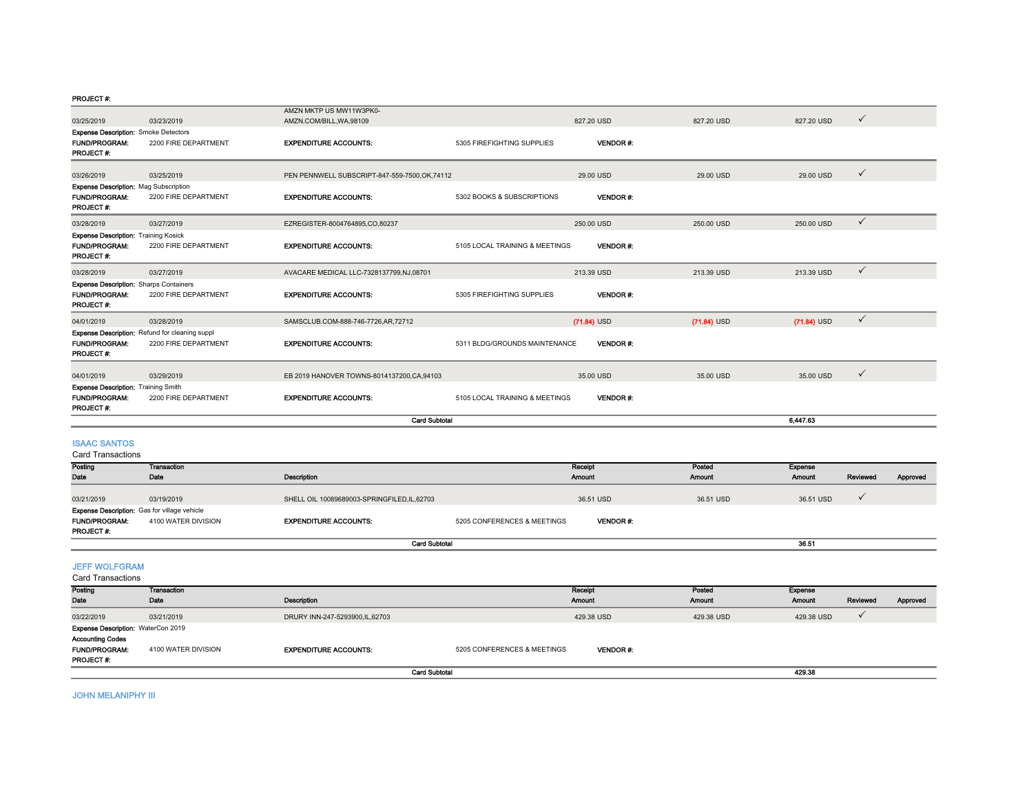PROJECT #:

| Posting Date | Transaction Date | Description | Receipt Amount | Posted Amount | Expense Amount | Reviewed | Approved |
|---|---|---|---|---|---|---|---|
| 03/25/2019 | 03/23/2019 | AMZN MKTP US MW11W3PK0-AMZN.COM/BILL,WA,98109 | 827.20 USD | 827.20 USD | 827.20 USD | ✓ | |
| Expense Description: Smoke Detectors | | | | | | | |
| FUND/PROGRAM: | 2200 FIRE DEPARTMENT | EXPENDITURE ACCOUNTS: | 5305 FIREFIGHTING SUPPLIES | VENDOR #: | | | |
| PROJECT #: | | | | | | | |
| 03/26/2019 | 03/25/2019 | PEN PENNWELL SUBSCRIPT-847-559-7500,OK,74112 | 29.00 USD | 29.00 USD | 29.00 USD | ✓ | |
| Expense Description: Mag Subscription | | | | | | | |
| FUND/PROGRAM: | 2200 FIRE DEPARTMENT | EXPENDITURE ACCOUNTS: | 5302 BOOKS & SUBSCRIPTIONS | VENDOR #: | | | |
| PROJECT #: | | | | | | | |
| 03/28/2019 | 03/27/2019 | EZREGISTER-8004764895,CO,80237 | 250.00 USD | 250.00 USD | 250.00 USD | ✓ | |
| Expense Description: Training Kosick | | | | | | | |
| FUND/PROGRAM: | 2200 FIRE DEPARTMENT | EXPENDITURE ACCOUNTS: | 5105 LOCAL TRAINING & MEETINGS | VENDOR #: | | | |
| PROJECT #: | | | | | | | |
| 03/28/2019 | 03/27/2019 | AVACARE MEDICAL LLC-7328137799,NJ,08701 | 213.39 USD | 213.39 USD | 213.39 USD | ✓ | |
| Expense Description: Sharps Containers | | | | | | | |
| FUND/PROGRAM: | 2200 FIRE DEPARTMENT | EXPENDITURE ACCOUNTS: | 5305 FIREFIGHTING SUPPLIES | VENDOR #: | | | |
| PROJECT #: | | | | | | | |
| 04/01/2019 | 03/28/2019 | SAMSCLUB.COM-888-746-7726,AR,72712 | (71.84) USD | (71.84) USD | (71.84) USD | ✓ | |
| Expense Description: Refund for cleaning suppl | | | | | | | |
| FUND/PROGRAM: | 2200 FIRE DEPARTMENT | EXPENDITURE ACCOUNTS: | 5311 BLDG/GROUNDS MAINTENANCE | VENDOR #: | | | |
| PROJECT #: | | | | | | | |
| 04/01/2019 | 03/29/2019 | EB 2019 HANOVER TOWNS-8014137200,CA,94103 | 35.00 USD | 35.00 USD | 35.00 USD | ✓ | |
| Expense Description: Training Smith | | | | | | | |
| FUND/PROGRAM: | 2200 FIRE DEPARTMENT | EXPENDITURE ACCOUNTS: | 5105 LOCAL TRAINING & MEETINGS | VENDOR #: | | | |
| PROJECT #: | | | | | | | |
| | | Card Subtotal | | | 6,447.63 | | |

## ISAAC SANTOS

Card Transactions

| Posting Date | Transaction Date | Description | Receipt Amount | Posted Amount | Expense Amount | Reviewed | Approved |
|---|---|---|---|---|---|---|---|
| 03/21/2019 | 03/19/2019 | SHELL OIL 10089689003-SPRINGFIELD,IL,62703 | 36.51 USD | 36.51 USD | 36.51 USD | ✓ | |
| Expense Description: Gas for village vehicle | | | | | | | |
| FUND/PROGRAM: | 4100 WATER DIVISION | EXPENDITURE ACCOUNTS: | 5205 CONFERENCES & MEETINGS | VENDOR #: | | | |
| PROJECT #: | | | | | | | |
| | | Card Subtotal | | | 36.51 | | |

## JEFF WOLFGRAM

Card Transactions

| Posting Date | Transaction Date | Description | Receipt Amount | Posted Amount | Expense Amount | Reviewed | Approved |
|---|---|---|---|---|---|---|---|
| 03/22/2019 | 03/21/2019 | DRURY INN-247-5293900,IL,62703 | 429.38 USD | 429.38 USD | 429.38 USD | ✓ | |
| Expense Description: WaterCon 2019 | | | | | | | |
| Accounting Codes | | | | | | | |
| FUND/PROGRAM: | 4100 WATER DIVISION | EXPENDITURE ACCOUNTS: | 5205 CONFERENCES & MEETINGS | VENDOR #: | | | |
| PROJECT #: | | | | | | | |
| | | Card Subtotal | | | 429.38 | | |

## JOHN MELANIPHY III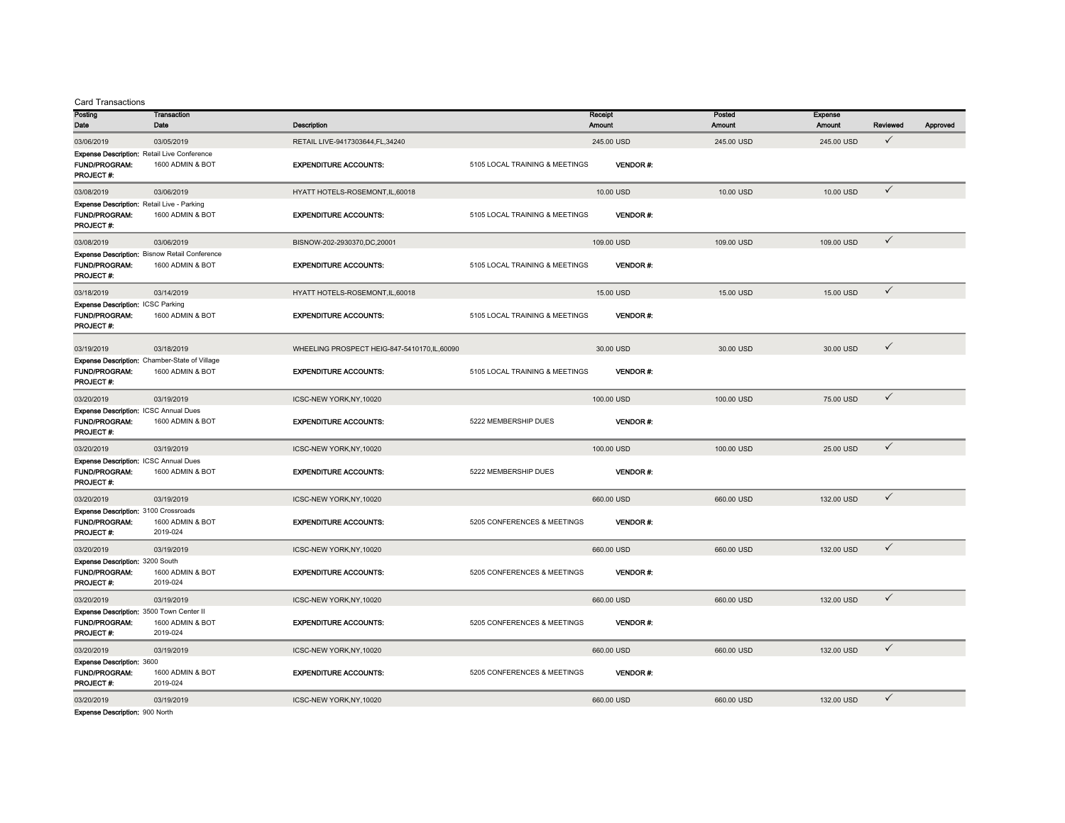Card Transactions

| Posting Date | Transaction Date | Description | | Receipt Amount | Posted Amount | Expense Amount | Reviewed | Approved |
|---|---|---|---|---|---|---|---|---|
| 03/06/2019 | 03/05/2019 | RETAIL LIVE-9417303644,FL,34240 | | 245.00 USD | 245.00 USD | 245.00 USD | ✓ | |
| **Expense Description:** Retail Live Conference | | | | | | | | |
| **FUND/PROGRAM:** | 1600 ADMIN & BOT | **EXPENDITURE ACCOUNTS:** | 5105 LOCAL TRAINING & MEETINGS | **VENDOR #:** | | | | |
| **PROJECT #:** | | | | | | | | |
| 03/08/2019 | 03/06/2019 | HYATT HOTELS-ROSEMONT,IL,60018 | | 10.00 USD | 10.00 USD | 10.00 USD | ✓ | |
| **Expense Description:** Retail Live - Parking | | | | | | | | |
| **FUND/PROGRAM:** | 1600 ADMIN & BOT | **EXPENDITURE ACCOUNTS:** | 5105 LOCAL TRAINING & MEETINGS | **VENDOR #:** | | | | |
| **PROJECT #:** | | | | | | | | |
| 03/08/2019 | 03/06/2019 | BISNOW-202-2930370,DC,20001 | | 109.00 USD | 109.00 USD | 109.00 USD | ✓ | |
| **Expense Description:** Bisnow Retail Conference | | | | | | | | |
| **FUND/PROGRAM:** | 1600 ADMIN & BOT | **EXPENDITURE ACCOUNTS:** | 5105 LOCAL TRAINING & MEETINGS | **VENDOR #:** | | | | |
| **PROJECT #:** | | | | | | | | |
| 03/18/2019 | 03/14/2019 | HYATT HOTELS-ROSEMONT,IL,60018 | | 15.00 USD | 15.00 USD | 15.00 USD | ✓ | |
| **Expense Description:** ICSC Parking | | | | | | | | |
| **FUND/PROGRAM:** | 1600 ADMIN & BOT | **EXPENDITURE ACCOUNTS:** | 5105 LOCAL TRAINING & MEETINGS | **VENDOR #:** | | | | |
| **PROJECT #:** | | | | | | | | |
| 03/19/2019 | 03/18/2019 | WHEELING PROSPECT HEIG-847-5410170,IL,60090 | | 30.00 USD | 30.00 USD | 30.00 USD | ✓ | |
| **Expense Description:** Chamber-State of Village | | | | | | | | |
| **FUND/PROGRAM:** | 1600 ADMIN & BOT | **EXPENDITURE ACCOUNTS:** | 5105 LOCAL TRAINING & MEETINGS | **VENDOR #:** | | | | |
| **PROJECT #:** | | | | | | | | |
| 03/20/2019 | 03/19/2019 | ICSC-NEW YORK,NY,10020 | | 100.00 USD | 100.00 USD | 75.00 USD | ✓ | |
| **Expense Description:** ICSC Annual Dues | | | | | | | | |
| **FUND/PROGRAM:** | 1600 ADMIN & BOT | **EXPENDITURE ACCOUNTS:** | 5222 MEMBERSHIP DUES | **VENDOR #:** | | | | |
| **PROJECT #:** | | | | | | | | |
| 03/20/2019 | 03/19/2019 | ICSC-NEW YORK,NY,10020 | | 100.00 USD | 100.00 USD | 25.00 USD | ✓ | |
| **Expense Description:** ICSC Annual Dues | | | | | | | | |
| **FUND/PROGRAM:** | 1600 ADMIN & BOT | **EXPENDITURE ACCOUNTS:** | 5222 MEMBERSHIP DUES | **VENDOR #:** | | | | |
| **PROJECT #:** | | | | | | | | |
| 03/20/2019 | 03/19/2019 | ICSC-NEW YORK,NY,10020 | | 660.00 USD | 660.00 USD | 132.00 USD | ✓ | |
| **Expense Description:** 3100 Crossroads | | | | | | | | |
| **FUND/PROGRAM:** | 1600 ADMIN & BOT | **EXPENDITURE ACCOUNTS:** | 5205 CONFERENCES & MEETINGS | **VENDOR #:** | | | | |
| **PROJECT #:** | 2019-024 | | | | | | | |
| 03/20/2019 | 03/19/2019 | ICSC-NEW YORK,NY,10020 | | 660.00 USD | 660.00 USD | 132.00 USD | ✓ | |
| **Expense Description:** 3200 South | | | | | | | | |
| **FUND/PROGRAM:** | 1600 ADMIN & BOT | **EXPENDITURE ACCOUNTS:** | 5205 CONFERENCES & MEETINGS | **VENDOR #:** | | | | |
| **PROJECT #:** | 2019-024 | | | | | | | |
| 03/20/2019 | 03/19/2019 | ICSC-NEW YORK,NY,10020 | | 660.00 USD | 660.00 USD | 132.00 USD | ✓ | |
| **Expense Description:** 3500 Town Center II | | | | | | | | |
| **FUND/PROGRAM:** | 1600 ADMIN & BOT | **EXPENDITURE ACCOUNTS:** | 5205 CONFERENCES & MEETINGS | **VENDOR #:** | | | | |
| **PROJECT #:** | 2019-024 | | | | | | | |
| 03/20/2019 | 03/19/2019 | ICSC-NEW YORK,NY,10020 | | 660.00 USD | 660.00 USD | 132.00 USD | ✓ | |
| **Expense Description:** 3600 | | | | | | | | |
| **FUND/PROGRAM:** | 1600 ADMIN & BOT | **EXPENDITURE ACCOUNTS:** | 5205 CONFERENCES & MEETINGS | **VENDOR #:** | | | | |
| **PROJECT #:** | 2019-024 | | | | | | | |
| 03/20/2019 | 03/19/2019 | ICSC-NEW YORK,NY,10020 | | 660.00 USD | 660.00 USD | 132.00 USD | ✓ | |
| **Expense Description:** 900 North | | | | | | | | |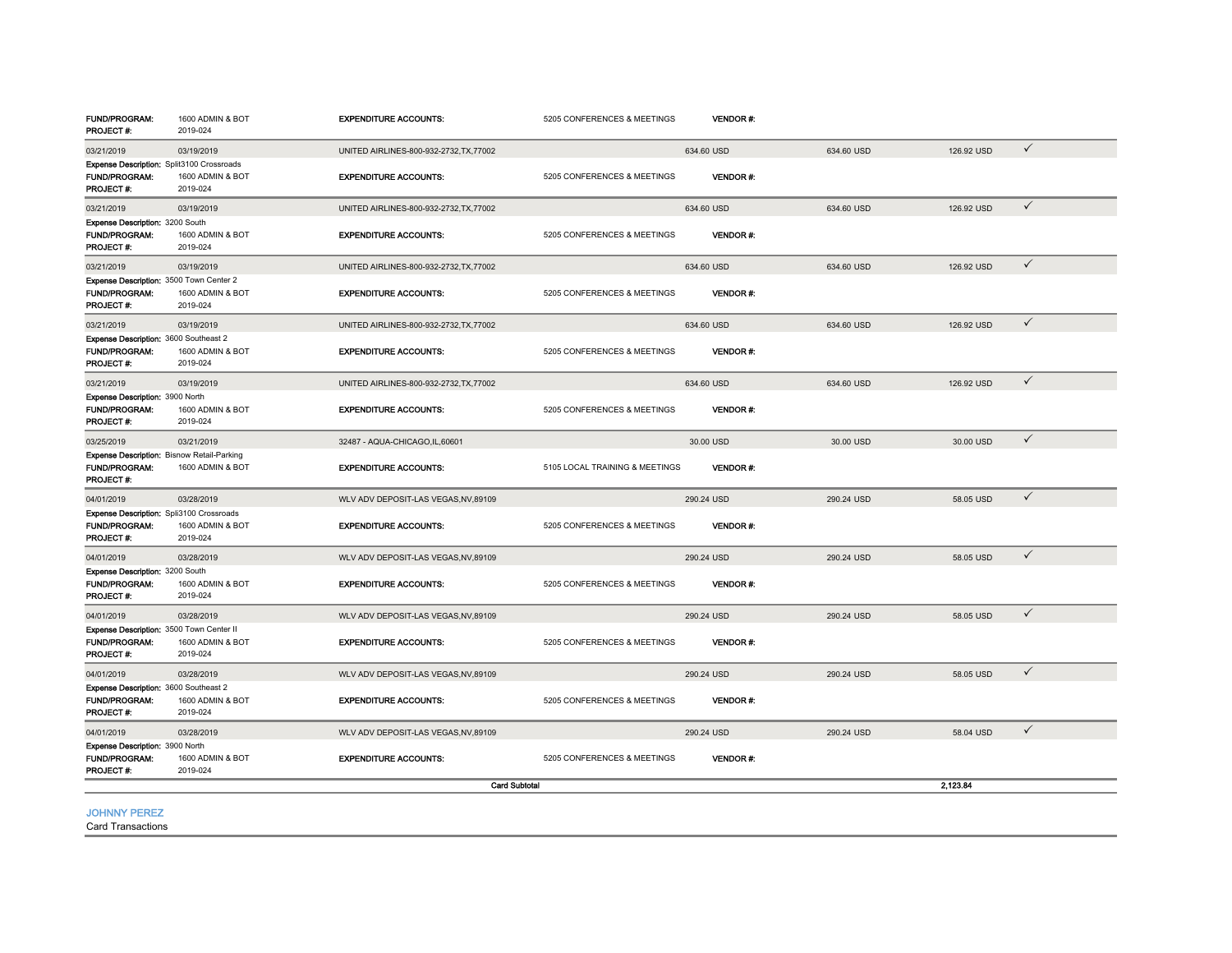| | | | | | | | |
|---|---|---|---|---|---|---|---|
| **FUND/PROGRAM:** 1600 ADMIN & BOT | | **EXPENDITURE ACCOUNTS:** | 5205 CONFERENCES & MEETINGS | **VENDOR #:** | | | |
| **PROJECT #:** 2019-024 | | | | | | | |
| 03/21/2019 | 03/19/2019 | UNITED AIRLINES-800-932-2732,TX,77002 | | 634.60 USD | 634.60 USD | 126.92 USD | ✓ |
| **Expense Description:** Split3100 Crossroads | | | | | | | |
| **FUND/PROGRAM:** 1600 ADMIN & BOT | | **EXPENDITURE ACCOUNTS:** | 5205 CONFERENCES & MEETINGS | **VENDOR #:** | | | |
| **PROJECT #:** 2019-024 | | | | | | | |
| 03/21/2019 | 03/19/2019 | UNITED AIRLINES-800-932-2732,TX,77002 | | 634.60 USD | 634.60 USD | 126.92 USD | ✓ |
| **Expense Description:** 3200 South | | | | | | | |
| **FUND/PROGRAM:** 1600 ADMIN & BOT | | **EXPENDITURE ACCOUNTS:** | 5205 CONFERENCES & MEETINGS | **VENDOR #:** | | | |
| **PROJECT #:** 2019-024 | | | | | | | |
| 03/21/2019 | 03/19/2019 | UNITED AIRLINES-800-932-2732,TX,77002 | | 634.60 USD | 634.60 USD | 126.92 USD | ✓ |
| **Expense Description:** 3500 Town Center 2 | | | | | | | |
| **FUND/PROGRAM:** 1600 ADMIN & BOT | | **EXPENDITURE ACCOUNTS:** | 5205 CONFERENCES & MEETINGS | **VENDOR #:** | | | |
| **PROJECT #:** 2019-024 | | | | | | | |
| 03/21/2019 | 03/19/2019 | UNITED AIRLINES-800-932-2732,TX,77002 | | 634.60 USD | 634.60 USD | 126.92 USD | ✓ |
| **Expense Description:** 3600 Southeast 2 | | | | | | | |
| **FUND/PROGRAM:** 1600 ADMIN & BOT | | **EXPENDITURE ACCOUNTS:** | 5205 CONFERENCES & MEETINGS | **VENDOR #:** | | | |
| **PROJECT #:** 2019-024 | | | | | | | |
| 03/21/2019 | 03/19/2019 | UNITED AIRLINES-800-932-2732,TX,77002 | | 634.60 USD | 634.60 USD | 126.92 USD | ✓ |
| **Expense Description:** 3900 North | | | | | | | |
| **FUND/PROGRAM:** 1600 ADMIN & BOT | | **EXPENDITURE ACCOUNTS:** | 5205 CONFERENCES & MEETINGS | **VENDOR #:** | | | |
| **PROJECT #:** 2019-024 | | | | | | | |
| 03/25/2019 | 03/21/2019 | 32487 - AQUA-CHICAGO,IL,60601 | | 30.00 USD | 30.00 USD | 30.00 USD | ✓ |
| **Expense Description:** Bisnow Retail-Parking | | | | | | | |
| **FUND/PROGRAM:** 1600 ADMIN & BOT | | **EXPENDITURE ACCOUNTS:** | 5105 LOCAL TRAINING & MEETINGS | **VENDOR #:** | | | |
| **PROJECT #:** | | | | | | | |
| 04/01/2019 | 03/28/2019 | WLV ADV DEPOSIT-LAS VEGAS,NV,89109 | | 290.24 USD | 290.24 USD | 58.05 USD | ✓ |
| **Expense Description:** Spli3100 Crossroads | | | | | | | |
| **FUND/PROGRAM:** 1600 ADMIN & BOT | | **EXPENDITURE ACCOUNTS:** | 5205 CONFERENCES & MEETINGS | **VENDOR #:** | | | |
| **PROJECT #:** 2019-024 | | | | | | | |
| 04/01/2019 | 03/28/2019 | WLV ADV DEPOSIT-LAS VEGAS,NV,89109 | | 290.24 USD | 290.24 USD | 58.05 USD | ✓ |
| **Expense Description:** 3200 South | | | | | | | |
| **FUND/PROGRAM:** 1600 ADMIN & BOT | | **EXPENDITURE ACCOUNTS:** | 5205 CONFERENCES & MEETINGS | **VENDOR #:** | | | |
| **PROJECT #:** 2019-024 | | | | | | | |
| 04/01/2019 | 03/28/2019 | WLV ADV DEPOSIT-LAS VEGAS,NV,89109 | | 290.24 USD | 290.24 USD | 58.05 USD | ✓ |
| **Expense Description:** 3500 Town Center II | | | | | | | |
| **FUND/PROGRAM:** 1600 ADMIN & BOT | | **EXPENDITURE ACCOUNTS:** | 5205 CONFERENCES & MEETINGS | **VENDOR #:** | | | |
| **PROJECT #:** 2019-024 | | | | | | | |
| 04/01/2019 | 03/28/2019 | WLV ADV DEPOSIT-LAS VEGAS,NV,89109 | | 290.24 USD | 290.24 USD | 58.05 USD | ✓ |
| **Expense Description:** 3600 Southeast 2 | | | | | | | |
| **FUND/PROGRAM:** 1600 ADMIN & BOT | | **EXPENDITURE ACCOUNTS:** | 5205 CONFERENCES & MEETINGS | **VENDOR #:** | | | |
| **PROJECT #:** 2019-024 | | | | | | | |
| 04/01/2019 | 03/28/2019 | WLV ADV DEPOSIT-LAS VEGAS,NV,89109 | | 290.24 USD | 290.24 USD | 58.04 USD | ✓ |
| **Expense Description:** 3900 North | | | | | | | |
| **FUND/PROGRAM:** 1600 ADMIN & BOT | | **EXPENDITURE ACCOUNTS:** | 5205 CONFERENCES & MEETINGS | **VENDOR #:** | | | |
| **PROJECT #:** 2019-024 | | | | | | | |
| | | | **Card Subtotal** | | | **2,123.84** | |

## JOHNNY PEREZ

Card Transactions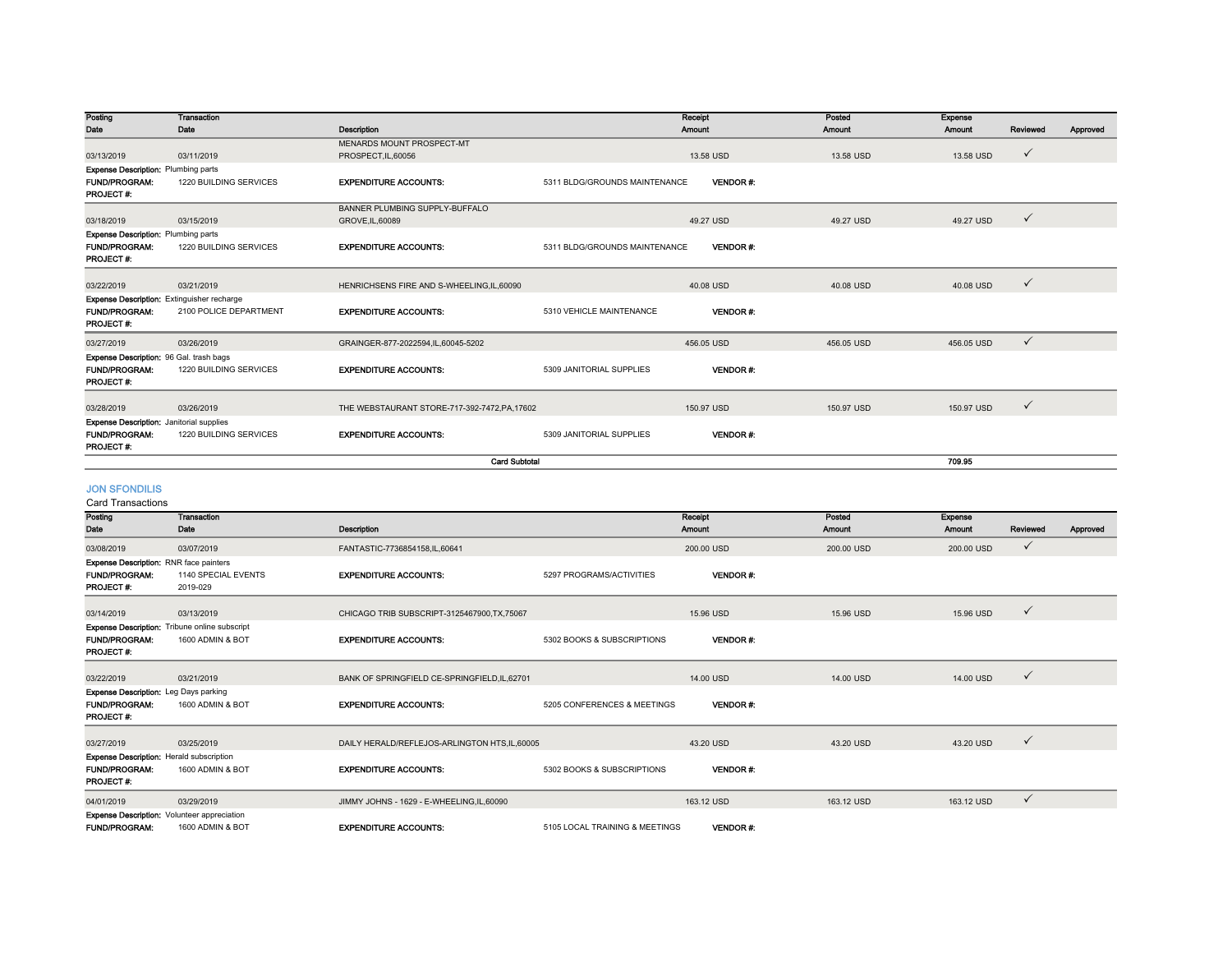| Posting Date | Transaction Date | Description | Receipt Amount | Posted Amount | Expense Amount | Reviewed | Approved |
|---|---|---|---|---|---|---|---|
| 03/13/2019 | 03/11/2019 | MENARDS MOUNT PROSPECT-MT PROSPECT,IL,60056 | 13.58 USD | 13.58 USD | 13.58 USD | ✓ | |

**Expense Description:** Plumbing parts
**FUND/PROGRAM:** 1220 BUILDING SERVICES **EXPENDITURE ACCOUNTS:** 5311 BLDG/GROUNDS MAINTENANCE **VENDOR #:**
**PROJECT #:**

| Posting Date | Transaction Date | Description | Receipt Amount | Posted Amount | Expense Amount | Reviewed | Approved |
|---|---|---|---|---|---|---|---|
| 03/18/2019 | 03/15/2019 | BANNER PLUMBING SUPPLY-BUFFALO GROVE,IL,60089 | 49.27 USD | 49.27 USD | 49.27 USD | ✓ | |

**Expense Description:** Plumbing parts
**FUND/PROGRAM:** 1220 BUILDING SERVICES **EXPENDITURE ACCOUNTS:** 5311 BLDG/GROUNDS MAINTENANCE **VENDOR #:**
**PROJECT #:**

| Posting Date | Transaction Date | Description | Receipt Amount | Posted Amount | Expense Amount | Reviewed | Approved |
|---|---|---|---|---|---|---|---|
| 03/22/2019 | 03/21/2019 | HENRICHSENS FIRE AND S-WHEELING,IL,60090 | 40.08 USD | 40.08 USD | 40.08 USD | ✓ | |

**Expense Description:** Extinguisher recharge
**FUND/PROGRAM:** 2100 POLICE DEPARTMENT **EXPENDITURE ACCOUNTS:** 5310 VEHICLE MAINTENANCE **VENDOR #:**
**PROJECT #:**

| Posting Date | Transaction Date | Description | Receipt Amount | Posted Amount | Expense Amount | Reviewed | Approved |
|---|---|---|---|---|---|---|---|
| 03/27/2019 | 03/26/2019 | GRAINGER-877-2022594,IL,60045-5202 | 456.05 USD | 456.05 USD | 456.05 USD | ✓ | |

**Expense Description:** 96 Gal. trash bags
**FUND/PROGRAM:** 1220 BUILDING SERVICES **EXPENDITURE ACCOUNTS:** 5309 JANITORIAL SUPPLIES **VENDOR #:**
**PROJECT #:**

| Posting Date | Transaction Date | Description | Receipt Amount | Posted Amount | Expense Amount | Reviewed | Approved |
|---|---|---|---|---|---|---|---|
| 03/28/2019 | 03/26/2019 | THE WEBSTAURANT STORE-717-392-7472,PA,17602 | 150.97 USD | 150.97 USD | 150.97 USD | ✓ | |

**Expense Description:** Janitorial supplies
**FUND/PROGRAM:** 1220 BUILDING SERVICES **EXPENDITURE ACCOUNTS:** 5309 JANITORIAL SUPPLIES **VENDOR #:**
**PROJECT #:**

**Card Subtotal** 709.95

## JON SFONDILIS

Card Transactions

| Posting Date | Transaction Date | Description | Receipt Amount | Posted Amount | Expense Amount | Reviewed | Approved |
|---|---|---|---|---|---|---|---|
| 03/08/2019 | 03/07/2019 | FANTASTIC-7736854158,IL,60641 | 200.00 USD | 200.00 USD | 200.00 USD | ✓ | |

**Expense Description:** RNR face painters
**FUND/PROGRAM:** 1140 SPECIAL EVENTS **EXPENDITURE ACCOUNTS:** 5297 PROGRAMS/ACTIVITIES **VENDOR #:**
**PROJECT #:** 2019-029

| Posting Date | Transaction Date | Description | Receipt Amount | Posted Amount | Expense Amount | Reviewed | Approved |
|---|---|---|---|---|---|---|---|
| 03/14/2019 | 03/13/2019 | CHICAGO TRIB SUBSCRIPT-3125467900,TX,75067 | 15.96 USD | 15.96 USD | 15.96 USD | ✓ | |

**Expense Description:** Tribune online subscript
**FUND/PROGRAM:** 1600 ADMIN & BOT **EXPENDITURE ACCOUNTS:** 5302 BOOKS & SUBSCRIPTIONS **VENDOR #:**
**PROJECT #:**

| Posting Date | Transaction Date | Description | Receipt Amount | Posted Amount | Expense Amount | Reviewed | Approved |
|---|---|---|---|---|---|---|---|
| 03/22/2019 | 03/21/2019 | BANK OF SPRINGFIELD CE-SPRINGFIELD,IL,62701 | 14.00 USD | 14.00 USD | 14.00 USD | ✓ | |

**Expense Description:** Leg Days parking
**FUND/PROGRAM:** 1600 ADMIN & BOT **EXPENDITURE ACCOUNTS:** 5205 CONFERENCES & MEETINGS **VENDOR #:**
**PROJECT #:**

| Posting Date | Transaction Date | Description | Receipt Amount | Posted Amount | Expense Amount | Reviewed | Approved |
|---|---|---|---|---|---|---|---|
| 03/27/2019 | 03/25/2019 | DAILY HERALD/REFLEJOS-ARLINGTON HTS,IL,60005 | 43.20 USD | 43.20 USD | 43.20 USD | ✓ | |

**Expense Description:** Herald subscription
**FUND/PROGRAM:** 1600 ADMIN & BOT **EXPENDITURE ACCOUNTS:** 5302 BOOKS & SUBSCRIPTIONS **VENDOR #:**
**PROJECT #:**

| Posting Date | Transaction Date | Description | Receipt Amount | Posted Amount | Expense Amount | Reviewed | Approved |
|---|---|---|---|---|---|---|---|
| 04/01/2019 | 03/29/2019 | JIMMY JOHNS - 1629 - E-WHEELING,IL,60090 | 163.12 USD | 163.12 USD | 163.12 USD | ✓ | |

**Expense Description:** Volunteer appreciation
**FUND/PROGRAM:** 1600 ADMIN & BOT **EXPENDITURE ACCOUNTS:** 5105 LOCAL TRAINING & MEETINGS **VENDOR #:**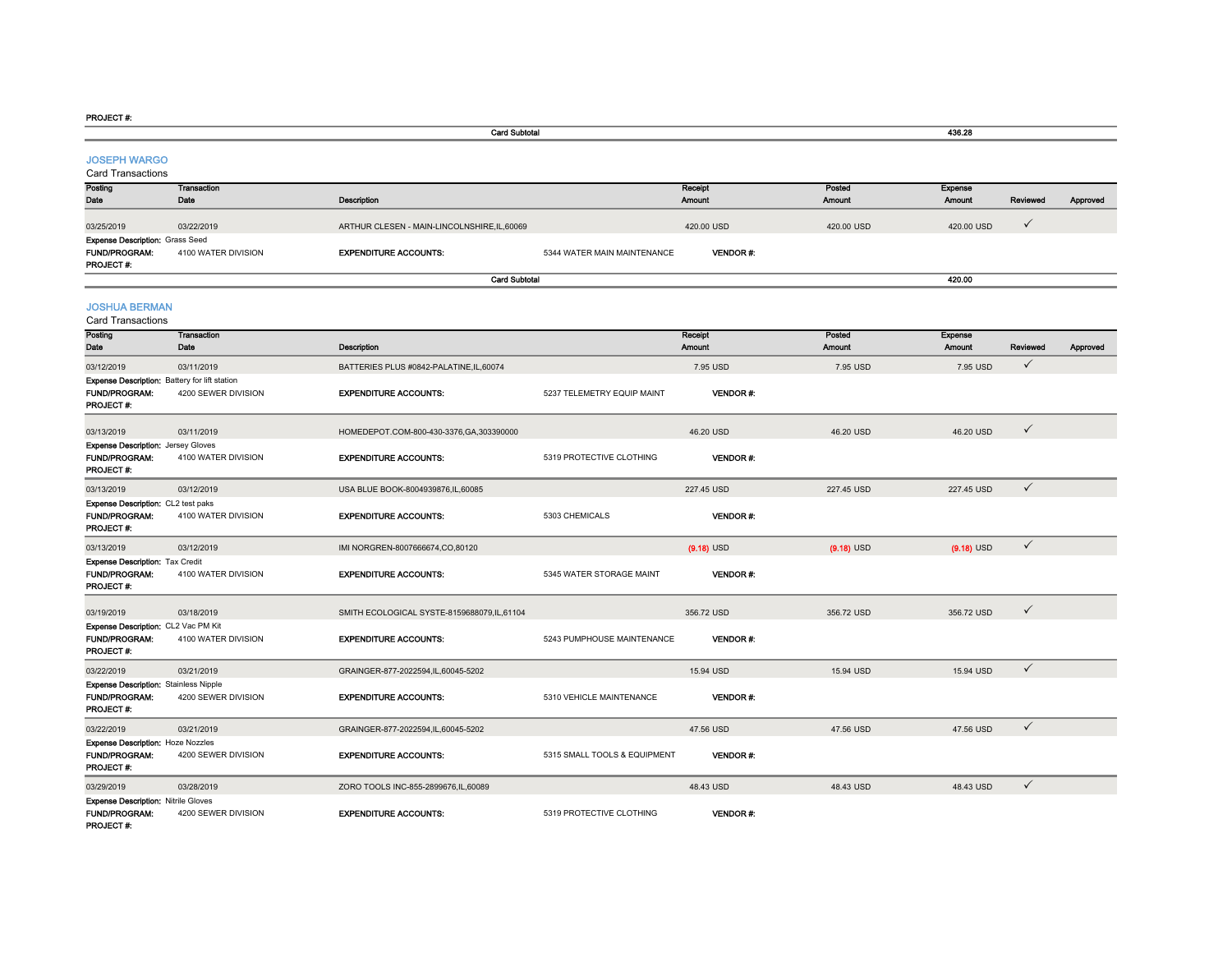PROJECT #:

| | Card Subtotal | | | | 436.28 | | |
|---|---|---|---|---|---|---|---|

## JOSEPH WARGO

Card Transactions

| Posting Date | Transaction Date | Description | | Receipt Amount | Posted Amount | Expense Amount | Reviewed | Approved |
|---|---|---|---|---|---|---|---|---|
| 03/25/2019 | 03/22/2019 | ARTHUR CLESEN - MAIN-LINCOLNSHIRE,IL,60069 | | 420.00 USD | 420.00 USD | 420.00 USD | ✓ | |
| **Expense Description:** Grass Seed | | | | | | | | |
| **FUND/PROGRAM:** | 4100 WATER DIVISION | **EXPENDITURE ACCOUNTS:** | 5344 WATER MAIN MAINTENANCE | **VENDOR #:** | | | | |
| **PROJECT #:** | | | | | | | | |
| | | Card Subtotal | | | | 420.00 | | |

## JOSHUA BERMAN

Card Transactions

| Posting Date | Transaction Date | Description | | Receipt Amount | Posted Amount | Expense Amount | Reviewed | Approved |
|---|---|---|---|---|---|---|---|---|
| 03/12/2019 | 03/11/2019 | BATTERIES PLUS #0842-PALATINE,IL,60074 | | 7.95 USD | 7.95 USD | 7.95 USD | ✓ | |
| **Expense Description:** Battery for lift station | | | | | | | | |
| **FUND/PROGRAM:** | 4200 SEWER DIVISION | **EXPENDITURE ACCOUNTS:** | 5237 TELEMETRY EQUIP MAINT | **VENDOR #:** | | | | |
| **PROJECT #:** | | | | | | | | |
| 03/13/2019 | 03/11/2019 | HOMEDEPOT.COM-800-430-3376,GA,303390000 | | 46.20 USD | 46.20 USD | 46.20 USD | ✓ | |
| **Expense Description:** Jersey Gloves | | | | | | | | |
| **FUND/PROGRAM:** | 4100 WATER DIVISION | **EXPENDITURE ACCOUNTS:** | 5319 PROTECTIVE CLOTHING | **VENDOR #:** | | | | |
| **PROJECT #:** | | | | | | | | |
| 03/13/2019 | 03/12/2019 | USA BLUE BOOK-8004939876,IL,60085 | | 227.45 USD | 227.45 USD | 227.45 USD | ✓ | |
| **Expense Description:** CL2 test paks | | | | | | | | |
| **FUND/PROGRAM:** | 4100 WATER DIVISION | **EXPENDITURE ACCOUNTS:** | 5303 CHEMICALS | **VENDOR #:** | | | | |
| **PROJECT #:** | | | | | | | | |
| 03/13/2019 | 03/12/2019 | IMI NORGREN-8007666674,CO,80120 | | (9.18) USD | (9.18) USD | (9.18) USD | ✓ | |
| **Expense Description:** Tax Credit | | | | | | | | |
| **FUND/PROGRAM:** | 4100 WATER DIVISION | **EXPENDITURE ACCOUNTS:** | 5345 WATER STORAGE MAINT | **VENDOR #:** | | | | |
| **PROJECT #:** | | | | | | | | |
| 03/19/2019 | 03/18/2019 | SMITH ECOLOGICAL SYSTE-8159688079,IL,61104 | | 356.72 USD | 356.72 USD | 356.72 USD | ✓ | |
| **Expense Description:** CL2 Vac PM Kit | | | | | | | | |
| **FUND/PROGRAM:** | 4100 WATER DIVISION | **EXPENDITURE ACCOUNTS:** | 5243 PUMPHOUSE MAINTENANCE | **VENDOR #:** | | | | |
| **PROJECT #:** | | | | | | | | |
| 03/22/2019 | 03/21/2019 | GRAINGER-877-2022594,IL,60045-5202 | | 15.94 USD | 15.94 USD | 15.94 USD | ✓ | |
| **Expense Description:** Stainless Nipple | | | | | | | | |
| **FUND/PROGRAM:** | 4200 SEWER DIVISION | **EXPENDITURE ACCOUNTS:** | 5310 VEHICLE MAINTENANCE | **VENDOR #:** | | | | |
| **PROJECT #:** | | | | | | | | |
| 03/22/2019 | 03/21/2019 | GRAINGER-877-2022594,IL,60045-5202 | | 47.56 USD | 47.56 USD | 47.56 USD | ✓ | |
| **Expense Description:** Hoze Nozzles | | | | | | | | |
| **FUND/PROGRAM:** | 4200 SEWER DIVISION | **EXPENDITURE ACCOUNTS:** | 5315 SMALL TOOLS & EQUIPMENT | **VENDOR #:** | | | | |
| **PROJECT #:** | | | | | | | | |
| 03/29/2019 | 03/28/2019 | ZORO TOOLS INC-855-2899676,IL,60089 | | 48.43 USD | 48.43 USD | 48.43 USD | ✓ | |
| **Expense Description:** Nitrile Gloves | | | | | | | | |
| **FUND/PROGRAM:** | 4200 SEWER DIVISION | **EXPENDITURE ACCOUNTS:** | 5319 PROTECTIVE CLOTHING | **VENDOR #:** | | | | |
| **PROJECT #:** | | | | | | | | |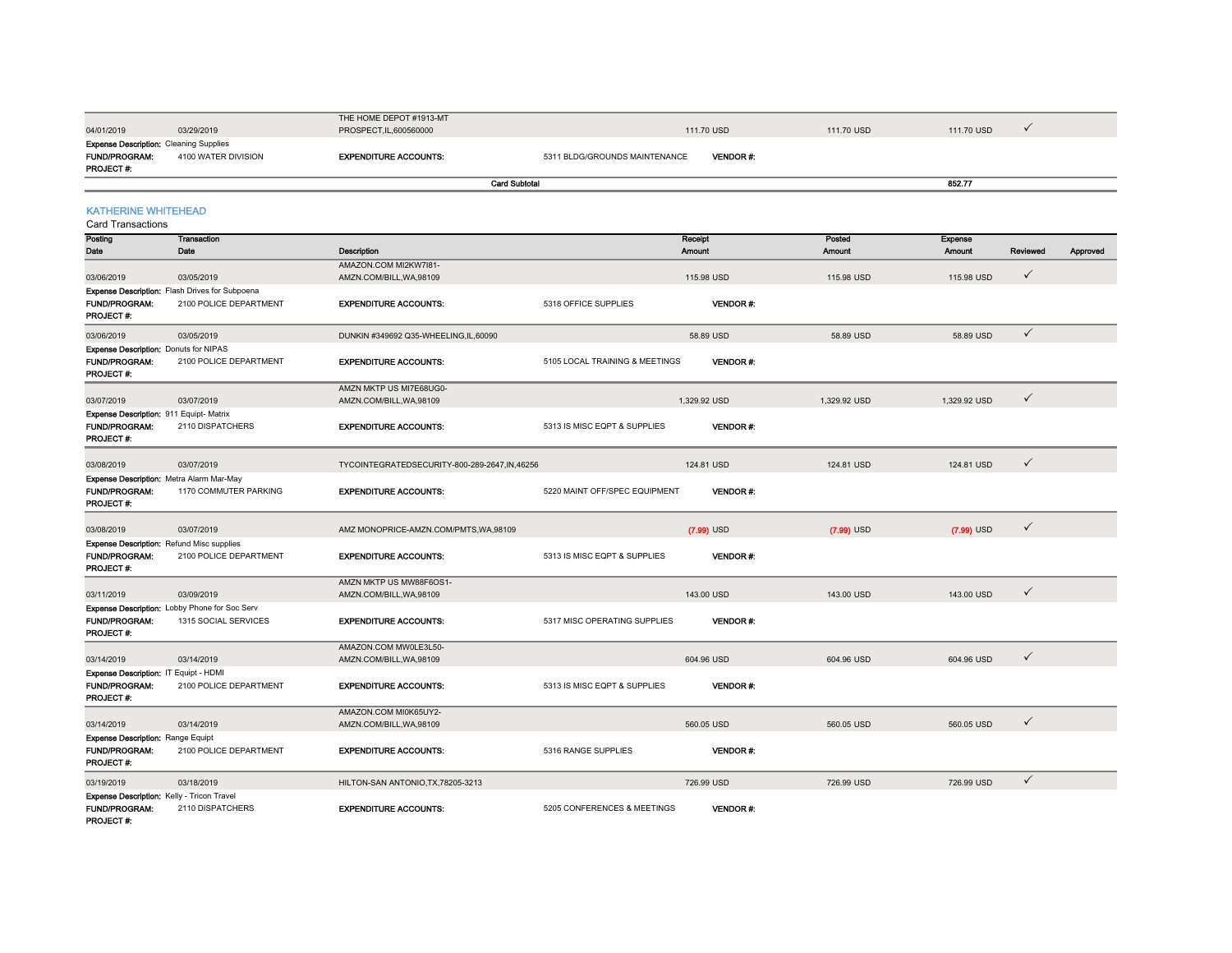| Posting Date | Transaction Date | Description | Receipt Amount | Posted Amount | Expense Amount | Reviewed | Approved |
|---|---|---|---|---|---|---|---|
| 04/01/2019 | 03/29/2019 | THE HOME DEPOT #1913-MT PROSPECT,IL,600560000 | 111.70 USD | 111.70 USD | 111.70 USD | ✓ | |

**Expense Description:** Cleaning Supplies
**FUND/PROGRAM:** 4100 WATER DIVISION **EXPENDITURE ACCOUNTS:** 5311 BLDG/GROUNDS MAINTENANCE **VENDOR #:**
**PROJECT #:**

**Card Subtotal** 852.77

## KATHERINE WHITEHEAD

Card Transactions

| Posting Date | Transaction Date | Description | Receipt Amount | Posted Amount | Expense Amount | Reviewed | Approved |
|---|---|---|---|---|---|---|---|
| 03/06/2019 | 03/05/2019 | AMAZON.COM MI2KW7I81-AMZN.COM/BILL,WA,98109 | 115.98 USD | 115.98 USD | 115.98 USD | ✓ | |

**Expense Description:** Flash Drives for Subpoena
**FUND/PROGRAM:** 2100 POLICE DEPARTMENT **EXPENDITURE ACCOUNTS:** 5318 OFFICE SUPPLIES **VENDOR #:**
**PROJECT #:**

| Posting Date | Transaction Date | Description | Receipt Amount | Posted Amount | Expense Amount | Reviewed | Approved |
|---|---|---|---|---|---|---|---|
| 03/06/2019 | 03/05/2019 | DUNKIN #349692 Q35-WHEELING,IL,60090 | 58.89 USD | 58.89 USD | 58.89 USD | ✓ | |

**Expense Description:** Donuts for NIPAS
**FUND/PROGRAM:** 2100 POLICE DEPARTMENT **EXPENDITURE ACCOUNTS:** 5105 LOCAL TRAINING & MEETINGS **VENDOR #:**
**PROJECT #:**

| Posting Date | Transaction Date | Description | Receipt Amount | Posted Amount | Expense Amount | Reviewed | Approved |
|---|---|---|---|---|---|---|---|
| 03/07/2019 | 03/07/2019 | AMZN MKTP US MI7E68UG0-AMZN.COM/BILL,WA,98109 | 1,329.92 USD | 1,329.92 USD | 1,329.92 USD | ✓ | |

**Expense Description:** 911 Equipt- Matrix
**FUND/PROGRAM:** 2110 DISPATCHERS **EXPENDITURE ACCOUNTS:** 5313 IS MISC EQPT & SUPPLIES **VENDOR #:**
**PROJECT #:**

| Posting Date | Transaction Date | Description | Receipt Amount | Posted Amount | Expense Amount | Reviewed | Approved |
|---|---|---|---|---|---|---|---|
| 03/08/2019 | 03/07/2019 | TYCOINTEGRATEDSECURITY-800-289-2647,IN,46256 | 124.81 USD | 124.81 USD | 124.81 USD | ✓ | |

**Expense Description:** Metra Alarm Mar-May
**FUND/PROGRAM:** 1170 COMMUTER PARKING **EXPENDITURE ACCOUNTS:** 5220 MAINT OFF/SPEC EQUIPMENT **VENDOR #:**
**PROJECT #:**

| Posting Date | Transaction Date | Description | Receipt Amount | Posted Amount | Expense Amount | Reviewed | Approved |
|---|---|---|---|---|---|---|---|
| 03/08/2019 | 03/07/2019 | AMZ MONOPRICE-AMZN.COM/PMTS,WA,98109 | (7.99) USD | (7.99) USD | (7.99) USD | ✓ | |

**Expense Description:** Refund Misc supplies
**FUND/PROGRAM:** 2100 POLICE DEPARTMENT **EXPENDITURE ACCOUNTS:** 5313 IS MISC EQPT & SUPPLIES **VENDOR #:**
**PROJECT #:**

| Posting Date | Transaction Date | Description | Receipt Amount | Posted Amount | Expense Amount | Reviewed | Approved |
|---|---|---|---|---|---|---|---|
| 03/11/2019 | 03/09/2019 | AMZN MKTP US MW88F6OS1-AMZN.COM/BILL,WA,98109 | 143.00 USD | 143.00 USD | 143.00 USD | ✓ | |

**Expense Description:** Lobby Phone for Soc Serv
**FUND/PROGRAM:** 1315 SOCIAL SERVICES **EXPENDITURE ACCOUNTS:** 5317 MISC OPERATING SUPPLIES **VENDOR #:**
**PROJECT #:**

| Posting Date | Transaction Date | Description | Receipt Amount | Posted Amount | Expense Amount | Reviewed | Approved |
|---|---|---|---|---|---|---|---|
| 03/14/2019 | 03/14/2019 | AMAZON.COM MW0LE3L50-AMZN.COM/BILL,WA,98109 | 604.96 USD | 604.96 USD | 604.96 USD | ✓ | |

**Expense Description:** IT Equipt - HDMI
**FUND/PROGRAM:** 2100 POLICE DEPARTMENT **EXPENDITURE ACCOUNTS:** 5313 IS MISC EQPT & SUPPLIES **VENDOR #:**
**PROJECT #:**

| Posting Date | Transaction Date | Description | Receipt Amount | Posted Amount | Expense Amount | Reviewed | Approved |
|---|---|---|---|---|---|---|---|
| 03/14/2019 | 03/14/2019 | AMAZON.COM MI0K65UY2-AMZN.COM/BILL,WA,98109 | 560.05 USD | 560.05 USD | 560.05 USD | ✓ | |

**Expense Description:** Range Equipt
**FUND/PROGRAM:** 2100 POLICE DEPARTMENT **EXPENDITURE ACCOUNTS:** 5316 RANGE SUPPLIES **VENDOR #:**
**PROJECT #:**

| Posting Date | Transaction Date | Description | Receipt Amount | Posted Amount | Expense Amount | Reviewed | Approved |
|---|---|---|---|---|---|---|---|
| 03/19/2019 | 03/18/2019 | HILTON-SAN ANTONIO,TX,78205-3213 | 726.99 USD | 726.99 USD | 726.99 USD | ✓ | |

**Expense Description:** Kelly - Tricon Travel
**FUND/PROGRAM:** 2110 DISPATCHERS **EXPENDITURE ACCOUNTS:** 5205 CONFERENCES & MEETINGS **VENDOR #:**
**PROJECT #:**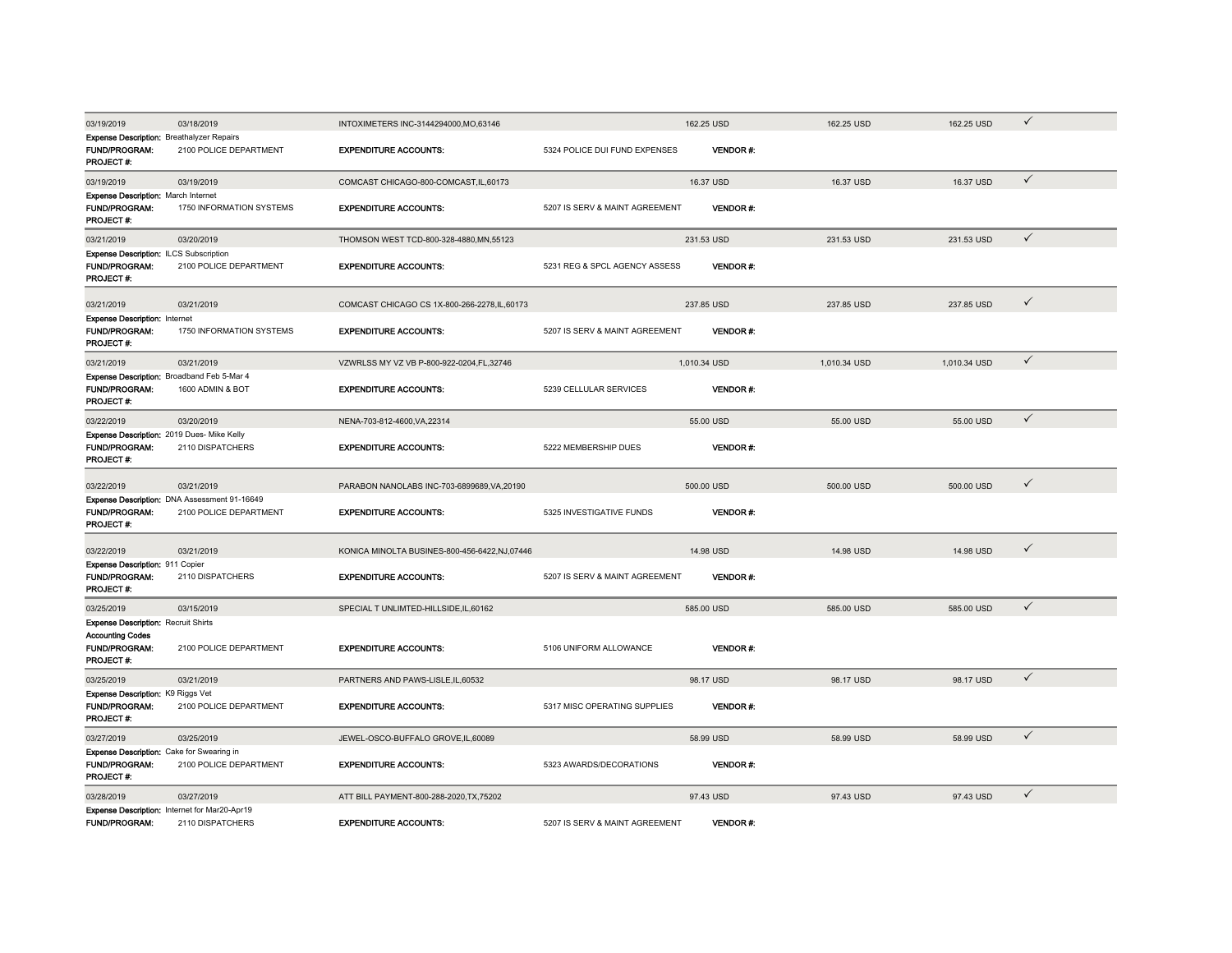| | | | | | | | |
|---|---|---|---|---|---|---|---|
| 03/19/2019 | 03/18/2019 | INTOXIMETERS INC-3144294000,MO,63146 | | 162.25 USD | 162.25 USD | 162.25 USD | ✓ |
| **Expense Description:** Breathalyzer Repairs | | | | | | | |
| **FUND/PROGRAM:** | 2100 POLICE DEPARTMENT | **EXPENDITURE ACCOUNTS:** | 5324 POLICE DUI FUND EXPENSES | **VENDOR #:** | | | |
| **PROJECT #:** | | | | | | | |
| 03/19/2019 | 03/19/2019 | COMCAST CHICAGO-800-COMCAST,IL,60173 | | 16.37 USD | 16.37 USD | 16.37 USD | ✓ |
| **Expense Description:** March Internet | | | | | | | |
| **FUND/PROGRAM:** | 1750 INFORMATION SYSTEMS | **EXPENDITURE ACCOUNTS:** | 5207 IS SERV & MAINT AGREEMENT | **VENDOR #:** | | | |
| **PROJECT #:** | | | | | | | |
| 03/21/2019 | 03/20/2019 | THOMSON WEST TCD-800-328-4880,MN,55123 | | 231.53 USD | 231.53 USD | 231.53 USD | ✓ |
| **Expense Description:** ILCS Subscription | | | | | | | |
| **FUND/PROGRAM:** | 2100 POLICE DEPARTMENT | **EXPENDITURE ACCOUNTS:** | 5231 REG & SPCL AGENCY ASSESS | **VENDOR #:** | | | |
| **PROJECT #:** | | | | | | | |
| 03/21/2019 | 03/21/2019 | COMCAST CHICAGO CS 1X-800-266-2278,IL,60173 | | 237.85 USD | 237.85 USD | 237.85 USD | ✓ |
| **Expense Description:** Internet | | | | | | | |
| **FUND/PROGRAM:** | 1750 INFORMATION SYSTEMS | **EXPENDITURE ACCOUNTS:** | 5207 IS SERV & MAINT AGREEMENT | **VENDOR #:** | | | |
| **PROJECT #:** | | | | | | | |
| 03/21/2019 | 03/21/2019 | VZWRLSS MY VZ VB P-800-922-0204,FL,32746 | | 1,010.34 USD | 1,010.34 USD | 1,010.34 USD | ✓ |
| **Expense Description:** Broadband Feb 5-Mar 4 | | | | | | | |
| **FUND/PROGRAM:** | 1600 ADMIN & BOT | **EXPENDITURE ACCOUNTS:** | 5239 CELLULAR SERVICES | **VENDOR #:** | | | |
| **PROJECT #:** | | | | | | | |
| 03/22/2019 | 03/20/2019 | NENA-703-812-4600,VA,22314 | | 55.00 USD | 55.00 USD | 55.00 USD | ✓ |
| **Expense Description:** 2019 Dues- Mike Kelly | | | | | | | |
| **FUND/PROGRAM:** | 2110 DISPATCHERS | **EXPENDITURE ACCOUNTS:** | 5222 MEMBERSHIP DUES | **VENDOR #:** | | | |
| **PROJECT #:** | | | | | | | |
| 03/22/2019 | 03/21/2019 | PARABON NANOLABS INC-703-6899689,VA,20190 | | 500.00 USD | 500.00 USD | 500.00 USD | ✓ |
| **Expense Description:** DNA Assessment 91-16649 | | | | | | | |
| **FUND/PROGRAM:** | 2100 POLICE DEPARTMENT | **EXPENDITURE ACCOUNTS:** | 5325 INVESTIGATIVE FUNDS | **VENDOR #:** | | | |
| **PROJECT #:** | | | | | | | |
| 03/22/2019 | 03/21/2019 | KONICA MINOLTA BUSINES-800-456-6422,NJ,07446 | | 14.98 USD | 14.98 USD | 14.98 USD | ✓ |
| **Expense Description:** 911 Copier | | | | | | | |
| **FUND/PROGRAM:** | 2110 DISPATCHERS | **EXPENDITURE ACCOUNTS:** | 5207 IS SERV & MAINT AGREEMENT | **VENDOR #:** | | | |
| **PROJECT #:** | | | | | | | |
| 03/25/2019 | 03/15/2019 | SPECIAL T UNLIMTED-HILLSIDE,IL,60162 | | 585.00 USD | 585.00 USD | 585.00 USD | ✓ |
| **Expense Description:** Recruit Shirts | | | | | | | |
| **Accounting Codes** | | | | | | | |
| **FUND/PROGRAM:** | 2100 POLICE DEPARTMENT | **EXPENDITURE ACCOUNTS:** | 5106 UNIFORM ALLOWANCE | **VENDOR #:** | | | |
| **PROJECT #:** | | | | | | | |
| 03/25/2019 | 03/21/2019 | PARTNERS AND PAWS-LISLE,IL,60532 | | 98.17 USD | 98.17 USD | 98.17 USD | ✓ |
| **Expense Description:** K9 Riggs Vet | | | | | | | |
| **FUND/PROGRAM:** | 2100 POLICE DEPARTMENT | **EXPENDITURE ACCOUNTS:** | 5317 MISC OPERATING SUPPLIES | **VENDOR #:** | | | |
| **PROJECT #:** | | | | | | | |
| 03/27/2019 | 03/25/2019 | JEWEL-OSCO-BUFFALO GROVE,IL,60089 | | 58.99 USD | 58.99 USD | 58.99 USD | ✓ |
| **Expense Description:** Cake for Swearing in | | | | | | | |
| **FUND/PROGRAM:** | 2100 POLICE DEPARTMENT | **EXPENDITURE ACCOUNTS:** | 5323 AWARDS/DECORATIONS | **VENDOR #:** | | | |
| **PROJECT #:** | | | | | | | |
| 03/28/2019 | 03/27/2019 | ATT BILL PAYMENT-800-288-2020,TX,75202 | | 97.43 USD | 97.43 USD | 97.43 USD | ✓ |
| **Expense Description:** Internet for Mar20-Apr19 | | | | | | | |
| **FUND/PROGRAM:** | 2110 DISPATCHERS | **EXPENDITURE ACCOUNTS:** | 5207 IS SERV & MAINT AGREEMENT | **VENDOR #:** | | | |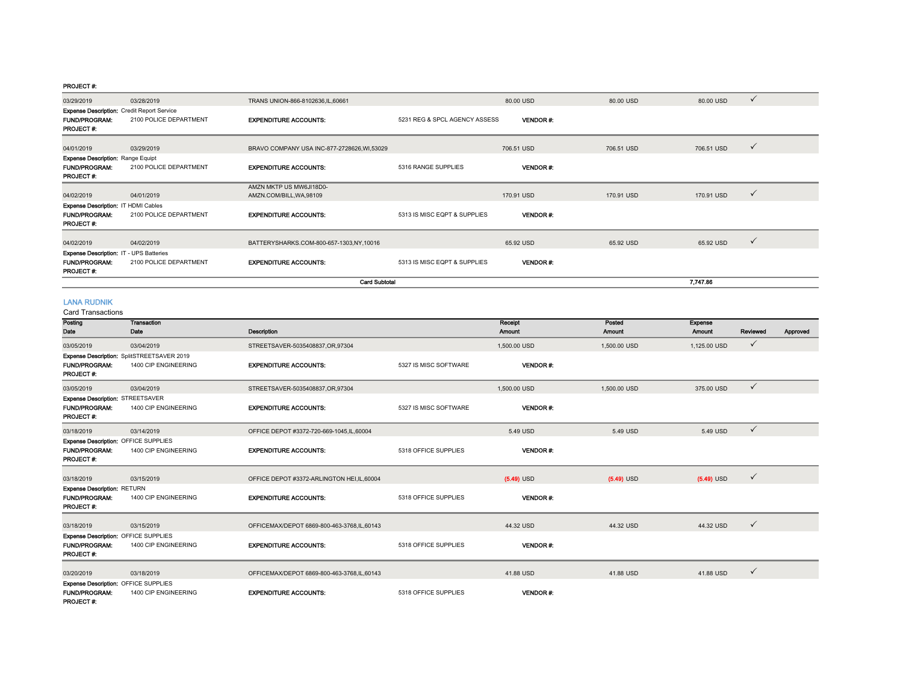PROJECT #:

| Posting Date | Transaction Date | Description | Receipt Amount | Posted Amount | Expense Amount | Reviewed | Approved |
|---|---|---|---|---|---|---|---|
| 03/29/2019 | 03/28/2019 | TRANS UNION-866-8102636,IL,60661 | 80.00 USD | 80.00 USD | 80.00 USD | ✓ | |

**Expense Description:** Credit Report Service
**FUND/PROGRAM:** 2100 POLICE DEPARTMENT **EXPENDITURE ACCOUNTS:** 5231 REG & SPCL AGENCY ASSESS **VENDOR #:**
**PROJECT #:**

| Posting Date | Transaction Date | Description | Receipt Amount | Posted Amount | Expense Amount | Reviewed | Approved |
|---|---|---|---|---|---|---|---|
| 04/01/2019 | 03/29/2019 | BRAVO COMPANY USA INC-877-2728626,WI,53029 | 706.51 USD | 706.51 USD | 706.51 USD | ✓ | |

**Expense Description:** Range Equipt
**FUND/PROGRAM:** 2100 POLICE DEPARTMENT **EXPENDITURE ACCOUNTS:** 5316 RANGE SUPPLIES **VENDOR #:**
**PROJECT #:**

| Posting Date | Transaction Date | Description | Receipt Amount | Posted Amount | Expense Amount | Reviewed | Approved |
|---|---|---|---|---|---|---|---|
| 04/02/2019 | 04/01/2019 | AMZN MKTP US MW6JI18D0-AMZN.COM/BILL,WA,98109 | 170.91 USD | 170.91 USD | 170.91 USD | ✓ | |

**Expense Description:** IT HDMI Cables
**FUND/PROGRAM:** 2100 POLICE DEPARTMENT **EXPENDITURE ACCOUNTS:** 5313 IS MISC EQPT & SUPPLIES **VENDOR #:**
**PROJECT #:**

| Posting Date | Transaction Date | Description | Receipt Amount | Posted Amount | Expense Amount | Reviewed | Approved |
|---|---|---|---|---|---|---|---|
| 04/02/2019 | 04/02/2019 | BATTERYSHARKS.COM-800-657-1303,NY,10016 | 65.92 USD | 65.92 USD | 65.92 USD | ✓ | |

**Expense Description:** IT - UPS Batteries
**FUND/PROGRAM:** 2100 POLICE DEPARTMENT **EXPENDITURE ACCOUNTS:** 5313 IS MISC EQPT & SUPPLIES **VENDOR #:**
**PROJECT #:**

**Card Subtotal** **7,747.86**

## LANA RUDNIK

Card Transactions

| Posting Date | Transaction Date | Description | Receipt Amount | Posted Amount | Expense Amount | Reviewed | Approved |
|---|---|---|---|---|---|---|---|
| 03/05/2019 | 03/04/2019 | STREETSAVER-5035408837,OR,97304 | 1,500.00 USD | 1,500.00 USD | 1,125.00 USD | ✓ | |

**Expense Description:** SplitSTREETSAVER 2019
**FUND/PROGRAM:** 1400 CIP ENGINEERING **EXPENDITURE ACCOUNTS:** 5327 IS MISC SOFTWARE **VENDOR #:**
**PROJECT #:**

| Posting Date | Transaction Date | Description | Receipt Amount | Posted Amount | Expense Amount | Reviewed | Approved |
|---|---|---|---|---|---|---|---|
| 03/05/2019 | 03/04/2019 | STREETSAVER-5035408837,OR,97304 | 1,500.00 USD | 1,500.00 USD | 375.00 USD | ✓ | |

**Expense Description:** STREETSAVER
**FUND/PROGRAM:** 1400 CIP ENGINEERING **EXPENDITURE ACCOUNTS:** 5327 IS MISC SOFTWARE **VENDOR #:**
**PROJECT #:**

| Posting Date | Transaction Date | Description | Receipt Amount | Posted Amount | Expense Amount | Reviewed | Approved |
|---|---|---|---|---|---|---|---|
| 03/18/2019 | 03/14/2019 | OFFICE DEPOT #3372-720-669-1045,IL,60004 | 5.49 USD | 5.49 USD | 5.49 USD | ✓ | |

**Expense Description:** OFFICE SUPPLIES
**FUND/PROGRAM:** 1400 CIP ENGINEERING **EXPENDITURE ACCOUNTS:** 5318 OFFICE SUPPLIES **VENDOR #:**
**PROJECT #:**

| Posting Date | Transaction Date | Description | Receipt Amount | Posted Amount | Expense Amount | Reviewed | Approved |
|---|---|---|---|---|---|---|---|
| 03/18/2019 | 03/15/2019 | OFFICE DEPOT #3372-ARLINGTON HEI,IL,60004 | (5.49) USD | (5.49) USD | (5.49) USD | ✓ | |

**Expense Description:** RETURN
**FUND/PROGRAM:** 1400 CIP ENGINEERING **EXPENDITURE ACCOUNTS:** 5318 OFFICE SUPPLIES **VENDOR #:**
**PROJECT #:**

| Posting Date | Transaction Date | Description | Receipt Amount | Posted Amount | Expense Amount | Reviewed | Approved |
|---|---|---|---|---|---|---|---|
| 03/18/2019 | 03/15/2019 | OFFICEMAX/DEPOT 6869-800-463-3768,IL,60143 | 44.32 USD | 44.32 USD | 44.32 USD | ✓ | |

**Expense Description:** OFFICE SUPPLIES
**FUND/PROGRAM:** 1400 CIP ENGINEERING **EXPENDITURE ACCOUNTS:** 5318 OFFICE SUPPLIES **VENDOR #:**
**PROJECT #:**

| Posting Date | Transaction Date | Description | Receipt Amount | Posted Amount | Expense Amount | Reviewed | Approved |
|---|---|---|---|---|---|---|---|
| 03/20/2019 | 03/18/2019 | OFFICEMAX/DEPOT 6869-800-463-3768,IL,60143 | 41.88 USD | 41.88 USD | 41.88 USD | ✓ | |

**Expense Description:** OFFICE SUPPLIES
**FUND/PROGRAM:** 1400 CIP ENGINEERING **EXPENDITURE ACCOUNTS:** 5318 OFFICE SUPPLIES **VENDOR #:**
**PROJECT #:**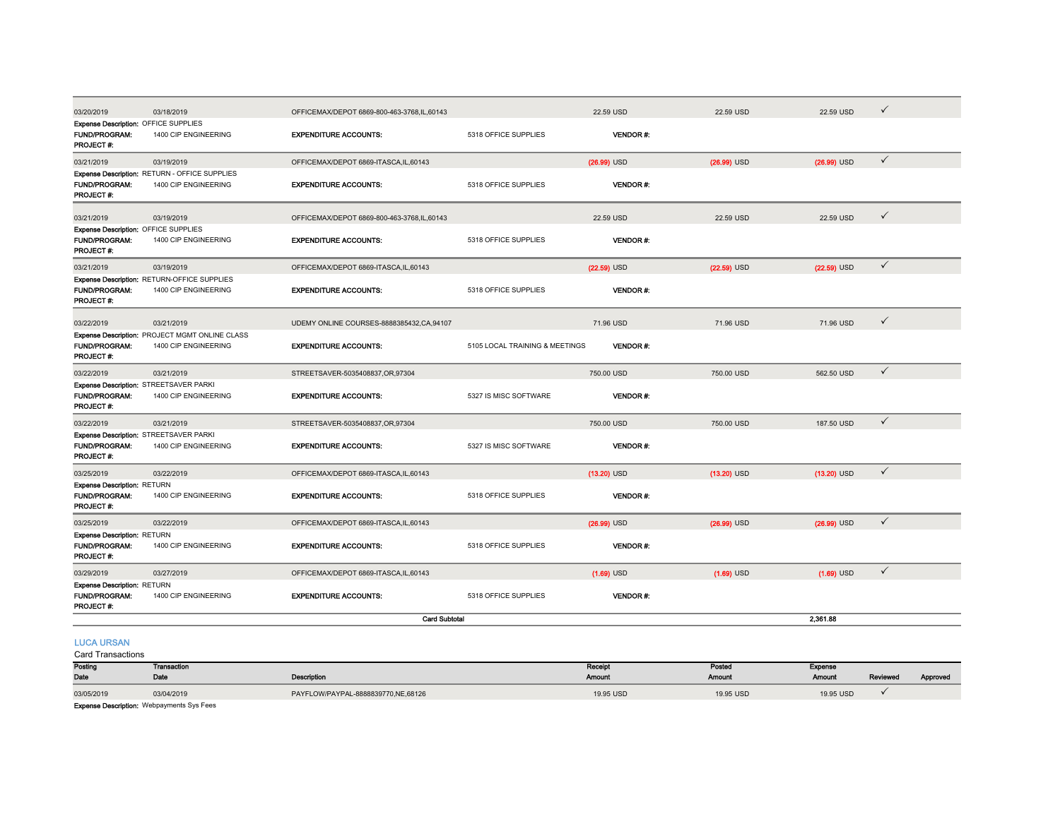| Posting Date | Transaction Date | Description | Receipt Amount | Posted Amount | Expense Amount | Reviewed | Approved |
|---|---|---|---|---|---|---|---|
| 03/20/2019 | 03/18/2019 | OFFICEMAX/DEPOT 6869-800-463-3768,IL,60143 | 22.59 USD | 22.59 USD | 22.59 USD | ✓ | |
| **Expense Description:** OFFICE SUPPLIES | | | | | | | |
| **FUND/PROGRAM:** 1400 CIP ENGINEERING | | **EXPENDITURE ACCOUNTS:** 5318 OFFICE SUPPLIES | **VENDOR #:** | | | | |
| **PROJECT #:** | | | | | | | |
| 03/21/2019 | 03/19/2019 | OFFICEMAX/DEPOT 6869-ITASCA,IL,60143 | (26.99) USD | (26.99) USD | (26.99) USD | ✓ | |
| **Expense Description:** RETURN - OFFICE SUPPLIES | | | | | | | |
| **FUND/PROGRAM:** 1400 CIP ENGINEERING | | **EXPENDITURE ACCOUNTS:** 5318 OFFICE SUPPLIES | **VENDOR #:** | | | | |
| **PROJECT #:** | | | | | | | |
| 03/21/2019 | 03/19/2019 | OFFICEMAX/DEPOT 6869-800-463-3768,IL,60143 | 22.59 USD | 22.59 USD | 22.59 USD | ✓ | |
| **Expense Description:** OFFICE SUPPLIES | | | | | | | |
| **FUND/PROGRAM:** 1400 CIP ENGINEERING | | **EXPENDITURE ACCOUNTS:** 5318 OFFICE SUPPLIES | **VENDOR #:** | | | | |
| **PROJECT #:** | | | | | | | |
| 03/21/2019 | 03/19/2019 | OFFICEMAX/DEPOT 6869-ITASCA,IL,60143 | (22.59) USD | (22.59) USD | (22.59) USD | ✓ | |
| **Expense Description:** RETURN-OFFICE SUPPLIES | | | | | | | |
| **FUND/PROGRAM:** 1400 CIP ENGINEERING | | **EXPENDITURE ACCOUNTS:** 5318 OFFICE SUPPLIES | **VENDOR #:** | | | | |
| **PROJECT #:** | | | | | | | |
| 03/22/2019 | 03/21/2019 | UDEMY ONLINE COURSES-8888385432,CA,94107 | 71.96 USD | 71.96 USD | 71.96 USD | ✓ | |
| **Expense Description:** PROJECT MGMT ONLINE CLASS | | | | | | | |
| **FUND/PROGRAM:** 1400 CIP ENGINEERING | | **EXPENDITURE ACCOUNTS:** 5105 LOCAL TRAINING & MEETINGS | **VENDOR #:** | | | | |
| **PROJECT #:** | | | | | | | |
| 03/22/2019 | 03/21/2019 | STREETSAVER-5035408837,OR,97304 | 750.00 USD | 750.00 USD | 562.50 USD | ✓ | |
| **Expense Description:** STREETSAVER PARKI | | | | | | | |
| **FUND/PROGRAM:** 1400 CIP ENGINEERING | | **EXPENDITURE ACCOUNTS:** 5327 IS MISC SOFTWARE | **VENDOR #:** | | | | |
| **PROJECT #:** | | | | | | | |
| 03/22/2019 | 03/21/2019 | STREETSAVER-5035408837,OR,97304 | 750.00 USD | 750.00 USD | 187.50 USD | ✓ | |
| **Expense Description:** STREETSAVER PARKI | | | | | | | |
| **FUND/PROGRAM:** 1400 CIP ENGINEERING | | **EXPENDITURE ACCOUNTS:** 5327 IS MISC SOFTWARE | **VENDOR #:** | | | | |
| **PROJECT #:** | | | | | | | |
| 03/25/2019 | 03/22/2019 | OFFICEMAX/DEPOT 6869-ITASCA,IL,60143 | (13.20) USD | (13.20) USD | (13.20) USD | ✓ | |
| **Expense Description:** RETURN | | | | | | | |
| **FUND/PROGRAM:** 1400 CIP ENGINEERING | | **EXPENDITURE ACCOUNTS:** 5318 OFFICE SUPPLIES | **VENDOR #:** | | | | |
| **PROJECT #:** | | | | | | | |
| 03/25/2019 | 03/22/2019 | OFFICEMAX/DEPOT 6869-ITASCA,IL,60143 | (26.99) USD | (26.99) USD | (26.99) USD | ✓ | |
| **Expense Description:** RETURN | | | | | | | |
| **FUND/PROGRAM:** 1400 CIP ENGINEERING | | **EXPENDITURE ACCOUNTS:** 5318 OFFICE SUPPLIES | **VENDOR #:** | | | | |
| **PROJECT #:** | | | | | | | |
| 03/29/2019 | 03/27/2019 | OFFICEMAX/DEPOT 6869-ITASCA,IL,60143 | (1.69) USD | (1.69) USD | (1.69) USD | ✓ | |
| **Expense Description:** RETURN | | | | | | | |
| **FUND/PROGRAM:** 1400 CIP ENGINEERING | | **EXPENDITURE ACCOUNTS:** 5318 OFFICE SUPPLIES | **VENDOR #:** | | | | |
| **PROJECT #:** | | | | | | | |
| | | **Card Subtotal** | | | **2,361.88** | | |

## LUCA URSAN

Card Transactions

| Posting Date | Transaction Date | Description | Receipt Amount | Posted Amount | Expense Amount | Reviewed | Approved |
|---|---|---|---|---|---|---|---|
| 03/05/2019 | 03/04/2019 | PAYFLOW/PAYPAL-8888839770,NE,68126 | 19.95 USD | 19.95 USD | 19.95 USD | ✓ | |
| **Expense Description:** Webpayments Sys Fees | | | | | | | |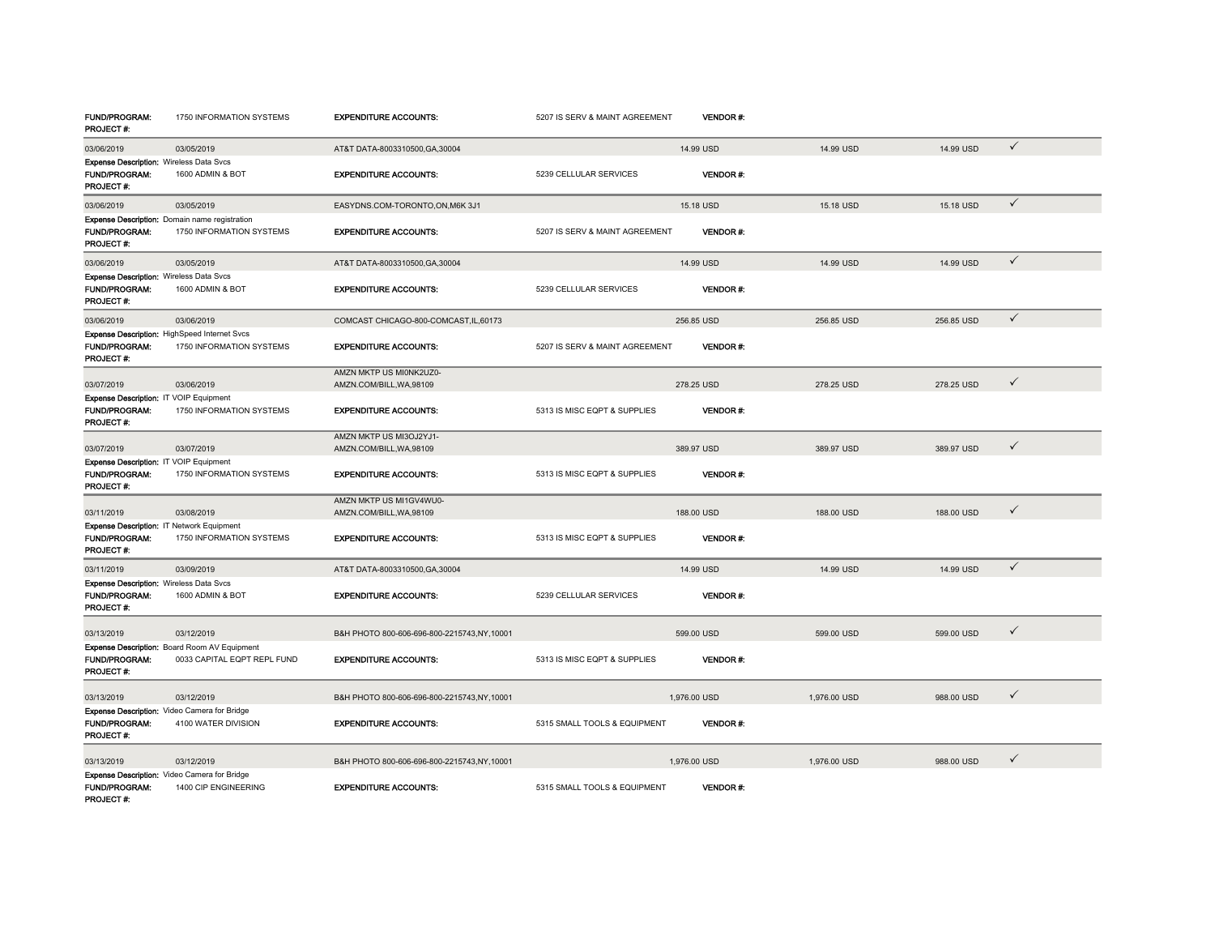| | | | | | | | |
|---|---|---|---|---|---|---|---|
| **FUND/PROGRAM:** 1750 INFORMATION SYSTEMS **PROJECT #:** | | **EXPENDITURE ACCOUNTS:** | 5207 IS SERV & MAINT AGREEMENT | **VENDOR #:** | | | |
| 03/06/2019 | 03/05/2019 | AT&T DATA-8003310500,GA,30004 | | 14.99 USD | 14.99 USD | 14.99 USD | ✓ |
| **Expense Description:** Wireless Data Svcs **FUND/PROGRAM:** 1600 ADMIN & BOT **PROJECT #:** | | **EXPENDITURE ACCOUNTS:** | 5239 CELLULAR SERVICES | **VENDOR #:** | | | |
| 03/06/2019 | 03/05/2019 | EASYDNS.COM-TORONTO,ON,M6K 3J1 | | 15.18 USD | 15.18 USD | 15.18 USD | ✓ |
| **Expense Description:** Domain name registration **FUND/PROGRAM:** 1750 INFORMATION SYSTEMS **PROJECT #:** | | **EXPENDITURE ACCOUNTS:** | 5207 IS SERV & MAINT AGREEMENT | **VENDOR #:** | | | |
| 03/06/2019 | 03/05/2019 | AT&T DATA-8003310500,GA,30004 | | 14.99 USD | 14.99 USD | 14.99 USD | ✓ |
| **Expense Description:** Wireless Data Svcs **FUND/PROGRAM:** 1600 ADMIN & BOT **PROJECT #:** | | **EXPENDITURE ACCOUNTS:** | 5239 CELLULAR SERVICES | **VENDOR #:** | | | |
| 03/06/2019 | 03/06/2019 | COMCAST CHICAGO-800-COMCAST,IL,60173 | | 256.85 USD | 256.85 USD | 256.85 USD | ✓ |
| **Expense Description:** HighSpeed Internet Svcs **FUND/PROGRAM:** 1750 INFORMATION SYSTEMS **PROJECT #:** | | **EXPENDITURE ACCOUNTS:** | 5207 IS SERV & MAINT AGREEMENT | **VENDOR #:** | | | |
| 03/07/2019 | 03/06/2019 | AMZN MKTP US MI0NK2UZ0-AMZN.COM/BILL,WA,98109 | | 278.25 USD | 278.25 USD | 278.25 USD | ✓ |
| **Expense Description:** IT VOIP Equipment **FUND/PROGRAM:** 1750 INFORMATION SYSTEMS **PROJECT #:** | | **EXPENDITURE ACCOUNTS:** | 5313 IS MISC EQPT & SUPPLIES | **VENDOR #:** | | | |
| 03/07/2019 | 03/07/2019 | AMZN MKTP US MI3OJ2YJ1-AMZN.COM/BILL,WA,98109 | | 389.97 USD | 389.97 USD | 389.97 USD | ✓ |
| **Expense Description:** IT VOIP Equipment **FUND/PROGRAM:** 1750 INFORMATION SYSTEMS **PROJECT #:** | | **EXPENDITURE ACCOUNTS:** | 5313 IS MISC EQPT & SUPPLIES | **VENDOR #:** | | | |
| 03/11/2019 | 03/08/2019 | AMZN MKTP US MI1GV4WU0-AMZN.COM/BILL,WA,98109 | | 188.00 USD | 188.00 USD | 188.00 USD | ✓ |
| **Expense Description:** IT Network Equipment **FUND/PROGRAM:** 1750 INFORMATION SYSTEMS **PROJECT #:** | | **EXPENDITURE ACCOUNTS:** | 5313 IS MISC EQPT & SUPPLIES | **VENDOR #:** | | | |
| 03/11/2019 | 03/09/2019 | AT&T DATA-8003310500,GA,30004 | | 14.99 USD | 14.99 USD | 14.99 USD | ✓ |
| **Expense Description:** Wireless Data Svcs **FUND/PROGRAM:** 1600 ADMIN & BOT **PROJECT #:** | | **EXPENDITURE ACCOUNTS:** | 5239 CELLULAR SERVICES | **VENDOR #:** | | | |
| 03/13/2019 | 03/12/2019 | B&H PHOTO 800-606-696-800-2215743,NY,10001 | | 599.00 USD | 599.00 USD | 599.00 USD | ✓ |
| **Expense Description:** Board Room AV Equipment **FUND/PROGRAM:** 0033 CAPITAL EQPT REPL FUND **PROJECT #:** | | **EXPENDITURE ACCOUNTS:** | 5313 IS MISC EQPT & SUPPLIES | **VENDOR #:** | | | |
| 03/13/2019 | 03/12/2019 | B&H PHOTO 800-606-696-800-2215743,NY,10001 | | 1,976.00 USD | 1,976.00 USD | 988.00 USD | ✓ |
| **Expense Description:** Video Camera for Bridge **FUND/PROGRAM:** 4100 WATER DIVISION **PROJECT #:** | | **EXPENDITURE ACCOUNTS:** | 5315 SMALL TOOLS & EQUIPMENT | **VENDOR #:** | | | |
| 03/13/2019 | 03/12/2019 | B&H PHOTO 800-606-696-800-2215743,NY,10001 | | 1,976.00 USD | 1,976.00 USD | 988.00 USD | ✓ |
| **Expense Description:** Video Camera for Bridge **FUND/PROGRAM:** 1400 CIP ENGINEERING **PROJECT #:** | | **EXPENDITURE ACCOUNTS:** | 5315 SMALL TOOLS & EQUIPMENT | **VENDOR #:** | | | |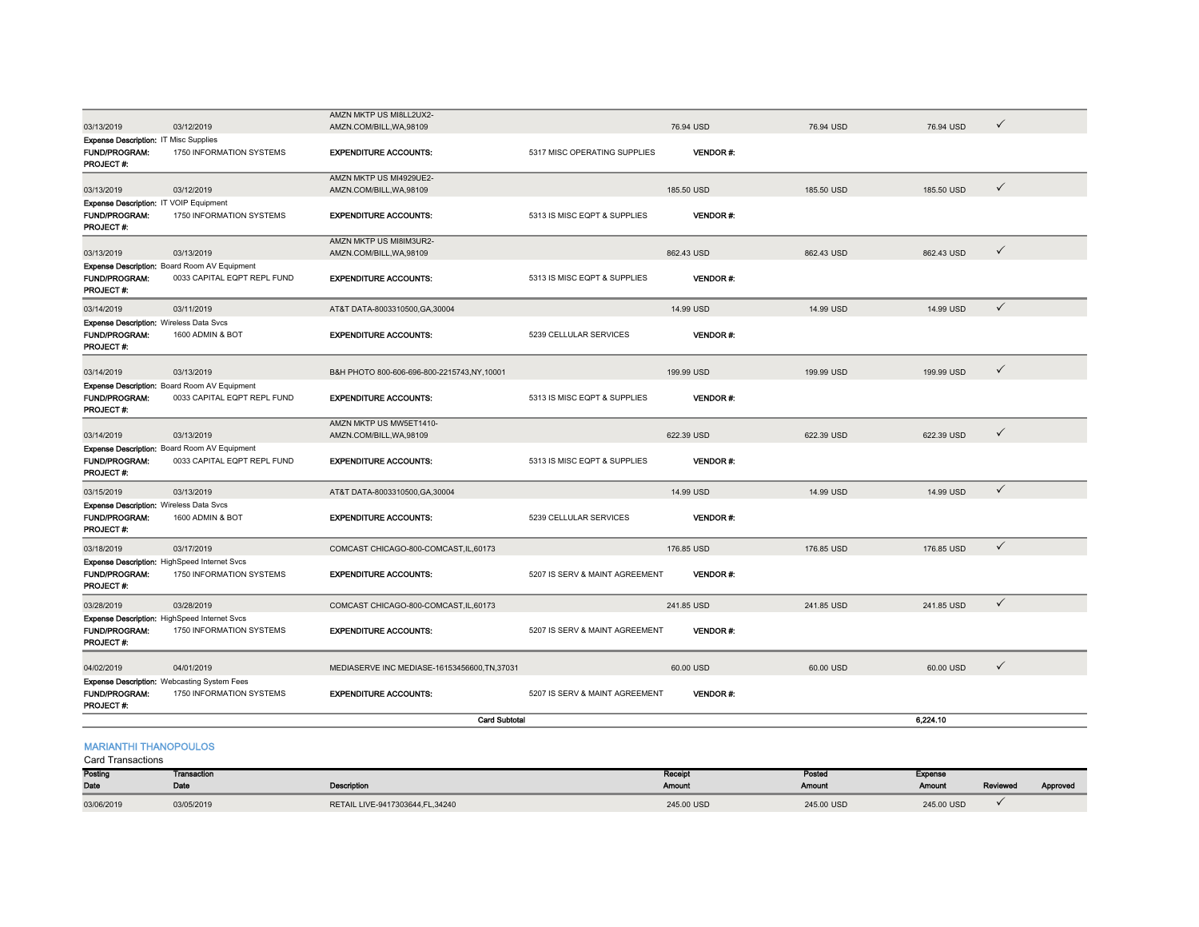| Posting Date | Transaction Date | Description | Receipt Amount | Posted Amount | Expense Amount | Reviewed | Approved |
|---|---|---|---|---|---|---|---|
| 03/13/2019 | 03/12/2019 | AMZN MKTP US MI8LL2UX2-AMZN.COM/BILL,WA,98109 | 76.94 USD | 76.94 USD | 76.94 USD | ✓ | |
| **Expense Description:** IT Misc Supplies | | | | | | | |
| **FUND/PROGRAM:** | 1750 INFORMATION SYSTEMS | **EXPENDITURE ACCOUNTS:** | 5317 MISC OPERATING SUPPLIES | **VENDOR #:** | | | |
| **PROJECT #:** | | | | | | | |
| 03/13/2019 | 03/12/2019 | AMZN MKTP US MI4929UE2-AMZN.COM/BILL,WA,98109 | 185.50 USD | 185.50 USD | 185.50 USD | ✓ | |
| **Expense Description:** IT VOIP Equipment | | | | | | | |
| **FUND/PROGRAM:** | 1750 INFORMATION SYSTEMS | **EXPENDITURE ACCOUNTS:** | 5313 IS MISC EQPT & SUPPLIES | **VENDOR #:** | | | |
| **PROJECT #:** | | | | | | | |
| 03/13/2019 | 03/13/2019 | AMZN MKTP US MI8IM3UR2-AMZN.COM/BILL,WA,98109 | 862.43 USD | 862.43 USD | 862.43 USD | ✓ | |
| **Expense Description:** Board Room AV Equipment | | | | | | | |
| **FUND/PROGRAM:** | 0033 CAPITAL EQPT REPL FUND | **EXPENDITURE ACCOUNTS:** | 5313 IS MISC EQPT & SUPPLIES | **VENDOR #:** | | | |
| **PROJECT #:** | | | | | | | |
| 03/14/2019 | 03/11/2019 | AT&T DATA-8003310500,GA,30004 | 14.99 USD | 14.99 USD | 14.99 USD | ✓ | |
| **Expense Description:** Wireless Data Svcs | | | | | | | |
| **FUND/PROGRAM:** | 1600 ADMIN & BOT | **EXPENDITURE ACCOUNTS:** | 5239 CELLULAR SERVICES | **VENDOR #:** | | | |
| **PROJECT #:** | | | | | | | |
| 03/14/2019 | 03/13/2019 | B&H PHOTO 800-606-696-800-2215743,NY,10001 | 199.99 USD | 199.99 USD | 199.99 USD | ✓ | |
| **Expense Description:** Board Room AV Equipment | | | | | | | |
| **FUND/PROGRAM:** | 0033 CAPITAL EQPT REPL FUND | **EXPENDITURE ACCOUNTS:** | 5313 IS MISC EQPT & SUPPLIES | **VENDOR #:** | | | |
| **PROJECT #:** | | | | | | | |
| 03/14/2019 | 03/13/2019 | AMZN MKTP US MW5ET1410-AMZN.COM/BILL,WA,98109 | 622.39 USD | 622.39 USD | 622.39 USD | ✓ | |
| **Expense Description:** Board Room AV Equipment | | | | | | | |
| **FUND/PROGRAM:** | 0033 CAPITAL EQPT REPL FUND | **EXPENDITURE ACCOUNTS:** | 5313 IS MISC EQPT & SUPPLIES | **VENDOR #:** | | | |
| **PROJECT #:** | | | | | | | |
| 03/15/2019 | 03/13/2019 | AT&T DATA-8003310500,GA,30004 | 14.99 USD | 14.99 USD | 14.99 USD | ✓ | |
| **Expense Description:** Wireless Data Svcs | | | | | | | |
| **FUND/PROGRAM:** | 1600 ADMIN & BOT | **EXPENDITURE ACCOUNTS:** | 5239 CELLULAR SERVICES | **VENDOR #:** | | | |
| **PROJECT #:** | | | | | | | |
| 03/18/2019 | 03/17/2019 | COMCAST CHICAGO-800-COMCAST,IL,60173 | 176.85 USD | 176.85 USD | 176.85 USD | ✓ | |
| **Expense Description:** HighSpeed Internet Svcs | | | | | | | |
| **FUND/PROGRAM:** | 1750 INFORMATION SYSTEMS | **EXPENDITURE ACCOUNTS:** | 5207 IS SERV & MAINT AGREEMENT | **VENDOR #:** | | | |
| **PROJECT #:** | | | | | | | |
| 03/28/2019 | 03/28/2019 | COMCAST CHICAGO-800-COMCAST,IL,60173 | 241.85 USD | 241.85 USD | 241.85 USD | ✓ | |
| **Expense Description:** HighSpeed Internet Svcs | | | | | | | |
| **FUND/PROGRAM:** | 1750 INFORMATION SYSTEMS | **EXPENDITURE ACCOUNTS:** | 5207 IS SERV & MAINT AGREEMENT | **VENDOR #:** | | | |
| **PROJECT #:** | | | | | | | |
| 04/02/2019 | 04/01/2019 | MEDIASERVE INC MEDIASE-16153456600,TN,37031 | 60.00 USD | 60.00 USD | 60.00 USD | ✓ | |
| **Expense Description:** Webcasting System Fees | | | | | | | |
| **FUND/PROGRAM:** | 1750 INFORMATION SYSTEMS | **EXPENDITURE ACCOUNTS:** | 5207 IS SERV & MAINT AGREEMENT | **VENDOR #:** | | | |
| **PROJECT #:** | | | | | | | |
| | | **Card Subtotal** | | | **6,224.10** | | |

## MARIANTHI THANOPOULOS

Card Transactions

| Posting Date | Transaction Date | Description | Receipt Amount | Posted Amount | Expense Amount | Reviewed | Approved |
|---|---|---|---|---|---|---|---|
| 03/06/2019 | 03/05/2019 | RETAIL LIVE-9417303644,FL,34240 | 245.00 USD | 245.00 USD | 245.00 USD | ✓ | |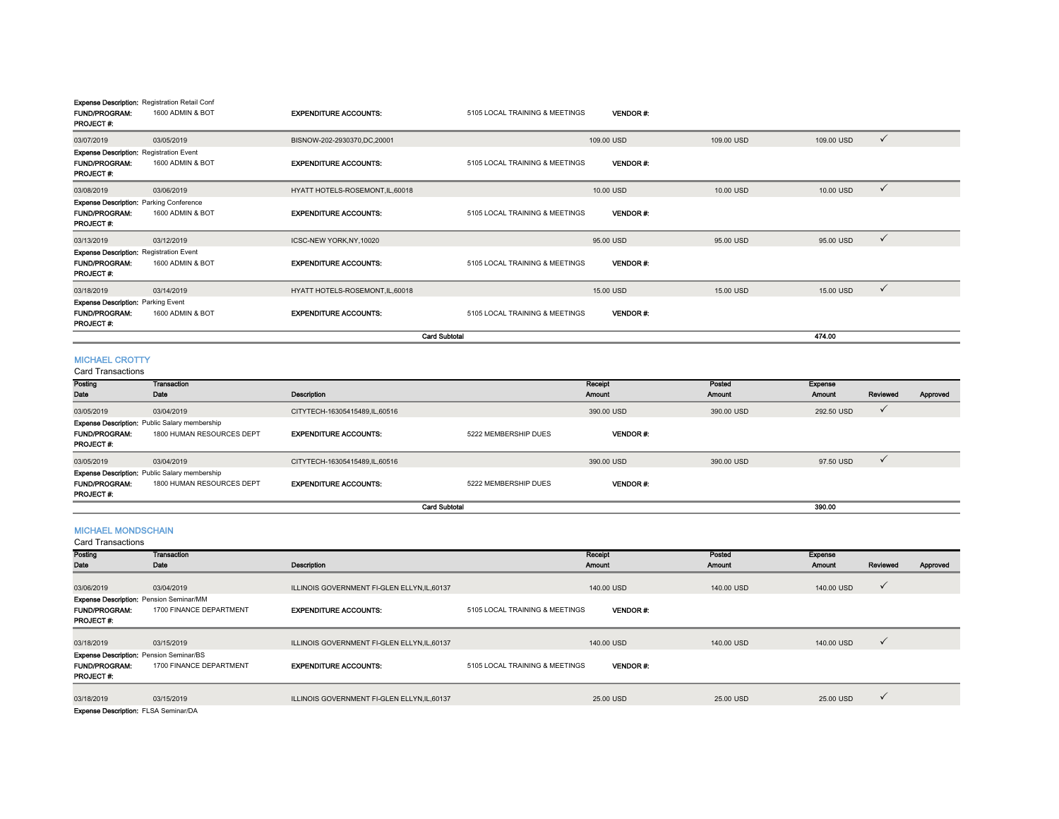**Expense Description:** Registration Retail Conf

| | | | | | | | | | |
|---|---|---|---|---|---|---|---|---|---|
| **FUND/PROGRAM:** | 1600 ADMIN & BOT | **EXPENDITURE ACCOUNTS:** | 5105 LOCAL TRAINING & MEETINGS | **VENDOR #:** | | | | | |
| **PROJECT #:** | | | | | | | | | |
| 03/07/2019 | 03/05/2019 | BISNOW-202-2930370,DC,20001 | | 109.00 USD | | 109.00 USD | 109.00 USD | ✓ | |
| **Expense Description:** Registration Event | | | | | | | | | |
| **FUND/PROGRAM:** | 1600 ADMIN & BOT | **EXPENDITURE ACCOUNTS:** | 5105 LOCAL TRAINING & MEETINGS | **VENDOR #:** | | | | | |
| **PROJECT #:** | | | | | | | | | |
| 03/08/2019 | 03/06/2019 | HYATT HOTELS-ROSEMONT,IL,60018 | | 10.00 USD | | 10.00 USD | 10.00 USD | ✓ | |
| **Expense Description:** Parking Conference | | | | | | | | | |
| **FUND/PROGRAM:** | 1600 ADMIN & BOT | **EXPENDITURE ACCOUNTS:** | 5105 LOCAL TRAINING & MEETINGS | **VENDOR #:** | | | | | |
| **PROJECT #:** | | | | | | | | | |
| 03/13/2019 | 03/12/2019 | ICSC-NEW YORK,NY,10020 | | 95.00 USD | | 95.00 USD | 95.00 USD | ✓ | |
| **Expense Description:** Registration Event | | | | | | | | | |
| **FUND/PROGRAM:** | 1600 ADMIN & BOT | **EXPENDITURE ACCOUNTS:** | 5105 LOCAL TRAINING & MEETINGS | **VENDOR #:** | | | | | |
| **PROJECT #:** | | | | | | | | | |
| 03/18/2019 | 03/14/2019 | HYATT HOTELS-ROSEMONT,IL,60018 | | 15.00 USD | | 15.00 USD | 15.00 USD | ✓ | |
| **Expense Description:** Parking Event | | | | | | | | | |
| **FUND/PROGRAM:** | 1600 ADMIN & BOT | **EXPENDITURE ACCOUNTS:** | 5105 LOCAL TRAINING & MEETINGS | **VENDOR #:** | | | | | |
| **PROJECT #:** | | | | | | | | | |
| | | | **Card Subtotal** | | | | 474.00 | | |

## MICHAEL CROTTY

Card Transactions

| Posting Date | Transaction Date | Description | | Receipt Amount | | Posted Amount | Expense Amount | Reviewed | Approved |
|---|---|---|---|---|---|---|---|---|---|
| 03/05/2019 | 03/04/2019 | CITYTECH-16305415489,IL,60516 | | 390.00 USD | | 390.00 USD | 292.50 USD | ✓ | |
| **Expense Description:** Public Salary membership | | | | | | | | | |
| **FUND/PROGRAM:** | 1800 HUMAN RESOURCES DEPT | **EXPENDITURE ACCOUNTS:** | 5222 MEMBERSHIP DUES | **VENDOR #:** | | | | | |
| **PROJECT #:** | | | | | | | | | |
| 03/05/2019 | 03/04/2019 | CITYTECH-16305415489,IL,60516 | | 390.00 USD | | 390.00 USD | 97.50 USD | ✓ | |
| **Expense Description:** Public Salary membership | | | | | | | | | |
| **FUND/PROGRAM:** | 1800 HUMAN RESOURCES DEPT | **EXPENDITURE ACCOUNTS:** | 5222 MEMBERSHIP DUES | **VENDOR #:** | | | | | |
| **PROJECT #:** | | | | | | | | | |
| | | | **Card Subtotal** | | | | 390.00 | | |

## MICHAEL MONDSCHAIN

Card Transactions

| Posting Date | Transaction Date | Description | | Receipt Amount | | Posted Amount | Expense Amount | Reviewed | Approved |
|---|---|---|---|---|---|---|---|---|---|
| 03/06/2019 | 03/04/2019 | ILLINOIS GOVERNMENT FI-GLEN ELLYN,IL,60137 | | 140.00 USD | | 140.00 USD | 140.00 USD | ✓ | |
| **Expense Description:** Pension Seminar/MM | | | | | | | | | |
| **FUND/PROGRAM:** | 1700 FINANCE DEPARTMENT | **EXPENDITURE ACCOUNTS:** | 5105 LOCAL TRAINING & MEETINGS | **VENDOR #:** | | | | | |
| **PROJECT #:** | | | | | | | | | |
| 03/18/2019 | 03/15/2019 | ILLINOIS GOVERNMENT FI-GLEN ELLYN,IL,60137 | | 140.00 USD | | 140.00 USD | 140.00 USD | ✓ | |
| **Expense Description:** Pension Seminar/BS | | | | | | | | | |
| **FUND/PROGRAM:** | 1700 FINANCE DEPARTMENT | **EXPENDITURE ACCOUNTS:** | 5105 LOCAL TRAINING & MEETINGS | **VENDOR #:** | | | | | |
| **PROJECT #:** | | | | | | | | | |
| 03/18/2019 | 03/15/2019 | ILLINOIS GOVERNMENT FI-GLEN ELLYN,IL,60137 | | 25.00 USD | | 25.00 USD | 25.00 USD | ✓ | |
| **Expense Description:** FLSA Seminar/DA | | | | | | | | | |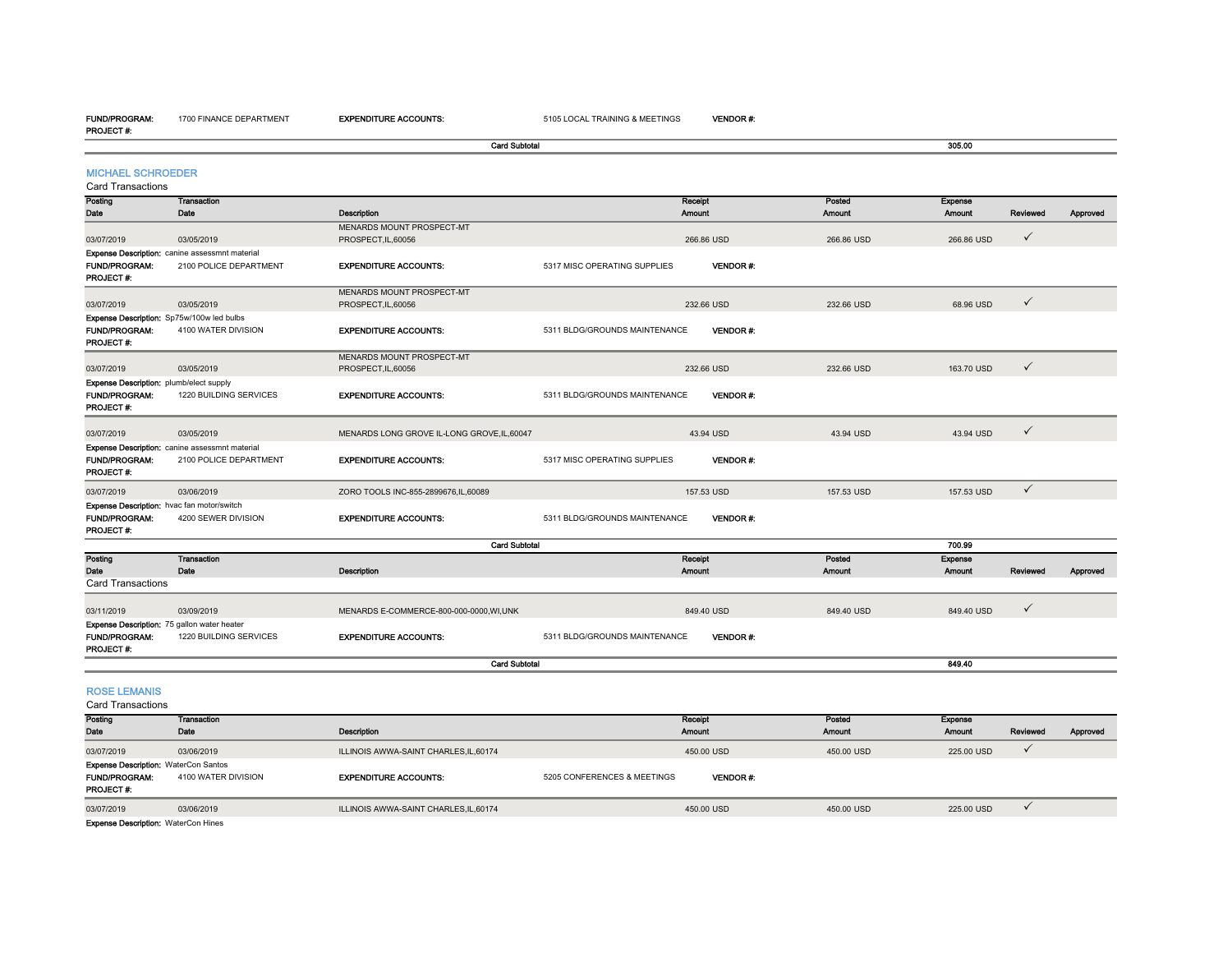FUND/PROGRAM: 1700 FINANCE DEPARTMENT | EXPENDITURE ACCOUNTS: 5105 LOCAL TRAINING & MEETINGS | VENDOR #:
PROJECT #:

Card Subtotal: 305.00

## MICHAEL SCHROEDER

Card Transactions

| Posting Date | Transaction Date | Description | Receipt Amount | Posted Amount | Expense Amount | Reviewed | Approved |
|---|---|---|---|---|---|---|---|
| 03/07/2019 | 03/05/2019 | MENARDS MOUNT PROSPECT-MT PROSPECT,IL,60056 | 266.86 USD | 266.86 USD | 266.86 USD | ✓ | |
| Expense Description: canine assessmnt material | | | | | | | |
| FUND/PROGRAM: 2100 POLICE DEPARTMENT | | EXPENDITURE ACCOUNTS: 5317 MISC OPERATING SUPPLIES | VENDOR #: | | | | |
| PROJECT #: | | | | | | | |
| 03/07/2019 | 03/05/2019 | MENARDS MOUNT PROSPECT-MT PROSPECT,IL,60056 | 232.66 USD | 232.66 USD | 68.96 USD | ✓ | |
| Expense Description: Sp75w/100w led bulbs | | | | | | | |
| FUND/PROGRAM: 4100 WATER DIVISION | | EXPENDITURE ACCOUNTS: 5311 BLDG/GROUNDS MAINTENANCE | VENDOR #: | | | | |
| PROJECT #: | | | | | | | |
| 03/07/2019 | 03/05/2019 | MENARDS MOUNT PROSPECT-MT PROSPECT,IL,60056 | 232.66 USD | 232.66 USD | 163.70 USD | ✓ | |
| Expense Description: plumb/elect supply | | | | | | | |
| FUND/PROGRAM: 1220 BUILDING SERVICES | | EXPENDITURE ACCOUNTS: 5311 BLDG/GROUNDS MAINTENANCE | VENDOR #: | | | | |
| PROJECT #: | | | | | | | |
| 03/07/2019 | 03/05/2019 | MENARDS LONG GROVE IL-LONG GROVE,IL,60047 | 43.94 USD | 43.94 USD | 43.94 USD | ✓ | |
| Expense Description: canine assessmnt material | | | | | | | |
| FUND/PROGRAM: 2100 POLICE DEPARTMENT | | EXPENDITURE ACCOUNTS: 5317 MISC OPERATING SUPPLIES | VENDOR #: | | | | |
| PROJECT #: | | | | | | | |
| 03/07/2019 | 03/06/2019 | ZORO TOOLS INC-855-2899676,IL,60089 | 157.53 USD | 157.53 USD | 157.53 USD | ✓ | |
| Expense Description: hvac fan motor/switch | | | | | | | |
| FUND/PROGRAM: 4200 SEWER DIVISION | | EXPENDITURE ACCOUNTS: 5311 BLDG/GROUNDS MAINTENANCE | VENDOR #: | | | | |
| PROJECT #: | | | | | | | |
| | | Card Subtotal | | | 700.99 | | |

Card Transactions

| Posting Date | Transaction Date | Description | Receipt Amount | Posted Amount | Expense Amount | Reviewed | Approved |
|---|---|---|---|---|---|---|---|
| 03/11/2019 | 03/09/2019 | MENARDS E-COMMERCE-800-000-0000,WI,UNK | 849.40 USD | 849.40 USD | 849.40 USD | ✓ | |
| Expense Description: 75 gallon water heater | | | | | | | |
| FUND/PROGRAM: 1220 BUILDING SERVICES | | EXPENDITURE ACCOUNTS: 5311 BLDG/GROUNDS MAINTENANCE | VENDOR #: | | | | |
| PROJECT #: | | | | | | | |
| | | Card Subtotal | | | 849.40 | | |

## ROSE LEMANIS

Card Transactions

| Posting Date | Transaction Date | Description | Receipt Amount | Posted Amount | Expense Amount | Reviewed | Approved |
|---|---|---|---|---|---|---|---|
| 03/07/2019 | 03/06/2019 | ILLINOIS AWWA-SAINT CHARLES,IL,60174 | 450.00 USD | 450.00 USD | 225.00 USD | ✓ | |
| Expense Description: WaterCon Santos | | | | | | | |
| FUND/PROGRAM: 4100 WATER DIVISION | | EXPENDITURE ACCOUNTS: 5205 CONFERENCES & MEETINGS | VENDOR #: | | | | |
| PROJECT #: | | | | | | | |
| 03/07/2019 | 03/06/2019 | ILLINOIS AWWA-SAINT CHARLES,IL,60174 | 450.00 USD | 450.00 USD | 225.00 USD | ✓ | |
| Expense Description: WaterCon Hines | | | | | | | |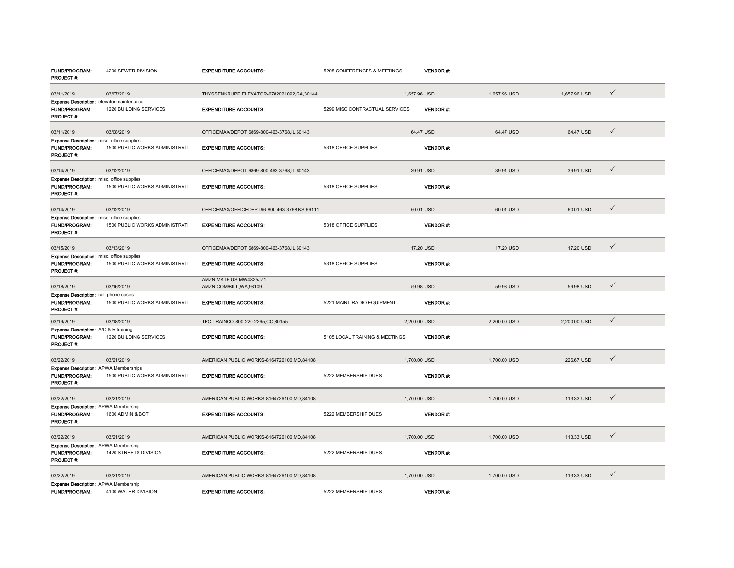| | | | | | | | |
|---|---|---|---|---|---|---|---|
| **FUND/PROGRAM:** | 4200 SEWER DIVISION | **EXPENDITURE ACCOUNTS:** | 5205 CONFERENCES & MEETINGS | **VENDOR #:** | | | |
| **PROJECT #:** | | | | | | | |
| 03/11/2019 | 03/07/2019 | THYSSENKRUPP ELEVATOR-6782021092,GA,30144 | | 1,657.96 USD | 1,657.96 USD | 1,657.96 USD | ✓ |
| **Expense Description:** elevator maintenance | | | | | | | |
| **FUND/PROGRAM:** | 1220 BUILDING SERVICES | **EXPENDITURE ACCOUNTS:** | 5299 MISC CONTRACTUAL SERVICES | **VENDOR #:** | | | |
| **PROJECT #:** | | | | | | | |
| 03/11/2019 | 03/08/2019 | OFFICEMAX/DEPOT 6869-800-463-3768,IL,60143 | | 64.47 USD | 64.47 USD | 64.47 USD | ✓ |
| **Expense Description:** misc. office supplies | | | | | | | |
| **FUND/PROGRAM:** | 1500 PUBLIC WORKS ADMINISTRATI | **EXPENDITURE ACCOUNTS:** | 5318 OFFICE SUPPLIES | **VENDOR #:** | | | |
| **PROJECT #:** | | | | | | | |
| 03/14/2019 | 03/12/2019 | OFFICEMAX/DEPOT 6869-800-463-3768,IL,60143 | | 39.91 USD | 39.91 USD | 39.91 USD | ✓ |
| **Expense Description:** misc. office supplies | | | | | | | |
| **FUND/PROGRAM:** | 1500 PUBLIC WORKS ADMINISTRATI | **EXPENDITURE ACCOUNTS:** | 5318 OFFICE SUPPLIES | **VENDOR #:** | | | |
| **PROJECT #:** | | | | | | | |
| 03/14/2019 | 03/12/2019 | OFFICEMAX/OFFICEDEPT#6-800-463-3768,KS,66111 | | 60.01 USD | 60.01 USD | 60.01 USD | ✓ |
| **Expense Description:** misc. office supplies | | | | | | | |
| **FUND/PROGRAM:** | 1500 PUBLIC WORKS ADMINISTRATI | **EXPENDITURE ACCOUNTS:** | 5318 OFFICE SUPPLIES | **VENDOR #:** | | | |
| **PROJECT #:** | | | | | | | |
| 03/15/2019 | 03/13/2019 | OFFICEMAX/DEPOT 6869-800-463-3768,IL,60143 | | 17.20 USD | 17.20 USD | 17.20 USD | ✓ |
| **Expense Description:** misc. office supplies | | | | | | | |
| **FUND/PROGRAM:** | 1500 PUBLIC WORKS ADMINISTRATI | **EXPENDITURE ACCOUNTS:** | 5318 OFFICE SUPPLIES | **VENDOR #:** | | | |
| **PROJECT #:** | | | | | | | |
| 03/18/2019 | 03/16/2019 | AMZN MKTP US MW4S25JZ1-AMZN.COM/BILL,WA,98109 | | 59.98 USD | 59.98 USD | 59.98 USD | ✓ |
| **Expense Description:** cell phone cases | | | | | | | |
| **FUND/PROGRAM:** | 1500 PUBLIC WORKS ADMINISTRATI | **EXPENDITURE ACCOUNTS:** | 5221 MAINT RADIO EQUIPMENT | **VENDOR #:** | | | |
| **PROJECT #:** | | | | | | | |
| 03/19/2019 | 03/18/2019 | TPC TRAINCO-800-220-2265,CO,80155 | | 2,200.00 USD | 2,200.00 USD | 2,200.00 USD | ✓ |
| **Expense Description:** A/C & R training | | | | | | | |
| **FUND/PROGRAM:** | 1220 BUILDING SERVICES | **EXPENDITURE ACCOUNTS:** | 5105 LOCAL TRAINING & MEETINGS | **VENDOR #:** | | | |
| **PROJECT #:** | | | | | | | |
| 03/22/2019 | 03/21/2019 | AMERICAN PUBLIC WORKS-8164726100,MO,84108 | | 1,700.00 USD | 1,700.00 USD | 226.67 USD | ✓ |
| **Expense Description:** APWA Memberships | | | | | | | |
| **FUND/PROGRAM:** | 1500 PUBLIC WORKS ADMINISTRATI | **EXPENDITURE ACCOUNTS:** | 5222 MEMBERSHIP DUES | **VENDOR #:** | | | |
| **PROJECT #:** | | | | | | | |
| 03/22/2019 | 03/21/2019 | AMERICAN PUBLIC WORKS-8164726100,MO,84108 | | 1,700.00 USD | 1,700.00 USD | 113.33 USD | ✓ |
| **Expense Description:** APWA Membership | | | | | | | |
| **FUND/PROGRAM:** | 1600 ADMIN & BOT | **EXPENDITURE ACCOUNTS:** | 5222 MEMBERSHIP DUES | **VENDOR #:** | | | |
| **PROJECT #:** | | | | | | | |
| 03/22/2019 | 03/21/2019 | AMERICAN PUBLIC WORKS-8164726100,MO,84108 | | 1,700.00 USD | 1,700.00 USD | 113.33 USD | ✓ |
| **Expense Description:** APWA Membership | | | | | | | |
| **FUND/PROGRAM:** | 1420 STREETS DIVISION | **EXPENDITURE ACCOUNTS:** | 5222 MEMBERSHIP DUES | **VENDOR #:** | | | |
| **PROJECT #:** | | | | | | | |
| 03/22/2019 | 03/21/2019 | AMERICAN PUBLIC WORKS-8164726100,MO,84108 | | 1,700.00 USD | 1,700.00 USD | 113.33 USD | ✓ |
| **Expense Description:** APWA Membership | | | | | | | |
| **FUND/PROGRAM:** | 4100 WATER DIVISION | **EXPENDITURE ACCOUNTS:** | 5222 MEMBERSHIP DUES | **VENDOR #:** | | | |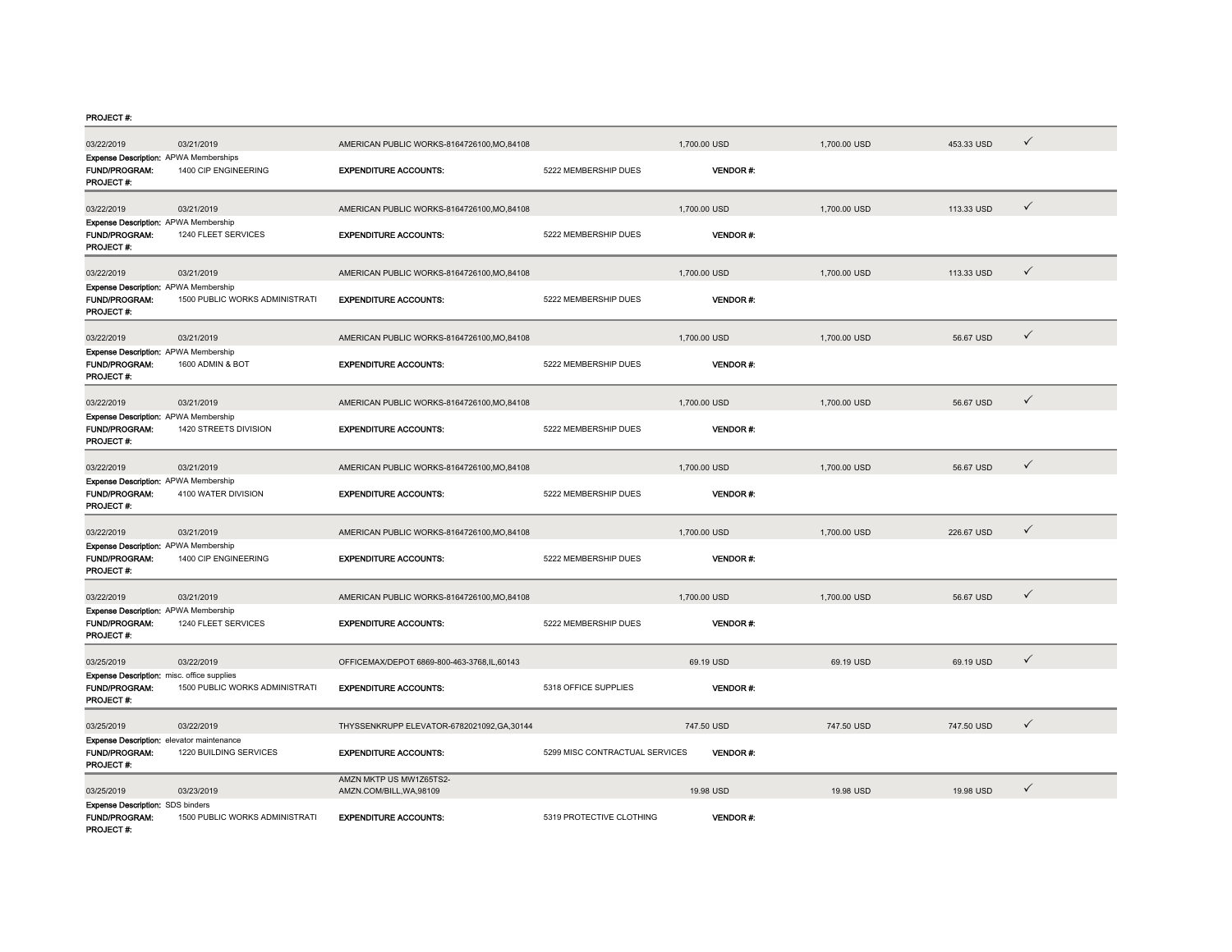PROJECT #:

| | | | | | | | |
|---|---|---|---|---|---|---|---|
| 03/22/2019 | 03/21/2019 | AMERICAN PUBLIC WORKS-8164726100,MO,84108 | | 1,700.00 USD | 1,700.00 USD | 453.33 USD | ✓ |
| **Expense Description:** APWA Memberships | | | | | | | |
| **FUND/PROGRAM:** | 1400 CIP ENGINEERING | **EXPENDITURE ACCOUNTS:** | 5222 MEMBERSHIP DUES | **VENDOR #:** | | | |
| **PROJECT #:** | | | | | | | |
| 03/22/2019 | 03/21/2019 | AMERICAN PUBLIC WORKS-8164726100,MO,84108 | | 1,700.00 USD | 1,700.00 USD | 113.33 USD | ✓ |
| **Expense Description:** APWA Membership | | | | | | | |
| **FUND/PROGRAM:** | 1240 FLEET SERVICES | **EXPENDITURE ACCOUNTS:** | 5222 MEMBERSHIP DUES | **VENDOR #:** | | | |
| **PROJECT #:** | | | | | | | |
| 03/22/2019 | 03/21/2019 | AMERICAN PUBLIC WORKS-8164726100,MO,84108 | | 1,700.00 USD | 1,700.00 USD | 113.33 USD | ✓ |
| **Expense Description:** APWA Membership | | | | | | | |
| **FUND/PROGRAM:** | 1500 PUBLIC WORKS ADMINISTRATI | **EXPENDITURE ACCOUNTS:** | 5222 MEMBERSHIP DUES | **VENDOR #:** | | | |
| **PROJECT #:** | | | | | | | |
| 03/22/2019 | 03/21/2019 | AMERICAN PUBLIC WORKS-8164726100,MO,84108 | | 1,700.00 USD | 1,700.00 USD | 56.67 USD | ✓ |
| **Expense Description:** APWA Membership | | | | | | | |
| **FUND/PROGRAM:** | 1600 ADMIN & BOT | **EXPENDITURE ACCOUNTS:** | 5222 MEMBERSHIP DUES | **VENDOR #:** | | | |
| **PROJECT #:** | | | | | | | |
| 03/22/2019 | 03/21/2019 | AMERICAN PUBLIC WORKS-8164726100,MO,84108 | | 1,700.00 USD | 1,700.00 USD | 56.67 USD | ✓ |
| **Expense Description:** APWA Membership | | | | | | | |
| **FUND/PROGRAM:** | 1420 STREETS DIVISION | **EXPENDITURE ACCOUNTS:** | 5222 MEMBERSHIP DUES | **VENDOR #:** | | | |
| **PROJECT #:** | | | | | | | |
| 03/22/2019 | 03/21/2019 | AMERICAN PUBLIC WORKS-8164726100,MO,84108 | | 1,700.00 USD | 1,700.00 USD | 56.67 USD | ✓ |
| **Expense Description:** APWA Membership | | | | | | | |
| **FUND/PROGRAM:** | 4100 WATER DIVISION | **EXPENDITURE ACCOUNTS:** | 5222 MEMBERSHIP DUES | **VENDOR #:** | | | |
| **PROJECT #:** | | | | | | | |
| 03/22/2019 | 03/21/2019 | AMERICAN PUBLIC WORKS-8164726100,MO,84108 | | 1,700.00 USD | 1,700.00 USD | 226.67 USD | ✓ |
| **Expense Description:** APWA Membership | | | | | | | |
| **FUND/PROGRAM:** | 1400 CIP ENGINEERING | **EXPENDITURE ACCOUNTS:** | 5222 MEMBERSHIP DUES | **VENDOR #:** | | | |
| **PROJECT #:** | | | | | | | |
| 03/22/2019 | 03/21/2019 | AMERICAN PUBLIC WORKS-8164726100,MO,84108 | | 1,700.00 USD | 1,700.00 USD | 56.67 USD | ✓ |
| **Expense Description:** APWA Membership | | | | | | | |
| **FUND/PROGRAM:** | 1240 FLEET SERVICES | **EXPENDITURE ACCOUNTS:** | 5222 MEMBERSHIP DUES | **VENDOR #:** | | | |
| **PROJECT #:** | | | | | | | |
| 03/25/2019 | 03/22/2019 | OFFICEMAX/DEPOT 6869-800-463-3768,IL,60143 | | 69.19 USD | 69.19 USD | 69.19 USD | ✓ |
| **Expense Description:** misc. office supplies | | | | | | | |
| **FUND/PROGRAM:** | 1500 PUBLIC WORKS ADMINISTRATI | **EXPENDITURE ACCOUNTS:** | 5318 OFFICE SUPPLIES | **VENDOR #:** | | | |
| **PROJECT #:** | | | | | | | |
| 03/25/2019 | 03/22/2019 | THYSSENKRUPP ELEVATOR-6782021092,GA,30144 | | 747.50 USD | 747.50 USD | 747.50 USD | ✓ |
| **Expense Description:** elevator maintenance | | | | | | | |
| **FUND/PROGRAM:** | 1220 BUILDING SERVICES | **EXPENDITURE ACCOUNTS:** | 5299 MISC CONTRACTUAL SERVICES | **VENDOR #:** | | | |
| **PROJECT #:** | | | | | | | |
| 03/25/2019 | 03/23/2019 | AMZN MKTP US MW1Z65TS2-AMZN.COM/BILL,WA,98109 | | 19.98 USD | 19.98 USD | 19.98 USD | ✓ |
| **Expense Description:** SDS binders | | | | | | | |
| **FUND/PROGRAM:** | 1500 PUBLIC WORKS ADMINISTRATI | **EXPENDITURE ACCOUNTS:** | 5319 PROTECTIVE CLOTHING | **VENDOR #:** | | | |
| **PROJECT #:** | | | | | | | |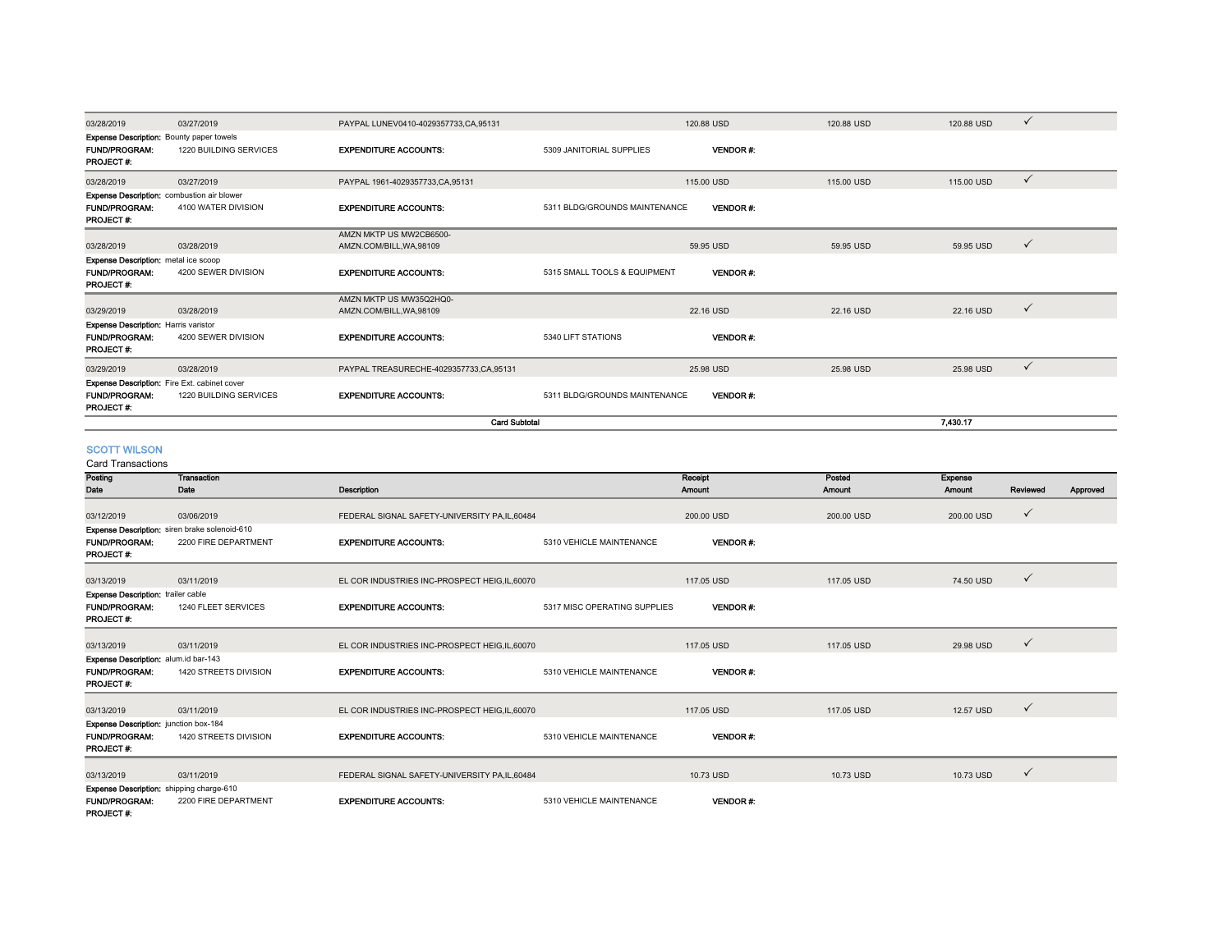| Posting Date | Transaction Date | Description | | Receipt Amount | Posted Amount | Expense Amount | Reviewed | Approved |
|---|---|---|---|---|---|---|---|---|
| 03/28/2019 | 03/27/2019 | PAYPAL LUNEV0410-4029357733,CA,95131 | | 120.88 USD | 120.88 USD | 120.88 USD | ✓ | |
| **Expense Description:** Bounty paper towels | | | | | | | | |
| **FUND/PROGRAM:** | 1220 BUILDING SERVICES | **EXPENDITURE ACCOUNTS:** | 5309 JANITORIAL SUPPLIES | **VENDOR #:** | | | | |
| **PROJECT #:** | | | | | | | | |
| 03/28/2019 | 03/27/2019 | PAYPAL 1961-4029357733,CA,95131 | | 115.00 USD | 115.00 USD | 115.00 USD | ✓ | |
| **Expense Description:** combustion air blower | | | | | | | | |
| **FUND/PROGRAM:** | 4100 WATER DIVISION | **EXPENDITURE ACCOUNTS:** | 5311 BLDG/GROUNDS MAINTENANCE | **VENDOR #:** | | | | |
| **PROJECT #:** | | | | | | | | |
| 03/28/2019 | 03/28/2019 | AMZN MKTP US MW2CB6500-AMZN.COM/BILL,WA,98109 | | 59.95 USD | 59.95 USD | 59.95 USD | ✓ | |
| **Expense Description:** metal ice scoop | | | | | | | | |
| **FUND/PROGRAM:** | 4200 SEWER DIVISION | **EXPENDITURE ACCOUNTS:** | 5315 SMALL TOOLS & EQUIPMENT | **VENDOR #:** | | | | |
| **PROJECT #:** | | | | | | | | |
| 03/29/2019 | 03/28/2019 | AMZN MKTP US MW35Q2HQ0-AMZN.COM/BILL,WA,98109 | | 22.16 USD | 22.16 USD | 22.16 USD | ✓ | |
| **Expense Description:** Harris varistor | | | | | | | | |
| **FUND/PROGRAM:** | 4200 SEWER DIVISION | **EXPENDITURE ACCOUNTS:** | 5340 LIFT STATIONS | **VENDOR #:** | | | | |
| **PROJECT #:** | | | | | | | | |
| 03/29/2019 | 03/28/2019 | PAYPAL TREASURECHE-4029357733,CA,95131 | | 25.98 USD | 25.98 USD | 25.98 USD | ✓ | |
| **Expense Description:** Fire Ext. cabinet cover | | | | | | | | |
| **FUND/PROGRAM:** | 1220 BUILDING SERVICES | **EXPENDITURE ACCOUNTS:** | 5311 BLDG/GROUNDS MAINTENANCE | **VENDOR #:** | | | | |
| **PROJECT #:** | | | | | | | | |
| | | | **Card Subtotal** | | | 7,430.17 | | |

## SCOTT WILSON

Card Transactions

| Posting Date | Transaction Date | Description | | Receipt Amount | Posted Amount | Expense Amount | Reviewed | Approved |
|---|---|---|---|---|---|---|---|---|
| 03/12/2019 | 03/06/2019 | FEDERAL SIGNAL SAFETY-UNIVERSITY PA,IL,60484 | | 200.00 USD | 200.00 USD | 200.00 USD | ✓ | |
| **Expense Description:** siren brake solenoid-610 | | | | | | | | |
| **FUND/PROGRAM:** | 2200 FIRE DEPARTMENT | **EXPENDITURE ACCOUNTS:** | 5310 VEHICLE MAINTENANCE | **VENDOR #:** | | | | |
| **PROJECT #:** | | | | | | | | |
| 03/13/2019 | 03/11/2019 | EL COR INDUSTRIES INC-PROSPECT HEIG,IL,60070 | | 117.05 USD | 117.05 USD | 74.50 USD | ✓ | |
| **Expense Description:** trailer cable | | | | | | | | |
| **FUND/PROGRAM:** | 1240 FLEET SERVICES | **EXPENDITURE ACCOUNTS:** | 5317 MISC OPERATING SUPPLIES | **VENDOR #:** | | | | |
| **PROJECT #:** | | | | | | | | |
| 03/13/2019 | 03/11/2019 | EL COR INDUSTRIES INC-PROSPECT HEIG,IL,60070 | | 117.05 USD | 117.05 USD | 29.98 USD | ✓ | |
| **Expense Description:** alum.id bar-143 | | | | | | | | |
| **FUND/PROGRAM:** | 1420 STREETS DIVISION | **EXPENDITURE ACCOUNTS:** | 5310 VEHICLE MAINTENANCE | **VENDOR #:** | | | | |
| **PROJECT #:** | | | | | | | | |
| 03/13/2019 | 03/11/2019 | EL COR INDUSTRIES INC-PROSPECT HEIG,IL,60070 | | 117.05 USD | 117.05 USD | 12.57 USD | ✓ | |
| **Expense Description:** junction box-184 | | | | | | | | |
| **FUND/PROGRAM:** | 1420 STREETS DIVISION | **EXPENDITURE ACCOUNTS:** | 5310 VEHICLE MAINTENANCE | **VENDOR #:** | | | | |
| **PROJECT #:** | | | | | | | | |
| 03/13/2019 | 03/11/2019 | FEDERAL SIGNAL SAFETY-UNIVERSITY PA,IL,60484 | | 10.73 USD | 10.73 USD | 10.73 USD | ✓ | |
| **Expense Description:** shipping charge-610 | | | | | | | | |
| **FUND/PROGRAM:** | 2200 FIRE DEPARTMENT | **EXPENDITURE ACCOUNTS:** | 5310 VEHICLE MAINTENANCE | **VENDOR #:** | | | | |
| **PROJECT #:** | | | | | | | | |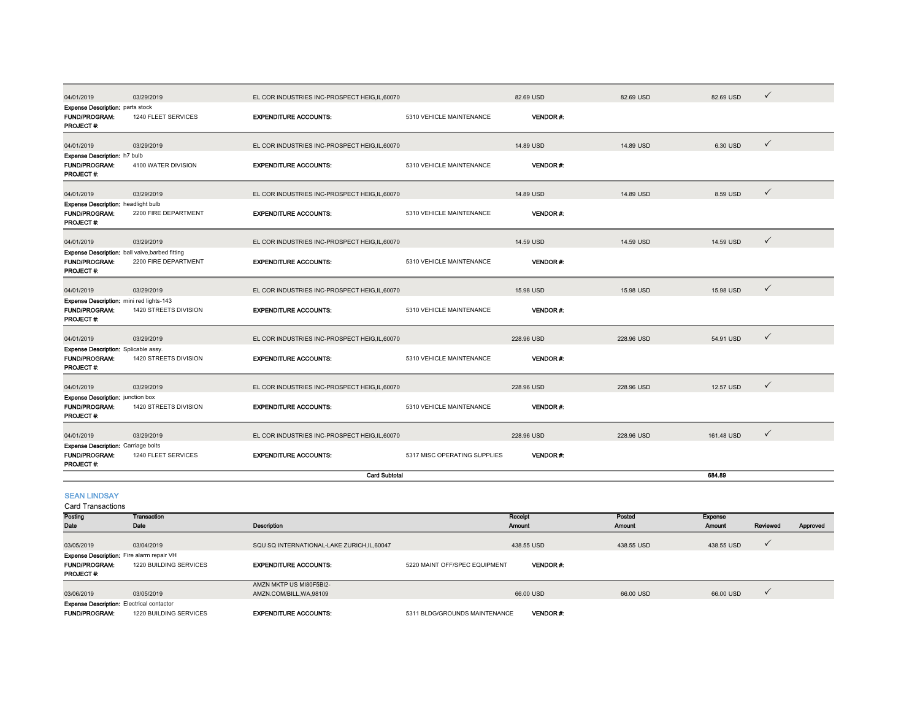| Posting Date | Transaction Date | Description | | Receipt Amount | Posted Amount | Expense Amount | Reviewed | Approved |
|---|---|---|---|---|---|---|---|---|
| 04/01/2019 | 03/29/2019 | EL COR INDUSTRIES INC-PROSPECT HEIG,IL,60070 | | 82.69 USD | 82.69 USD | 82.69 USD | ✓ | |
| **Expense Description:** parts stock | | | | | | | | |
| **FUND/PROGRAM:** | 1240 FLEET SERVICES | **EXPENDITURE ACCOUNTS:** | 5310 VEHICLE MAINTENANCE | **VENDOR #:** | | | | |
| **PROJECT #:** | | | | | | | | |
| 04/01/2019 | 03/29/2019 | EL COR INDUSTRIES INC-PROSPECT HEIG,IL,60070 | | 14.89 USD | 14.89 USD | 6.30 USD | ✓ | |
| **Expense Description:** h7 bulb | | | | | | | | |
| **FUND/PROGRAM:** | 4100 WATER DIVISION | **EXPENDITURE ACCOUNTS:** | 5310 VEHICLE MAINTENANCE | **VENDOR #:** | | | | |
| **PROJECT #:** | | | | | | | | |
| 04/01/2019 | 03/29/2019 | EL COR INDUSTRIES INC-PROSPECT HEIG,IL,60070 | | 14.89 USD | 14.89 USD | 8.59 USD | ✓ | |
| **Expense Description:** headlight bulb | | | | | | | | |
| **FUND/PROGRAM:** | 2200 FIRE DEPARTMENT | **EXPENDITURE ACCOUNTS:** | 5310 VEHICLE MAINTENANCE | **VENDOR #:** | | | | |
| **PROJECT #:** | | | | | | | | |
| 04/01/2019 | 03/29/2019 | EL COR INDUSTRIES INC-PROSPECT HEIG,IL,60070 | | 14.59 USD | 14.59 USD | 14.59 USD | ✓ | |
| **Expense Description:** ball valve,barbed fitting | | | | | | | | |
| **FUND/PROGRAM:** | 2200 FIRE DEPARTMENT | **EXPENDITURE ACCOUNTS:** | 5310 VEHICLE MAINTENANCE | **VENDOR #:** | | | | |
| **PROJECT #:** | | | | | | | | |
| 04/01/2019 | 03/29/2019 | EL COR INDUSTRIES INC-PROSPECT HEIG,IL,60070 | | 15.98 USD | 15.98 USD | 15.98 USD | ✓ | |
| **Expense Description:** mini red lights-143 | | | | | | | | |
| **FUND/PROGRAM:** | 1420 STREETS DIVISION | **EXPENDITURE ACCOUNTS:** | 5310 VEHICLE MAINTENANCE | **VENDOR #:** | | | | |
| **PROJECT #:** | | | | | | | | |
| 04/01/2019 | 03/29/2019 | EL COR INDUSTRIES INC-PROSPECT HEIG,IL,60070 | | 228.96 USD | 228.96 USD | 54.91 USD | ✓ | |
| **Expense Description:** Splicable assy. | | | | | | | | |
| **FUND/PROGRAM:** | 1420 STREETS DIVISION | **EXPENDITURE ACCOUNTS:** | 5310 VEHICLE MAINTENANCE | **VENDOR #:** | | | | |
| **PROJECT #:** | | | | | | | | |
| 04/01/2019 | 03/29/2019 | EL COR INDUSTRIES INC-PROSPECT HEIG,IL,60070 | | 228.96 USD | 228.96 USD | 12.57 USD | ✓ | |
| **Expense Description:** junction box | | | | | | | | |
| **FUND/PROGRAM:** | 1420 STREETS DIVISION | **EXPENDITURE ACCOUNTS:** | 5310 VEHICLE MAINTENANCE | **VENDOR #:** | | | | |
| **PROJECT #:** | | | | | | | | |
| 04/01/2019 | 03/29/2019 | EL COR INDUSTRIES INC-PROSPECT HEIG,IL,60070 | | 228.96 USD | 228.96 USD | 161.48 USD | ✓ | |
| **Expense Description:** Carriage bolts | | | | | | | | |
| **FUND/PROGRAM:** | 1240 FLEET SERVICES | **EXPENDITURE ACCOUNTS:** | 5317 MISC OPERATING SUPPLIES | **VENDOR #:** | | | | |
| **PROJECT #:** | | | | | | | | |
| | | **Card Subtotal** | | | | **684.89** | | |

## SEAN LINDSAY

Card Transactions

| Posting Date | Transaction Date | Description | | Receipt Amount | Posted Amount | Expense Amount | Reviewed | Approved |
|---|---|---|---|---|---|---|---|---|
| 03/05/2019 | 03/04/2019 | SQU SQ INTERNATIONAL-LAKE ZURICH,IL,60047 | | 438.55 USD | 438.55 USD | 438.55 USD | ✓ | |
| **Expense Description:** Fire alarm repair VH | | | | | | | | |
| **FUND/PROGRAM:** | 1220 BUILDING SERVICES | **EXPENDITURE ACCOUNTS:** | 5220 MAINT OFF/SPEC EQUIPMENT | **VENDOR #:** | | | | |
| **PROJECT #:** | | | | | | | | |
| 03/06/2019 | 03/05/2019 | AMZN MKTP US MI80F5BI2-AMZN.COM/BILL,WA,98109 | | 66.00 USD | 66.00 USD | 66.00 USD | ✓ | |
| **Expense Description:** Electrical contactor | | | | | | | | |
| **FUND/PROGRAM:** | 1220 BUILDING SERVICES | **EXPENDITURE ACCOUNTS:** | 5311 BLDG/GROUNDS MAINTENANCE | **VENDOR #:** | | | | |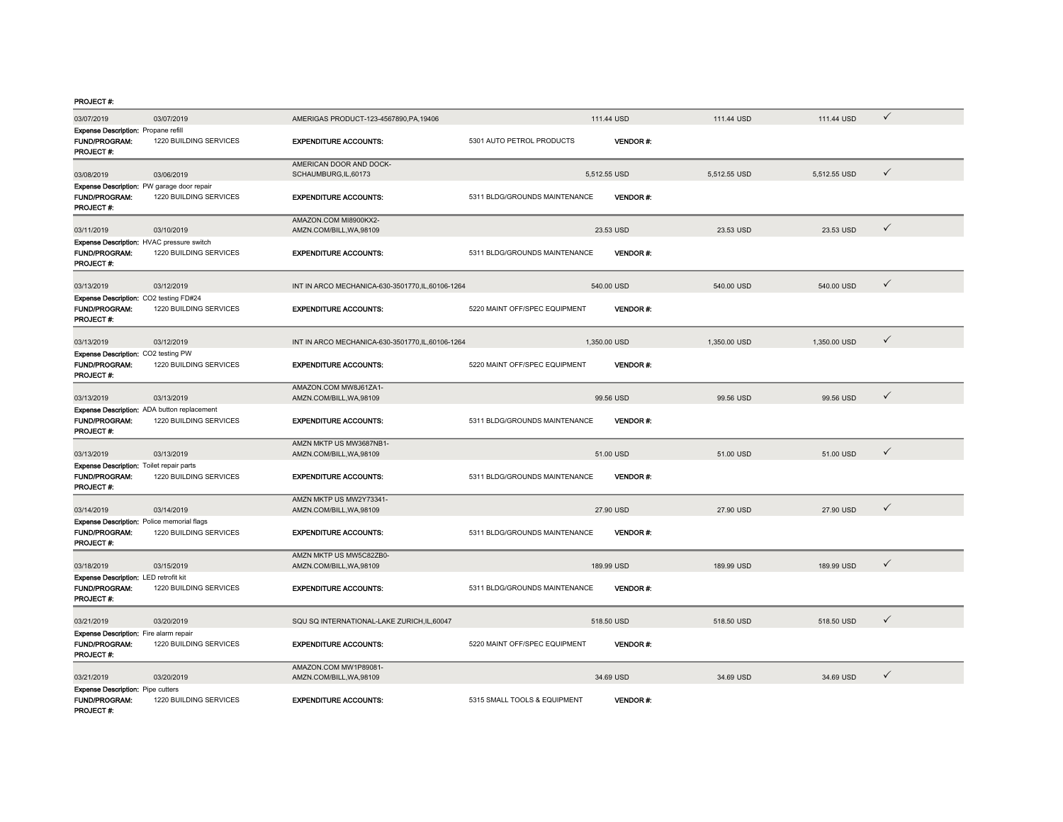**PROJECT #:**

| | | | | | | | |
|---|---|---|---|---|---|---|---|
| 03/07/2019 | 03/07/2019 | AMERIGAS PRODUCT-123-4567890,PA,19406 | | 111.44 USD | 111.44 USD | 111.44 USD | ✓ |
| **Expense Description:** Propane refill | | | | | | | |
| **FUND/PROGRAM:** | 1220 BUILDING SERVICES | **EXPENDITURE ACCOUNTS:** | 5301 AUTO PETROL PRODUCTS | **VENDOR #:** | | | |
| **PROJECT #:** | | | | | | | |
| 03/08/2019 | 03/06/2019 | AMERICAN DOOR AND DOCK-SCHAUMBURG,IL,60173 | | 5,512.55 USD | 5,512.55 USD | 5,512.55 USD | ✓ |
| **Expense Description:** PW garage door repair | | | | | | | |
| **FUND/PROGRAM:** | 1220 BUILDING SERVICES | **EXPENDITURE ACCOUNTS:** | 5311 BLDG/GROUNDS MAINTENANCE | **VENDOR #:** | | | |
| **PROJECT #:** | | | | | | | |
| 03/11/2019 | 03/10/2019 | AMAZON.COM MI8900KX2-AMZN.COM/BILL,WA,98109 | | 23.53 USD | 23.53 USD | 23.53 USD | ✓ |
| **Expense Description:** HVAC pressure switch | | | | | | | |
| **FUND/PROGRAM:** | 1220 BUILDING SERVICES | **EXPENDITURE ACCOUNTS:** | 5311 BLDG/GROUNDS MAINTENANCE | **VENDOR #:** | | | |
| **PROJECT #:** | | | | | | | |
| 03/13/2019 | 03/12/2019 | INT IN ARCO MECHANICA-630-3501770,IL,60106-1264 | | 540.00 USD | 540.00 USD | 540.00 USD | ✓ |
| **Expense Description:** CO2 testing FD#24 | | | | | | | |
| **FUND/PROGRAM:** | 1220 BUILDING SERVICES | **EXPENDITURE ACCOUNTS:** | 5220 MAINT OFF/SPEC EQUIPMENT | **VENDOR #:** | | | |
| **PROJECT #:** | | | | | | | |
| 03/13/2019 | 03/12/2019 | INT IN ARCO MECHANICA-630-3501770,IL,60106-1264 | | 1,350.00 USD | 1,350.00 USD | 1,350.00 USD | ✓ |
| **Expense Description:** CO2 testing PW | | | | | | | |
| **FUND/PROGRAM:** | 1220 BUILDING SERVICES | **EXPENDITURE ACCOUNTS:** | 5220 MAINT OFF/SPEC EQUIPMENT | **VENDOR #:** | | | |
| **PROJECT #:** | | | | | | | |
| 03/13/2019 | 03/13/2019 | AMAZON.COM MW8J61ZA1-AMZN.COM/BILL,WA,98109 | | 99.56 USD | 99.56 USD | 99.56 USD | ✓ |
| **Expense Description:** ADA button replacement | | | | | | | |
| **FUND/PROGRAM:** | 1220 BUILDING SERVICES | **EXPENDITURE ACCOUNTS:** | 5311 BLDG/GROUNDS MAINTENANCE | **VENDOR #:** | | | |
| **PROJECT #:** | | | | | | | |
| 03/13/2019 | 03/13/2019 | AMZN MKTP US MW3687NB1-AMZN.COM/BILL,WA,98109 | | 51.00 USD | 51.00 USD | 51.00 USD | ✓ |
| **Expense Description:** Toilet repair parts | | | | | | | |
| **FUND/PROGRAM:** | 1220 BUILDING SERVICES | **EXPENDITURE ACCOUNTS:** | 5311 BLDG/GROUNDS MAINTENANCE | **VENDOR #:** | | | |
| **PROJECT #:** | | | | | | | |
| 03/14/2019 | 03/14/2019 | AMZN MKTP US MW2Y73341-AMZN.COM/BILL,WA,98109 | | 27.90 USD | 27.90 USD | 27.90 USD | ✓ |
| **Expense Description:** Police memorial flags | | | | | | | |
| **FUND/PROGRAM:** | 1220 BUILDING SERVICES | **EXPENDITURE ACCOUNTS:** | 5311 BLDG/GROUNDS MAINTENANCE | **VENDOR #:** | | | |
| **PROJECT #:** | | | | | | | |
| 03/18/2019 | 03/15/2019 | AMZN MKTP US MW5C82ZB0-AMZN.COM/BILL,WA,98109 | | 189.99 USD | 189.99 USD | 189.99 USD | ✓ |
| **Expense Description:** LED retrofit kit | | | | | | | |
| **FUND/PROGRAM:** | 1220 BUILDING SERVICES | **EXPENDITURE ACCOUNTS:** | 5311 BLDG/GROUNDS MAINTENANCE | **VENDOR #:** | | | |
| **PROJECT #:** | | | | | | | |
| 03/21/2019 | 03/20/2019 | SQU SQ INTERNATIONAL-LAKE ZURICH,IL,60047 | | 518.50 USD | 518.50 USD | 518.50 USD | ✓ |
| **Expense Description:** Fire alarm repair | | | | | | | |
| **FUND/PROGRAM:** | 1220 BUILDING SERVICES | **EXPENDITURE ACCOUNTS:** | 5220 MAINT OFF/SPEC EQUIPMENT | **VENDOR #:** | | | |
| **PROJECT #:** | | | | | | | |
| 03/21/2019 | 03/20/2019 | AMAZON.COM MW1P89081-AMZN.COM/BILL,WA,98109 | | 34.69 USD | 34.69 USD | 34.69 USD | ✓ |
| **Expense Description:** Pipe cutters | | | | | | | |
| **FUND/PROGRAM:** | 1220 BUILDING SERVICES | **EXPENDITURE ACCOUNTS:** | 5315 SMALL TOOLS & EQUIPMENT | **VENDOR #:** | | | |
| **PROJECT #:** | | | | | | | |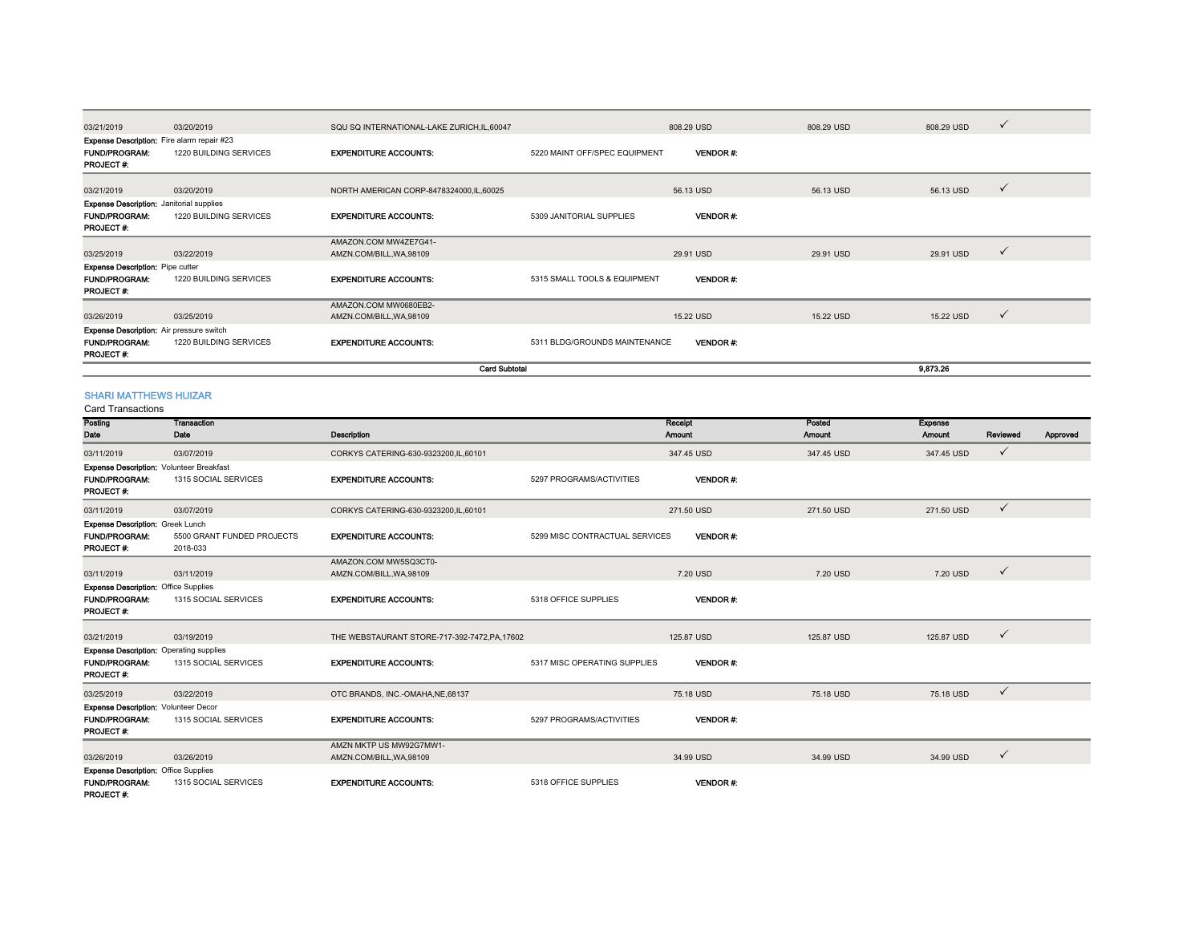| Posting Date | Transaction Date | Description | Receipt Amount | Posted Amount | Expense Amount | Reviewed | Approved |
|---|---|---|---|---|---|---|---|
| 03/21/2019 | 03/20/2019 | SQU SQ INTERNATIONAL-LAKE ZURICH,IL,60047 | 808.29 USD | 808.29 USD | 808.29 USD | ✓ | |

**Expense Description:** Fire alarm repair #23
**FUND/PROGRAM:** 1220 BUILDING SERVICES **EXPENDITURE ACCOUNTS:** 5220 MAINT OFF/SPEC EQUIPMENT **VENDOR #:**
**PROJECT #:**

| Posting Date | Transaction Date | Description | Receipt Amount | Posted Amount | Expense Amount | Reviewed | Approved |
|---|---|---|---|---|---|---|---|
| 03/21/2019 | 03/20/2019 | NORTH AMERICAN CORP-8478324000,IL,60025 | 56.13 USD | 56.13 USD | 56.13 USD | ✓ | |

**Expense Description:** Janitorial supplies
**FUND/PROGRAM:** 1220 BUILDING SERVICES **EXPENDITURE ACCOUNTS:** 5309 JANITORIAL SUPPLIES **VENDOR #:**
**PROJECT #:**

| Posting Date | Transaction Date | Description | Receipt Amount | Posted Amount | Expense Amount | Reviewed | Approved |
|---|---|---|---|---|---|---|---|
| 03/25/2019 | 03/22/2019 | AMAZON.COM MW4ZE7G41- AMZN.COM/BILL,WA,98109 | 29.91 USD | 29.91 USD | 29.91 USD | ✓ | |

**Expense Description:** Pipe cutter
**FUND/PROGRAM:** 1220 BUILDING SERVICES **EXPENDITURE ACCOUNTS:** 5315 SMALL TOOLS & EQUIPMENT **VENDOR #:**
**PROJECT #:**

| Posting Date | Transaction Date | Description | Receipt Amount | Posted Amount | Expense Amount | Reviewed | Approved |
|---|---|---|---|---|---|---|---|
| 03/26/2019 | 03/25/2019 | AMAZON.COM MW0680EB2- AMZN.COM/BILL,WA,98109 | 15.22 USD | 15.22 USD | 15.22 USD | ✓ | |

**Expense Description:** Air pressure switch
**FUND/PROGRAM:** 1220 BUILDING SERVICES **EXPENDITURE ACCOUNTS:** 5311 BLDG/GROUNDS MAINTENANCE **VENDOR #:**
**PROJECT #:**

**Card Subtotal** 9,873.26

## SHARI MATTHEWS HUIZAR

Card Transactions

| Posting Date | Transaction Date | Description | Receipt Amount | Posted Amount | Expense Amount | Reviewed | Approved |
|---|---|---|---|---|---|---|---|
| 03/11/2019 | 03/07/2019 | CORKYS CATERING-630-9323200,IL,60101 | 347.45 USD | 347.45 USD | 347.45 USD | ✓ | |

**Expense Description:** Volunteer Breakfast
**FUND/PROGRAM:** 1315 SOCIAL SERVICES **EXPENDITURE ACCOUNTS:** 5297 PROGRAMS/ACTIVITIES **VENDOR #:**
**PROJECT #:**

| Posting Date | Transaction Date | Description | Receipt Amount | Posted Amount | Expense Amount | Reviewed | Approved |
|---|---|---|---|---|---|---|---|
| 03/11/2019 | 03/07/2019 | CORKYS CATERING-630-9323200,IL,60101 | 271.50 USD | 271.50 USD | 271.50 USD | ✓ | |

**Expense Description:** Greek Lunch
**FUND/PROGRAM:** 5500 GRANT FUNDED PROJECTS **EXPENDITURE ACCOUNTS:** 5299 MISC CONTRACTUAL SERVICES **VENDOR #:**
**PROJECT #:** 2018-033

| Posting Date | Transaction Date | Description | Receipt Amount | Posted Amount | Expense Amount | Reviewed | Approved |
|---|---|---|---|---|---|---|---|
| 03/11/2019 | 03/11/2019 | AMAZON.COM MW5SQ3CT0- AMZN.COM/BILL,WA,98109 | 7.20 USD | 7.20 USD | 7.20 USD | ✓ | |

**Expense Description:** Office Supplies
**FUND/PROGRAM:** 1315 SOCIAL SERVICES **EXPENDITURE ACCOUNTS:** 5318 OFFICE SUPPLIES **VENDOR #:**
**PROJECT #:**

| Posting Date | Transaction Date | Description | Receipt Amount | Posted Amount | Expense Amount | Reviewed | Approved |
|---|---|---|---|---|---|---|---|
| 03/21/2019 | 03/19/2019 | THE WEBSTAURANT STORE-717-392-7472,PA,17602 | 125.87 USD | 125.87 USD | 125.87 USD | ✓ | |

**Expense Description:** Operating supplies
**FUND/PROGRAM:** 1315 SOCIAL SERVICES **EXPENDITURE ACCOUNTS:** 5317 MISC OPERATING SUPPLIES **VENDOR #:**
**PROJECT #:**

| Posting Date | Transaction Date | Description | Receipt Amount | Posted Amount | Expense Amount | Reviewed | Approved |
|---|---|---|---|---|---|---|---|
| 03/25/2019 | 03/22/2019 | OTC BRANDS, INC.-OMAHA,NE,68137 | 75.18 USD | 75.18 USD | 75.18 USD | ✓ | |

**Expense Description:** Volunteer Decor
**FUND/PROGRAM:** 1315 SOCIAL SERVICES **EXPENDITURE ACCOUNTS:** 5297 PROGRAMS/ACTIVITIES **VENDOR #:**
**PROJECT #:**

| Posting Date | Transaction Date | Description | Receipt Amount | Posted Amount | Expense Amount | Reviewed | Approved |
|---|---|---|---|---|---|---|---|
| 03/26/2019 | 03/26/2019 | AMZN MKTP US MW92G7MW1- AMZN.COM/BILL,WA,98109 | 34.99 USD | 34.99 USD | 34.99 USD | ✓ | |

**Expense Description:** Office Supplies
**FUND/PROGRAM:** 1315 SOCIAL SERVICES **EXPENDITURE ACCOUNTS:** 5318 OFFICE SUPPLIES **VENDOR #:**
**PROJECT #:**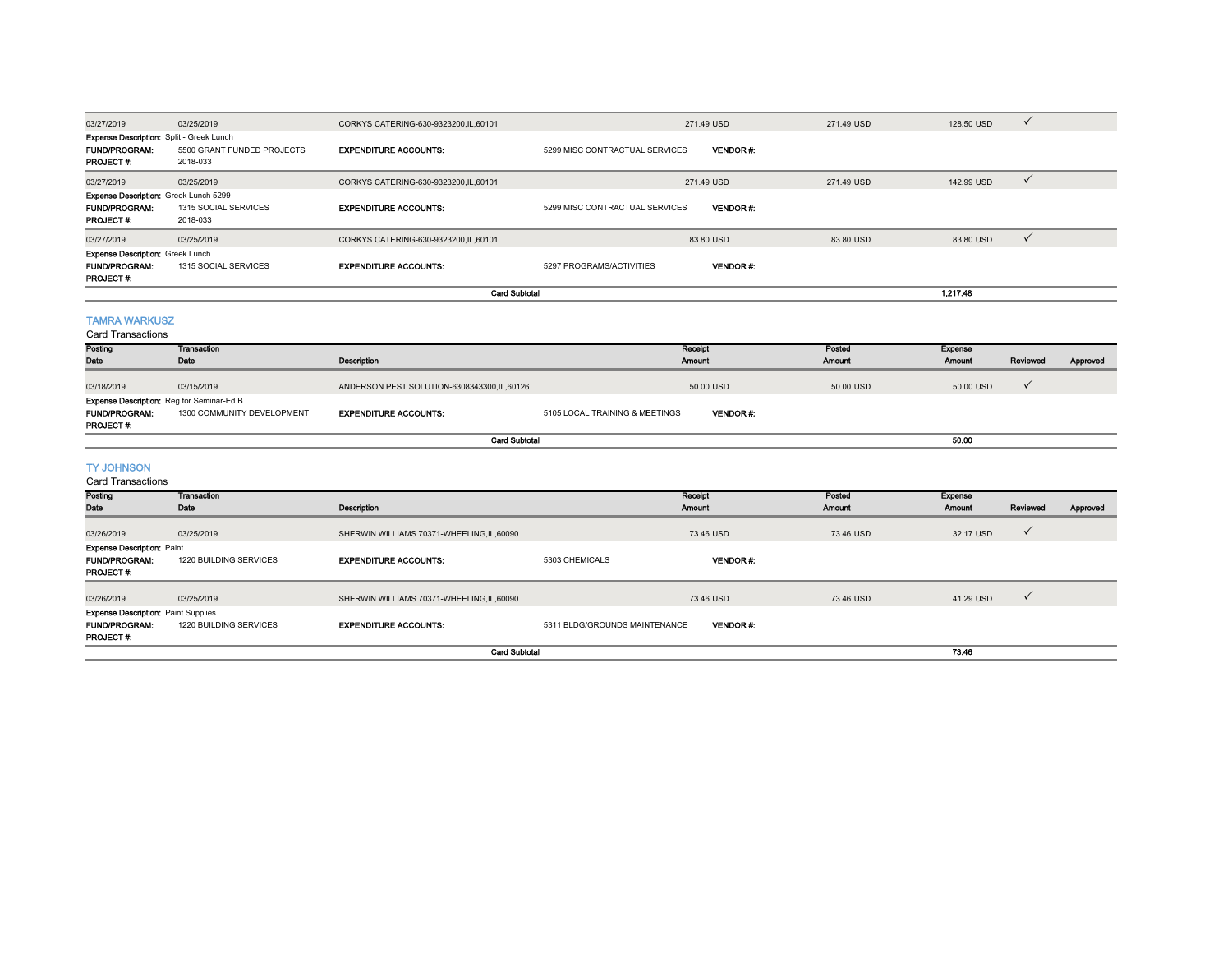| Posting Date | Transaction Date | Description | | Receipt Amount | Posted Amount | Expense Amount | Reviewed | Approved |
|---|---|---|---|---|---|---|---|---|
| 03/27/2019 | 03/25/2019 | CORKYS CATERING-630-9323200,IL,60101 | | 271.49 USD | 271.49 USD | 128.50 USD | ✓ | |
| **Expense Description:** Split - Greek Lunch | | | | | | | | |
| **FUND/PROGRAM:** | 5500 GRANT FUNDED PROJECTS | **EXPENDITURE ACCOUNTS:** | 5299 MISC CONTRACTUAL SERVICES | **VENDOR #:** | | | | |
| **PROJECT #:** | 2018-033 | | | | | | | |
| 03/27/2019 | 03/25/2019 | CORKYS CATERING-630-9323200,IL,60101 | | 271.49 USD | 271.49 USD | 142.99 USD | ✓ | |
| **Expense Description:** Greek Lunch 5299 | | | | | | | | |
| **FUND/PROGRAM:** | 1315 SOCIAL SERVICES | **EXPENDITURE ACCOUNTS:** | 5299 MISC CONTRACTUAL SERVICES | **VENDOR #:** | | | | |
| **PROJECT #:** | 2018-033 | | | | | | | |
| 03/27/2019 | 03/25/2019 | CORKYS CATERING-630-9323200,IL,60101 | | 83.80 USD | 83.80 USD | 83.80 USD | ✓ | |
| **Expense Description:** Greek Lunch | | | | | | | | |
| **FUND/PROGRAM:** | 1315 SOCIAL SERVICES | **EXPENDITURE ACCOUNTS:** | 5297 PROGRAMS/ACTIVITIES | **VENDOR #:** | | | | |
| **PROJECT #:** | | | | | | | | |
| | | **Card Subtotal** | | | | **1,217.48** | | |

## TAMRA WARKUSZ

Card Transactions

| Posting Date | Transaction Date | Description | | Receipt Amount | Posted Amount | Expense Amount | Reviewed | Approved |
|---|---|---|---|---|---|---|---|---|
| 03/18/2019 | 03/15/2019 | ANDERSON PEST SOLUTION-6308343300,IL,60126 | | 50.00 USD | 50.00 USD | 50.00 USD | ✓ | |
| **Expense Description:** Reg for Seminar-Ed B | | | | | | | | |
| **FUND/PROGRAM:** | 1300 COMMUNITY DEVELOPMENT | **EXPENDITURE ACCOUNTS:** | 5105 LOCAL TRAINING & MEETINGS | **VENDOR #:** | | | | |
| **PROJECT #:** | | | | | | | | |
| | | **Card Subtotal** | | | | **50.00** | | |

## TY JOHNSON

Card Transactions

| Posting Date | Transaction Date | Description | | Receipt Amount | Posted Amount | Expense Amount | Reviewed | Approved |
|---|---|---|---|---|---|---|---|---|
| 03/26/2019 | 03/25/2019 | SHERWIN WILLIAMS 70371-WHEELING,IL,60090 | | 73.46 USD | 73.46 USD | 32.17 USD | ✓ | |
| **Expense Description:** Paint | | | | | | | | |
| **FUND/PROGRAM:** | 1220 BUILDING SERVICES | **EXPENDITURE ACCOUNTS:** | 5303 CHEMICALS | **VENDOR #:** | | | | |
| **PROJECT #:** | | | | | | | | |
| 03/26/2019 | 03/25/2019 | SHERWIN WILLIAMS 70371-WHEELING,IL,60090 | | 73.46 USD | 73.46 USD | 41.29 USD | ✓ | |
| **Expense Description:** Paint Supplies | | | | | | | | |
| **FUND/PROGRAM:** | 1220 BUILDING SERVICES | **EXPENDITURE ACCOUNTS:** | 5311 BLDG/GROUNDS MAINTENANCE | **VENDOR #:** | | | | |
| **PROJECT #:** | | | | | | | | |
| | | **Card Subtotal** | | | | **73.46** | | |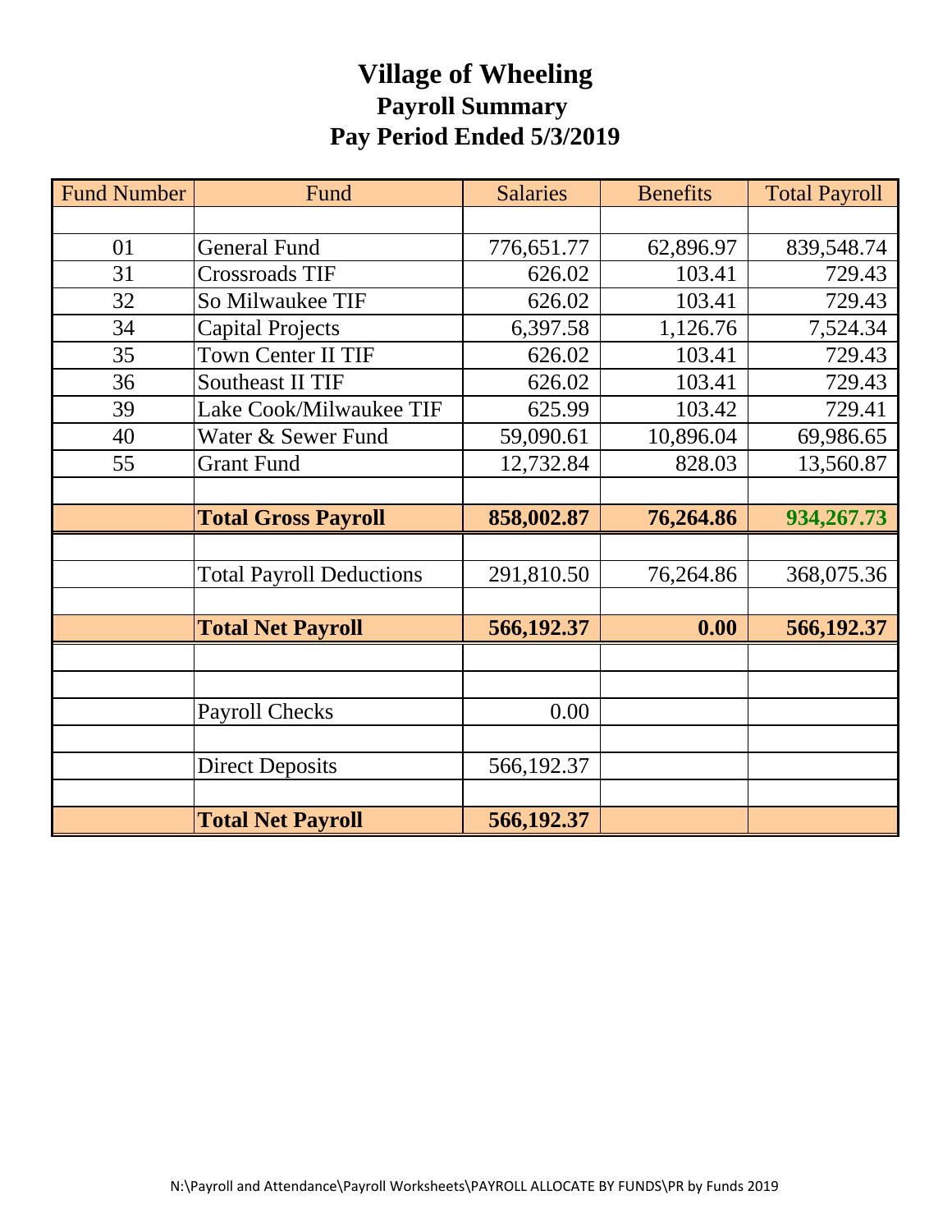# Village of Wheeling

## Payroll Summary

## Pay Period Ended 5/3/2019

| Fund Number | Fund | Salaries | Benefits | Total Payroll |
|---|---|---|---|---|
| | | | | |
| 01 | General Fund | 776,651.77 | 62,896.97 | 839,548.74 |
| 31 | Crossroads TIF | 626.02 | 103.41 | 729.43 |
| 32 | So Milwaukee TIF | 626.02 | 103.41 | 729.43 |
| 34 | Capital Projects | 6,397.58 | 1,126.76 | 7,524.34 |
| 35 | Town Center II TIF | 626.02 | 103.41 | 729.43 |
| 36 | Southeast II TIF | 626.02 | 103.41 | 729.43 |
| 39 | Lake Cook/Milwaukee TIF | 625.99 | 103.42 | 729.41 |
| 40 | Water & Sewer Fund | 59,090.61 | 10,896.04 | 69,986.65 |
| 55 | Grant Fund | 12,732.84 | 828.03 | 13,560.87 |
| | | | | |
| | **Total Gross Payroll** | **858,002.87** | **76,264.86** | **934,267.73** |
| | | | | |
| | Total Payroll Deductions | 291,810.50 | 76,264.86 | 368,075.36 |
| | | | | |
| | **Total Net Payroll** | **566,192.37** | **0.00** | **566,192.37** |
| | | | | |
| | | | | |
| | Payroll Checks | 0.00 | | |
| | | | | |
| | Direct Deposits | 566,192.37 | | |
| | | | | |
| | **Total Net Payroll** | **566,192.37** | | |

N:\Payroll and Attendance\Payroll Worksheets\PAYROLL ALLOCATE BY FUNDS\PR by Funds 2019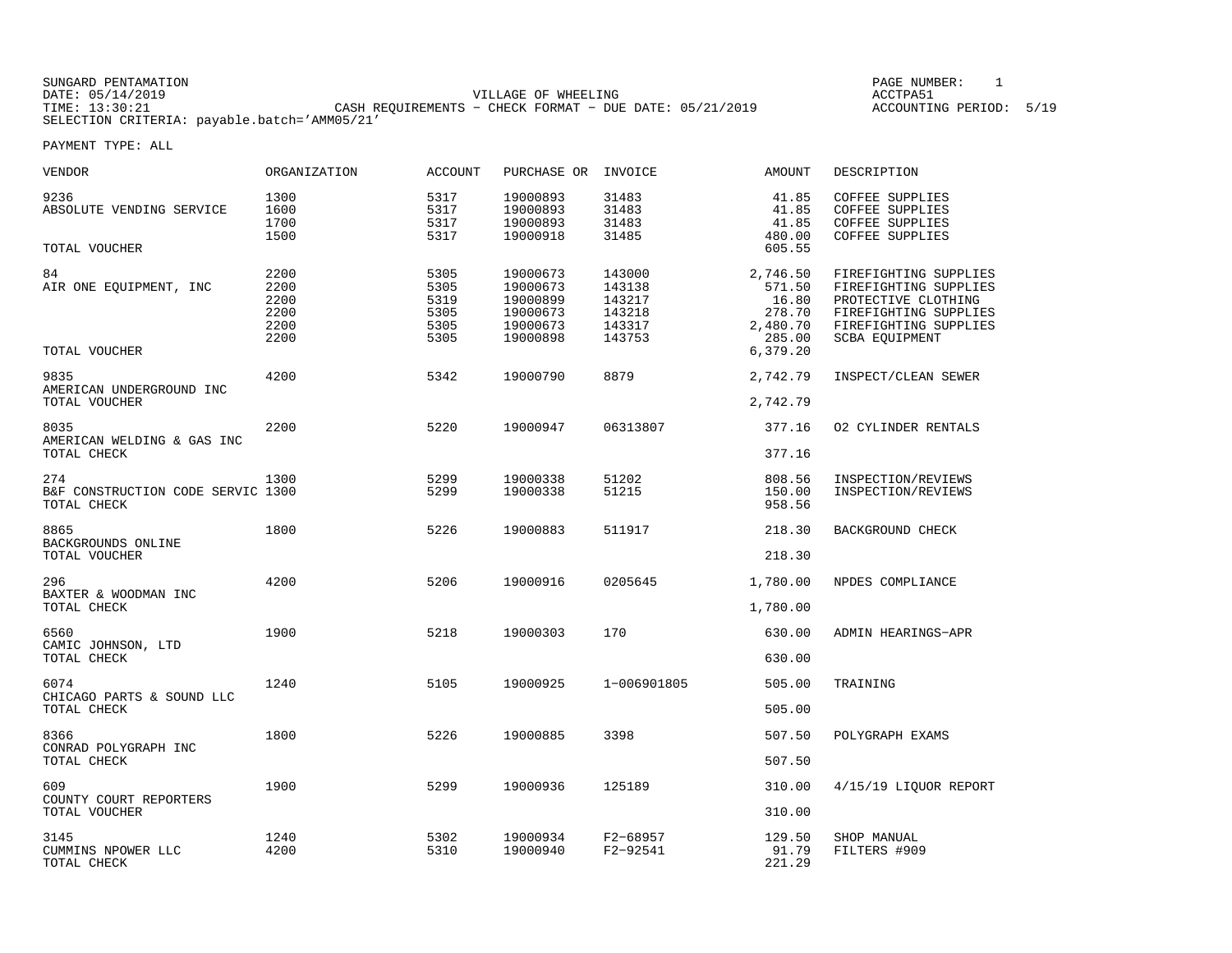SUNGARD PENTAMATION
DATE: 05/14/2019
TIME: 13:30:21
SELECTION CRITERIA: payable.batch='AMM05/21'

VILLAGE OF WHEELING
CASH REQUIREMENTS - CHECK FORMAT - DUE DATE: 05/21/2019

PAGE NUMBER: 1
ACCTPA51
ACCOUNTING PERIOD: 5/19

PAYMENT TYPE: ALL

| VENDOR | ORGANIZATION | ACCOUNT | PURCHASE OR | INVOICE | AMOUNT | DESCRIPTION |
|---|---|---|---|---|---|---|
| 9236 | 1300 | 5317 | 19000893 | 31483 | 41.85 | COFFEE SUPPLIES |
| ABSOLUTE VENDING SERVICE | 1600 | 5317 | 19000893 | 31483 | 41.85 | COFFEE SUPPLIES |
| | 1700 | 5317 | 19000893 | 31483 | 41.85 | COFFEE SUPPLIES |
| | 1500 | 5317 | 19000918 | 31485 | 480.00 | COFFEE SUPPLIES |
| TOTAL VOUCHER | | | | | 605.55 | |
| 84 | 2200 | 5305 | 19000673 | 143000 | 2,746.50 | FIREFIGHTING SUPPLIES |
| AIR ONE EQUIPMENT, INC | 2200 | 5305 | 19000673 | 143138 | 571.50 | FIREFIGHTING SUPPLIES |
| | 2200 | 5319 | 19000899 | 143217 | 16.80 | PROTECTIVE CLOTHING |
| | 2200 | 5305 | 19000673 | 143218 | 278.70 | FIREFIGHTING SUPPLIES |
| | 2200 | 5305 | 19000673 | 143317 | 2,480.70 | FIREFIGHTING SUPPLIES |
| | 2200 | 5305 | 19000898 | 143753 | 285.00 | SCBA EQUIPMENT |
| TOTAL VOUCHER | | | | | 6,379.20 | |
| 9835 | 4200 | 5342 | 19000790 | 8879 | 2,742.79 | INSPECT/CLEAN SEWER |
| AMERICAN UNDERGROUND INC | | | | | | |
| TOTAL VOUCHER | | | | | 2,742.79 | |
| 8035 | 2200 | 5220 | 19000947 | 06313807 | 377.16 | O2 CYLINDER RENTALS |
| AMERICAN WELDING & GAS INC | | | | | | |
| TOTAL CHECK | | | | | 377.16 | |
| 274 | 1300 | 5299 | 19000338 | 51202 | 808.56 | INSPECTION/REVIEWS |
| B&F CONSTRUCTION CODE SERVIC | 1300 | 5299 | 19000338 | 51215 | 150.00 | INSPECTION/REVIEWS |
| TOTAL CHECK | | | | | 958.56 | |
| 8865 | 1800 | 5226 | 19000883 | 511917 | 218.30 | BACKGROUND CHECK |
| BACKGROUNDS ONLINE | | | | | | |
| TOTAL VOUCHER | | | | | 218.30 | |
| 296 | 4200 | 5206 | 19000916 | 0205645 | 1,780.00 | NPDES COMPLIANCE |
| BAXTER & WOODMAN INC | | | | | | |
| TOTAL CHECK | | | | | 1,780.00 | |
| 6560 | 1900 | 5218 | 19000303 | 170 | 630.00 | ADMIN HEARINGS-APR |
| CAMIC JOHNSON, LTD | | | | | | |
| TOTAL CHECK | | | | | 630.00 | |
| 6074 | 1240 | 5105 | 19000925 | 1-006901805 | 505.00 | TRAINING |
| CHICAGO PARTS & SOUND LLC | | | | | | |
| TOTAL CHECK | | | | | 505.00 | |
| 8366 | 1800 | 5226 | 19000885 | 3398 | 507.50 | POLYGRAPH EXAMS |
| CONRAD POLYGRAPH INC | | | | | | |
| TOTAL CHECK | | | | | 507.50 | |
| 609 | 1900 | 5299 | 19000936 | 125189 | 310.00 | 4/15/19 LIQUOR REPORT |
| COUNTY COURT REPORTERS | | | | | | |
| TOTAL VOUCHER | | | | | 310.00 | |
| 3145 | 1240 | 5302 | 19000934 | F2-68957 | 129.50 | SHOP MANUAL |
| CUMMINS NPOWER LLC | 4200 | 5310 | 19000940 | F2-92541 | 91.79 | FILTERS #909 |
| TOTAL CHECK | | | | | 221.29 | |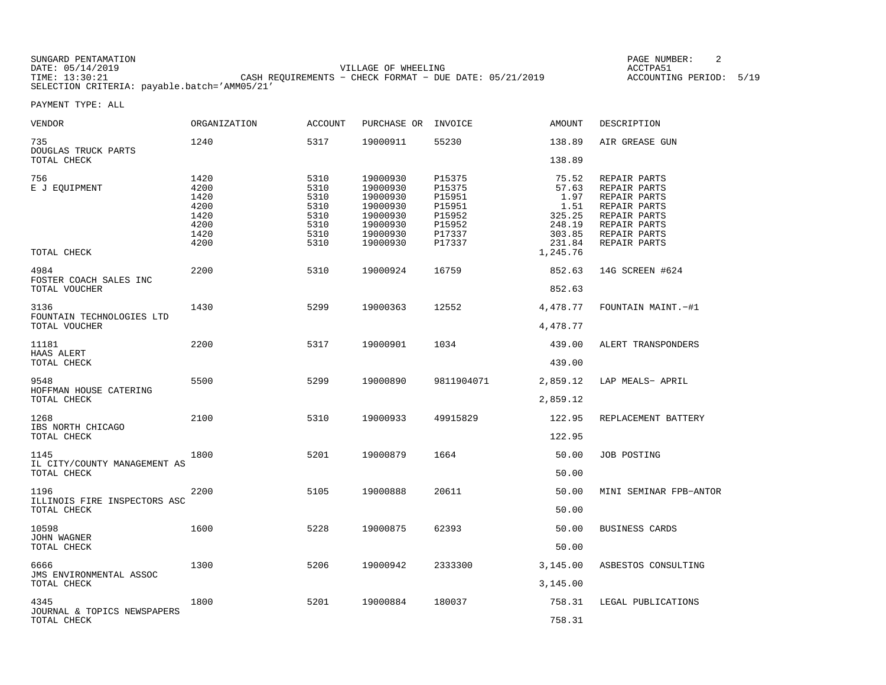SUNGARD PENTAMATION
DATE: 05/14/2019
TIME: 13:30:21
SELECTION CRITERIA: payable.batch='AMM05/21'

VILLAGE OF WHEELING
CASH REQUIREMENTS - CHECK FORMAT - DUE DATE: 05/21/2019

PAGE NUMBER: 2
ACCTPA51
ACCOUNTING PERIOD: 5/19

PAYMENT TYPE: ALL

| VENDOR | ORGANIZATION | ACCOUNT | PURCHASE OR | INVOICE | AMOUNT | DESCRIPTION |
|---|---|---|---|---|---|---|
| 735 DOUGLAS TRUCK PARTS | 1240 | 5317 | 19000911 | 55230 | 138.89 | AIR GREASE GUN |
| TOTAL CHECK | | | | | 138.89 | |
| 756 E J EQUIPMENT | 1420 | 5310 | 19000930 | P15375 | 75.52 | REPAIR PARTS |
| | 4200 | 5310 | 19000930 | P15375 | 57.63 | REPAIR PARTS |
| | 1420 | 5310 | 19000930 | P15951 | 1.97 | REPAIR PARTS |
| | 4200 | 5310 | 19000930 | P15951 | 1.51 | REPAIR PARTS |
| | 1420 | 5310 | 19000930 | P15952 | 325.25 | REPAIR PARTS |
| | 4200 | 5310 | 19000930 | P15952 | 248.19 | REPAIR PARTS |
| | 1420 | 5310 | 19000930 | P17337 | 303.85 | REPAIR PARTS |
| | 4200 | 5310 | 19000930 | P17337 | 231.84 | REPAIR PARTS |
| TOTAL CHECK | | | | | 1,245.76 | |
| 4984 FOSTER COACH SALES INC | 2200 | 5310 | 19000924 | 16759 | 852.63 | 14G SCREEN #624 |
| TOTAL VOUCHER | | | | | 852.63 | |
| 3136 FOUNTAIN TECHNOLOGIES LTD | 1430 | 5299 | 19000363 | 12552 | 4,478.77 | FOUNTAIN MAINT.-#1 |
| TOTAL VOUCHER | | | | | 4,478.77 | |
| 11181 HAAS ALERT | 2200 | 5317 | 19000901 | 1034 | 439.00 | ALERT TRANSPONDERS |
| TOTAL CHECK | | | | | 439.00 | |
| 9548 HOFFMAN HOUSE CATERING | 5500 | 5299 | 19000890 | 9811904071 | 2,859.12 | LAP MEALS- APRIL |
| TOTAL CHECK | | | | | 2,859.12 | |
| 1268 IBS NORTH CHICAGO | 2100 | 5310 | 19000933 | 49915829 | 122.95 | REPLACEMENT BATTERY |
| TOTAL CHECK | | | | | 122.95 | |
| 1145 IL CITY/COUNTY MANAGEMENT AS | 1800 | 5201 | 19000879 | 1664 | 50.00 | JOB POSTING |
| TOTAL CHECK | | | | | 50.00 | |
| 1196 ILLINOIS FIRE INSPECTORS ASC | 2200 | 5105 | 19000888 | 20611 | 50.00 | MINI SEMINAR FPB-ANTOR |
| TOTAL CHECK | | | | | 50.00 | |
| 10598 JOHN WAGNER | 1600 | 5228 | 19000875 | 62393 | 50.00 | BUSINESS CARDS |
| TOTAL CHECK | | | | | 50.00 | |
| 6666 JMS ENVIRONMENTAL ASSOC | 1300 | 5206 | 19000942 | 2333300 | 3,145.00 | ASBESTOS CONSULTING |
| TOTAL CHECK | | | | | 3,145.00 | |
| 4345 JOURNAL & TOPICS NEWSPAPERS | 1800 | 5201 | 19000884 | 180037 | 758.31 | LEGAL PUBLICATIONS |
| TOTAL CHECK | | | | | 758.31 | |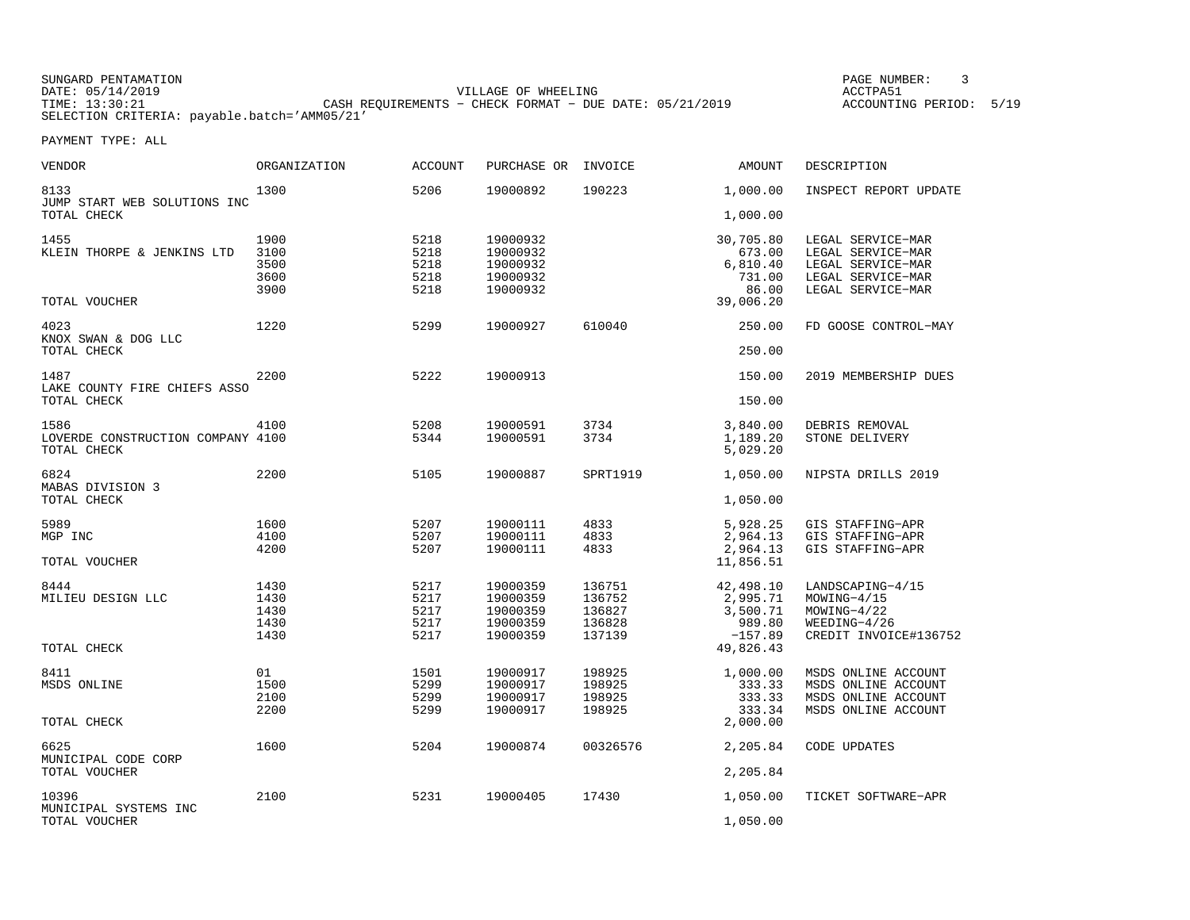SUNGARD PENTAMATION
DATE: 05/14/2019
TIME: 13:30:21
SELECTION CRITERIA: payable.batch='AMM05/21'

VILLAGE OF WHEELING
CASH REQUIREMENTS - CHECK FORMAT - DUE DATE: 05/21/2019

PAGE NUMBER: 3
ACCTPA51
ACCOUNTING PERIOD: 5/19

PAYMENT TYPE: ALL

| VENDOR | ORGANIZATION | ACCOUNT | PURCHASE OR | INVOICE | AMOUNT | DESCRIPTION |
|---|---|---|---|---|---|---|
| 8133 | 1300 | 5206 | 19000892 | 190223 | 1,000.00 | INSPECT REPORT UPDATE |
| JUMP START WEB SOLUTIONS INC | | | | | | |
| TOTAL CHECK | | | | | 1,000.00 | |
| 1455 | 1900 | 5218 | 19000932 | | 30,705.80 | LEGAL SERVICE-MAR |
| KLEIN THORPE & JENKINS LTD | 3100 | 5218 | 19000932 | | 673.00 | LEGAL SERVICE-MAR |
| | 3500 | 5218 | 19000932 | | 6,810.40 | LEGAL SERVICE-MAR |
| | 3600 | 5218 | 19000932 | | 731.00 | LEGAL SERVICE-MAR |
| | 3900 | 5218 | 19000932 | | 86.00 | LEGAL SERVICE-MAR |
| TOTAL VOUCHER | | | | | 39,006.20 | |
| 4023 | 1220 | 5299 | 19000927 | 610040 | 250.00 | FD GOOSE CONTROL-MAY |
| KNOX SWAN & DOG LLC | | | | | | |
| TOTAL CHECK | | | | | 250.00 | |
| 1487 | 2200 | 5222 | 19000913 | | 150.00 | 2019 MEMBERSHIP DUES |
| LAKE COUNTY FIRE CHIEFS ASSO | | | | | | |
| TOTAL CHECK | | | | | 150.00 | |
| 1586 | 4100 | 5208 | 19000591 | 3734 | 3,840.00 | DEBRIS REMOVAL |
| LOVERDE CONSTRUCTION COMPANY | 4100 | 5344 | 19000591 | 3734 | 1,189.20 | STONE DELIVERY |
| TOTAL CHECK | | | | | 5,029.20 | |
| 6824 | 2200 | 5105 | 19000887 | SPRT1919 | 1,050.00 | NIPSTA DRILLS 2019 |
| MABAS DIVISION 3 | | | | | | |
| TOTAL CHECK | | | | | 1,050.00 | |
| 5989 | 1600 | 5207 | 19000111 | 4833 | 5,928.25 | GIS STAFFING-APR |
| MGP INC | 4100 | 5207 | 19000111 | 4833 | 2,964.13 | GIS STAFFING-APR |
| | 4200 | 5207 | 19000111 | 4833 | 2,964.13 | GIS STAFFING-APR |
| TOTAL VOUCHER | | | | | 11,856.51 | |
| 8444 | 1430 | 5217 | 19000359 | 136751 | 42,498.10 | LANDSCAPING-4/15 |
| MILIEU DESIGN LLC | 1430 | 5217 | 19000359 | 136752 | 2,995.71 | MOWING-4/15 |
| | 1430 | 5217 | 19000359 | 136827 | 3,500.71 | MOWING-4/22 |
| | 1430 | 5217 | 19000359 | 136828 | 989.80 | WEEDING-4/26 |
| | 1430 | 5217 | 19000359 | 137139 | -157.89 | CREDIT INVOICE#136752 |
| TOTAL CHECK | | | | | 49,826.43 | |
| 8411 | 01 | 1501 | 19000917 | 198925 | 1,000.00 | MSDS ONLINE ACCOUNT |
| MSDS ONLINE | 1500 | 5299 | 19000917 | 198925 | 333.33 | MSDS ONLINE ACCOUNT |
| | 2100 | 5299 | 19000917 | 198925 | 333.33 | MSDS ONLINE ACCOUNT |
| | 2200 | 5299 | 19000917 | 198925 | 333.34 | MSDS ONLINE ACCOUNT |
| TOTAL CHECK | | | | | 2,000.00 | |
| 6625 | 1600 | 5204 | 19000874 | 00326576 | 2,205.84 | CODE UPDATES |
| MUNICIPAL CODE CORP | | | | | | |
| TOTAL VOUCHER | | | | | 2,205.84 | |
| 10396 | 2100 | 5231 | 19000405 | 17430 | 1,050.00 | TICKET SOFTWARE-APR |
| MUNICIPAL SYSTEMS INC | | | | | | |
| TOTAL VOUCHER | | | | | 1,050.00 | |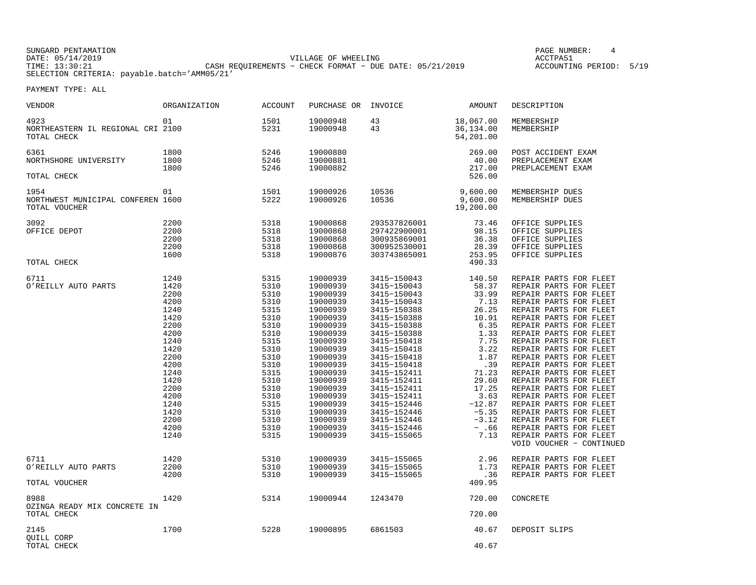SUNGARD PENTAMATION
DATE: 05/14/2019
TIME: 13:30:21
SELECTION CRITERIA: payable.batch='AMM05/21'

VILLAGE OF WHEELING
CASH REQUIREMENTS - CHECK FORMAT - DUE DATE: 05/21/2019

PAGE NUMBER: 4
ACCTPA51
ACCOUNTING PERIOD: 5/19

PAYMENT TYPE: ALL

| VENDOR | ORGANIZATION | ACCOUNT | PURCHASE OR | INVOICE | AMOUNT | DESCRIPTION |
|---|---|---|---|---|---|---|
| 4923 | 01 | 1501 | 19000948 | 43 | 18,067.00 | MEMBERSHIP |
| NORTHEASTERN IL REGIONAL CRI | 2100 | 5231 | 19000948 | 43 | 36,134.00 | MEMBERSHIP |
| TOTAL CHECK | | | | | 54,201.00 | |
| 6361 | 1800 | 5246 | 19000880 | | 269.00 | POST ACCIDENT EXAM |
| NORTHSHORE UNIVERSITY | 1800 | 5246 | 19000881 | | 40.00 | PREPLACEMENT EXAM |
| | 1800 | 5246 | 19000882 | | 217.00 | PREPLACEMENT EXAM |
| TOTAL CHECK | | | | | 526.00 | |
| 1954 | 01 | 1501 | 19000926 | 10536 | 9,600.00 | MEMBERSHIP DUES |
| NORTHWEST MUNICIPAL CONFEREN | 1600 | 5222 | 19000926 | 10536 | 9,600.00 | MEMBERSHIP DUES |
| TOTAL VOUCHER | | | | | 19,200.00 | |
| 3092 | 2200 | 5318 | 19000868 | 293537826001 | 73.46 | OFFICE SUPPLIES |
| OFFICE DEPOT | 2200 | 5318 | 19000868 | 297422900001 | 98.15 | OFFICE SUPPLIES |
| | 2200 | 5318 | 19000868 | 300935869001 | 36.38 | OFFICE SUPPLIES |
| | 2200 | 5318 | 19000868 | 300952530001 | 28.39 | OFFICE SUPPLIES |
| | 1600 | 5318 | 19000876 | 303743865001 | 253.95 | OFFICE SUPPLIES |
| TOTAL CHECK | | | | | 490.33 | |
| 6711 | 1240 | 5315 | 19000939 | 3415-150043 | 140.50 | REPAIR PARTS FOR FLEET |
| O'REILLY AUTO PARTS | 1420 | 5310 | 19000939 | 3415-150043 | 58.37 | REPAIR PARTS FOR FLEET |
| | 2200 | 5310 | 19000939 | 3415-150043 | 33.99 | REPAIR PARTS FOR FLEET |
| | 4200 | 5310 | 19000939 | 3415-150043 | 7.13 | REPAIR PARTS FOR FLEET |
| | 1240 | 5315 | 19000939 | 3415-150388 | 26.25 | REPAIR PARTS FOR FLEET |
| | 1420 | 5310 | 19000939 | 3415-150388 | 10.91 | REPAIR PARTS FOR FLEET |
| | 2200 | 5310 | 19000939 | 3415-150388 | 6.35 | REPAIR PARTS FOR FLEET |
| | 4200 | 5310 | 19000939 | 3415-150388 | 1.33 | REPAIR PARTS FOR FLEET |
| | 1240 | 5315 | 19000939 | 3415-150418 | 7.75 | REPAIR PARTS FOR FLEET |
| | 1420 | 5310 | 19000939 | 3415-150418 | 3.22 | REPAIR PARTS FOR FLEET |
| | 2200 | 5310 | 19000939 | 3415-150418 | 1.87 | REPAIR PARTS FOR FLEET |
| | 4200 | 5310 | 19000939 | 3415-150418 | .39 | REPAIR PARTS FOR FLEET |
| | 1240 | 5315 | 19000939 | 3415-152411 | 71.23 | REPAIR PARTS FOR FLEET |
| | 1420 | 5310 | 19000939 | 3415-152411 | 29.60 | REPAIR PARTS FOR FLEET |
| | 2200 | 5310 | 19000939 | 3415-152411 | 17.25 | REPAIR PARTS FOR FLEET |
| | 4200 | 5310 | 19000939 | 3415-152411 | 3.63 | REPAIR PARTS FOR FLEET |
| | 1240 | 5315 | 19000939 | 3415-152446 | -12.87 | REPAIR PARTS FOR FLEET |
| | 1420 | 5310 | 19000939 | 3415-152446 | -5.35 | REPAIR PARTS FOR FLEET |
| | 2200 | 5310 | 19000939 | 3415-152446 | -3.12 | REPAIR PARTS FOR FLEET |
| | 4200 | 5310 | 19000939 | 3415-152446 | - .66 | REPAIR PARTS FOR FLEET |
| | 1240 | 5315 | 19000939 | 3415-155065 | 7.13 | REPAIR PARTS FOR FLEET |
| | | | | | | VOID VOUCHER - CONTINUED |
| 6711 | 1420 | 5310 | 19000939 | 3415-155065 | 2.96 | REPAIR PARTS FOR FLEET |
| O'REILLY AUTO PARTS | 2200 | 5310 | 19000939 | 3415-155065 | 1.73 | REPAIR PARTS FOR FLEET |
| | 4200 | 5310 | 19000939 | 3415-155065 | .36 | REPAIR PARTS FOR FLEET |
| TOTAL VOUCHER | | | | | 409.95 | |
| 8988 | 1420 | 5314 | 19000944 | 1243470 | 720.00 | CONCRETE |
| OZINGA READY MIX CONCRETE IN | | | | | | |
| TOTAL CHECK | | | | | 720.00 | |
| 2145 | 1700 | 5228 | 19000895 | 6861503 | 40.67 | DEPOSIT SLIPS |
| QUILL CORP | | | | | | |
| TOTAL CHECK | | | | | 40.67 | |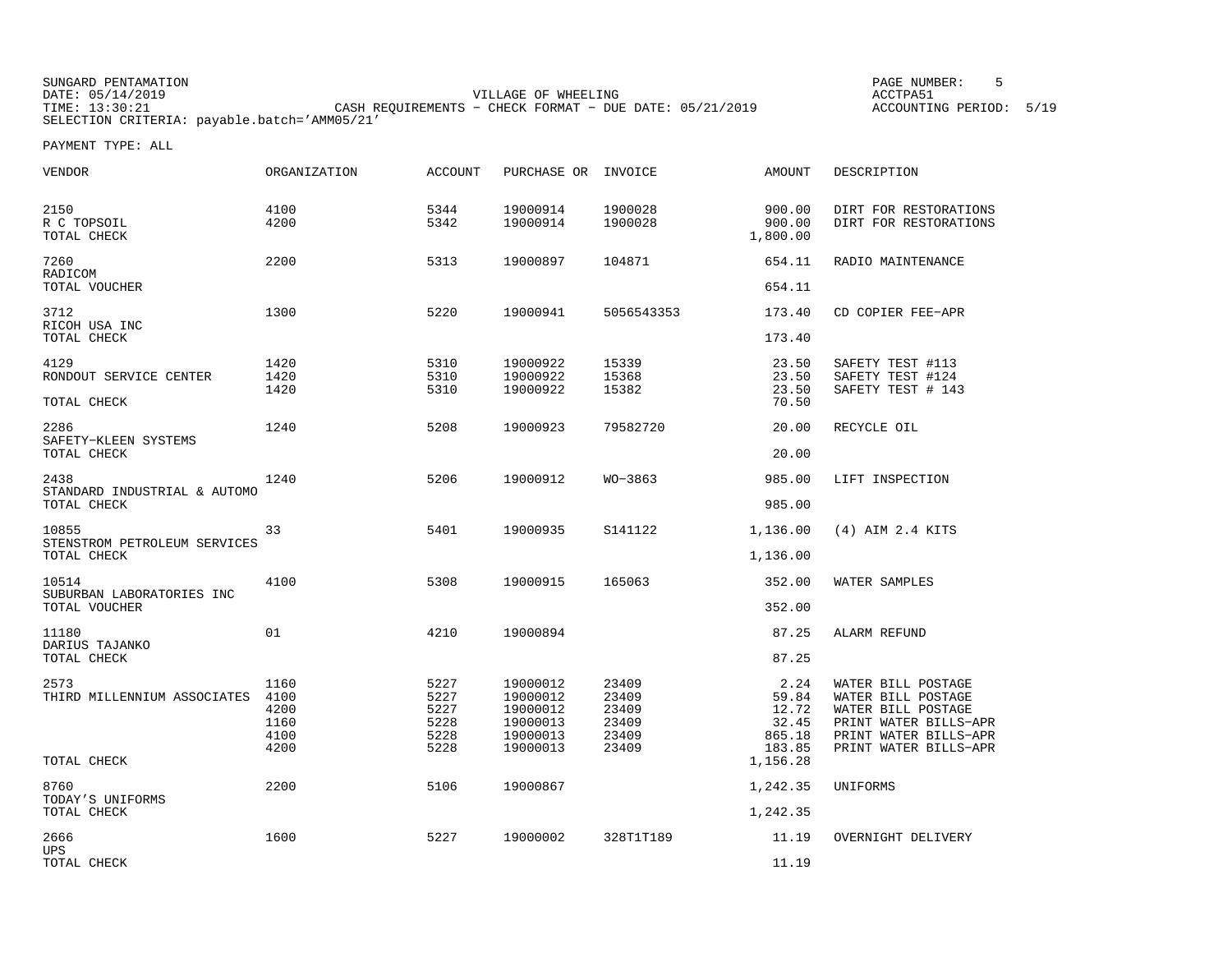SUNGARD PENTAMATION
DATE: 05/14/2019
TIME: 13:30:21
SELECTION CRITERIA: payable.batch='AMM05/21'

VILLAGE OF WHEELING
CASH REQUIREMENTS - CHECK FORMAT - DUE DATE: 05/21/2019

ACCTPA51
ACCOUNTING PERIOD: 5/19

PAYMENT TYPE: ALL

| VENDOR | ORGANIZATION | ACCOUNT | PURCHASE OR | INVOICE | AMOUNT | DESCRIPTION |
|---|---|---|---|---|---|---|
| 2150 | 4100 | 5344 | 19000914 | 1900028 | 900.00 | DIRT FOR RESTORATIONS |
| R C TOPSOIL | 4200 | 5342 | 19000914 | 1900028 | 900.00 | DIRT FOR RESTORATIONS |
| TOTAL CHECK | | | | | 1,800.00 | |
| 7260 | 2200 | 5313 | 19000897 | 104871 | 654.11 | RADIO MAINTENANCE |
| RADICOM | | | | | | |
| TOTAL VOUCHER | | | | | 654.11 | |
| 3712 | 1300 | 5220 | 19000941 | 5056543353 | 173.40 | CD COPIER FEE-APR |
| RICOH USA INC | | | | | | |
| TOTAL CHECK | | | | | 173.40 | |
| 4129 | 1420 | 5310 | 19000922 | 15339 | 23.50 | SAFETY TEST #113 |
| RONDOUT SERVICE CENTER | 1420 | 5310 | 19000922 | 15368 | 23.50 | SAFETY TEST #124 |
| | 1420 | 5310 | 19000922 | 15382 | 23.50 | SAFETY TEST # 143 |
| TOTAL CHECK | | | | | 70.50 | |
| 2286 | 1240 | 5208 | 19000923 | 79582720 | 20.00 | RECYCLE OIL |
| SAFETY-KLEEN SYSTEMS | | | | | | |
| TOTAL CHECK | | | | | 20.00 | |
| 2438 | 1240 | 5206 | 19000912 | WO-3863 | 985.00 | LIFT INSPECTION |
| STANDARD INDUSTRIAL & AUTOMO | | | | | | |
| TOTAL CHECK | | | | | 985.00 | |
| 10855 | 33 | 5401 | 19000935 | S141122 | 1,136.00 | (4) AIM 2.4 KITS |
| STENSTROM PETROLEUM SERVICES | | | | | | |
| TOTAL CHECK | | | | | 1,136.00 | |
| 10514 | 4100 | 5308 | 19000915 | 165063 | 352.00 | WATER SAMPLES |
| SUBURBAN LABORATORIES INC | | | | | | |
| TOTAL VOUCHER | | | | | 352.00 | |
| 11180 | 01 | 4210 | 19000894 | | 87.25 | ALARM REFUND |
| DARIUS TAJANKO | | | | | | |
| TOTAL CHECK | | | | | 87.25 | |
| 2573 | 1160 | 5227 | 19000012 | 23409 | 2.24 | WATER BILL POSTAGE |
| THIRD MILLENNIUM ASSOCIATES | 4100 | 5227 | 19000012 | 23409 | 59.84 | WATER BILL POSTAGE |
| | 4200 | 5227 | 19000012 | 23409 | 12.72 | WATER BILL POSTAGE |
| | 1160 | 5228 | 19000013 | 23409 | 32.45 | PRINT WATER BILLS-APR |
| | 4100 | 5228 | 19000013 | 23409 | 865.18 | PRINT WATER BILLS-APR |
| | 4200 | 5228 | 19000013 | 23409 | 183.85 | PRINT WATER BILLS-APR |
| TOTAL CHECK | | | | | 1,156.28 | |
| 8760 | 2200 | 5106 | 19000867 | | 1,242.35 | UNIFORMS |
| TODAY'S UNIFORMS | | | | | | |
| TOTAL CHECK | | | | | 1,242.35 | |
| 2666 | 1600 | 5227 | 19000002 | 328T1T189 | 11.19 | OVERNIGHT DELIVERY |
| UPS | | | | | | |
| TOTAL CHECK | | | | | 11.19 | |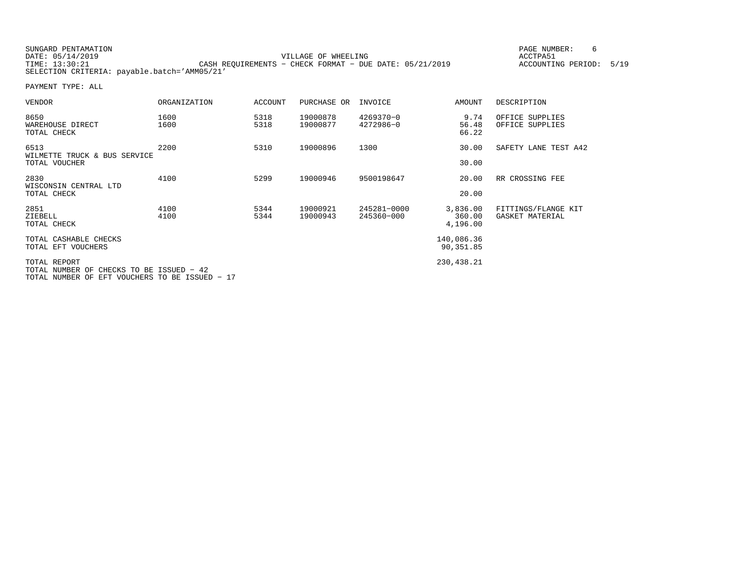SUNGARD PENTAMATION
DATE: 05/14/2019
TIME: 13:30:21
SELECTION CRITERIA: payable.batch='AMM05/21'

VILLAGE OF WHEELING
CASH REQUIREMENTS - CHECK FORMAT - DUE DATE: 05/21/2019

ACCTPA51
ACCOUNTING PERIOD: 5/19

PAYMENT TYPE: ALL

| VENDOR | ORGANIZATION | ACCOUNT | PURCHASE OR | INVOICE | AMOUNT | DESCRIPTION |
|---|---|---|---|---|---|---|
| 8650 | 1600 | 5318 | 19000878 | 4269370-0 | 9.74 | OFFICE SUPPLIES |
| WAREHOUSE DIRECT | 1600 | 5318 | 19000877 | 4272986-0 | 56.48 | OFFICE SUPPLIES |
| TOTAL CHECK | | | | | 66.22 | |
| 6513 | 2200 | 5310 | 19000896 | 1300 | 30.00 | SAFETY LANE TEST A42 |
| WILMETTE TRUCK & BUS SERVICE | | | | | | |
| TOTAL VOUCHER | | | | | 30.00 | |
| 2830 | 4100 | 5299 | 19000946 | 9500198647 | 20.00 | RR CROSSING FEE |
| WISCONSIN CENTRAL LTD | | | | | | |
| TOTAL CHECK | | | | | 20.00 | |
| 2851 | 4100 | 5344 | 19000921 | 245281-0000 | 3,836.00 | FITTINGS/FLANGE KIT |
| ZIEBELL | 4100 | 5344 | 19000943 | 245360-000 | 360.00 | GASKET MATERIAL |
| TOTAL CHECK | | | | | 4,196.00 | |
| TOTAL CASHABLE CHECKS | | | | | 140,086.36 | |
| TOTAL EFT VOUCHERS | | | | | 90,351.85 | |
| TOTAL REPORT | | | | | 230,438.21 | |

TOTAL NUMBER OF CHECKS TO BE ISSUED - 42
TOTAL NUMBER OF EFT VOUCHERS TO BE ISSUED - 17